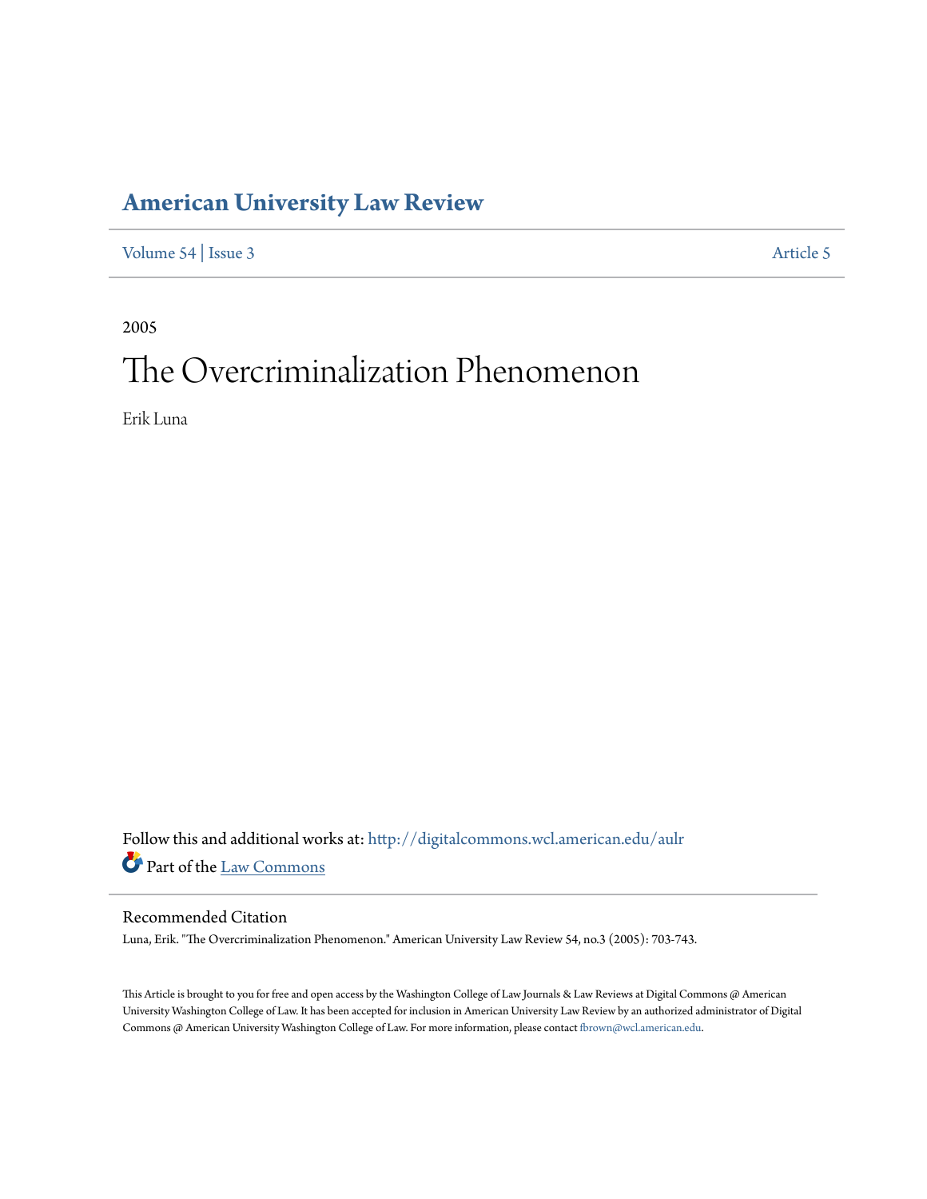# American University Law Review

Volume 54 | Issue 3 Article 5

2005

# The Overcriminalization Phenomenon

Erik Luna

Follow this and additional works at: http://digitalcommons.wcl.american.edu/aulr

Part of the Law Commons

## Recommended Citation

Luna, Erik. "The Overcriminalization Phenomenon." American University Law Review 54, no.3 (2005): 703-743.

This Article is brought to you for free and open access by the Washington College of Law Journals & Law Reviews at Digital Commons @ American University Washington College of Law. It has been accepted for inclusion in American University Law Review by an authorized administrator of Digital Commons @ American University Washington College of Law. For more information, please contact fbrown@wcl.american.edu.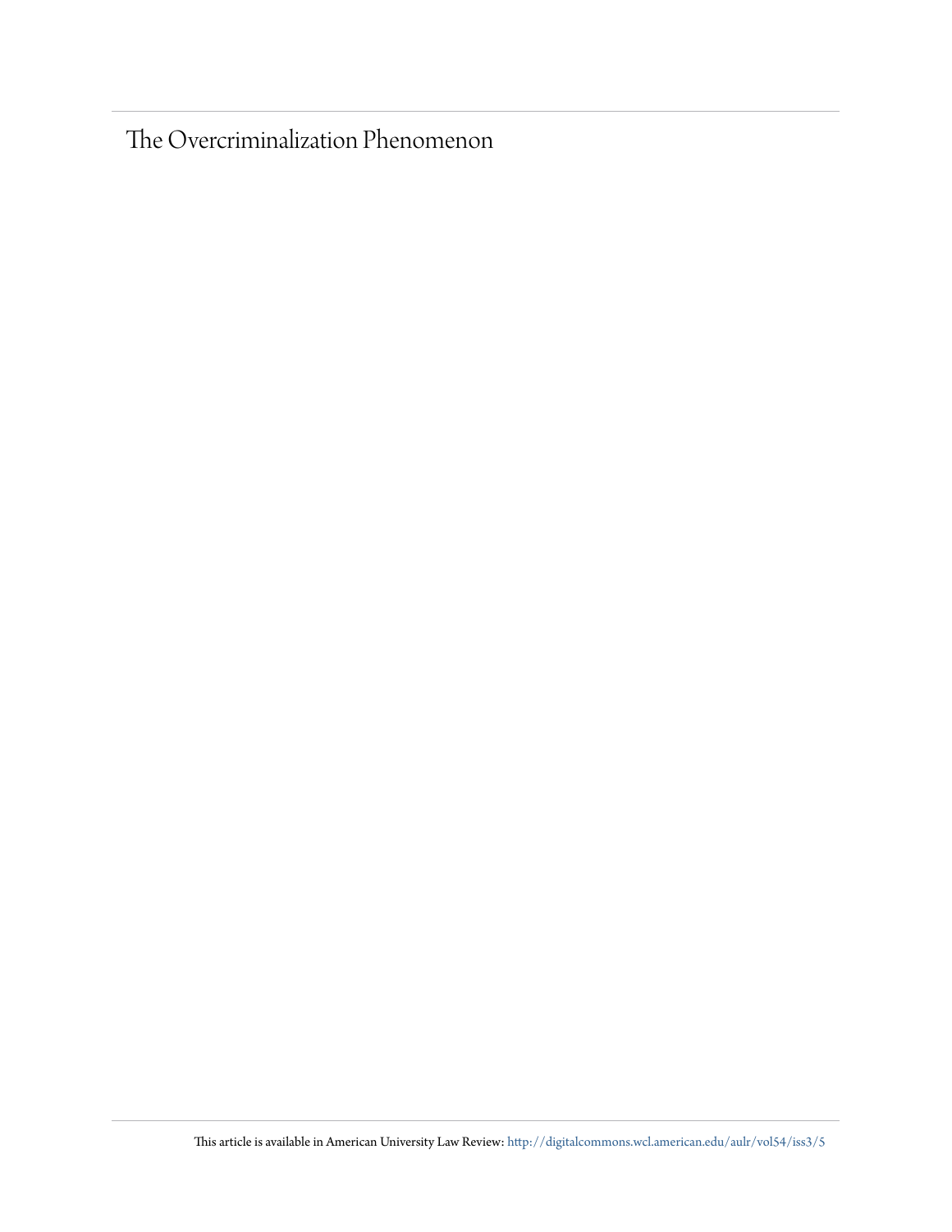# The Overcriminalization Phenomenon

This article is available in American University Law Review: http://digitalcommons.wcl.american.edu/aulr/vol54/iss3/5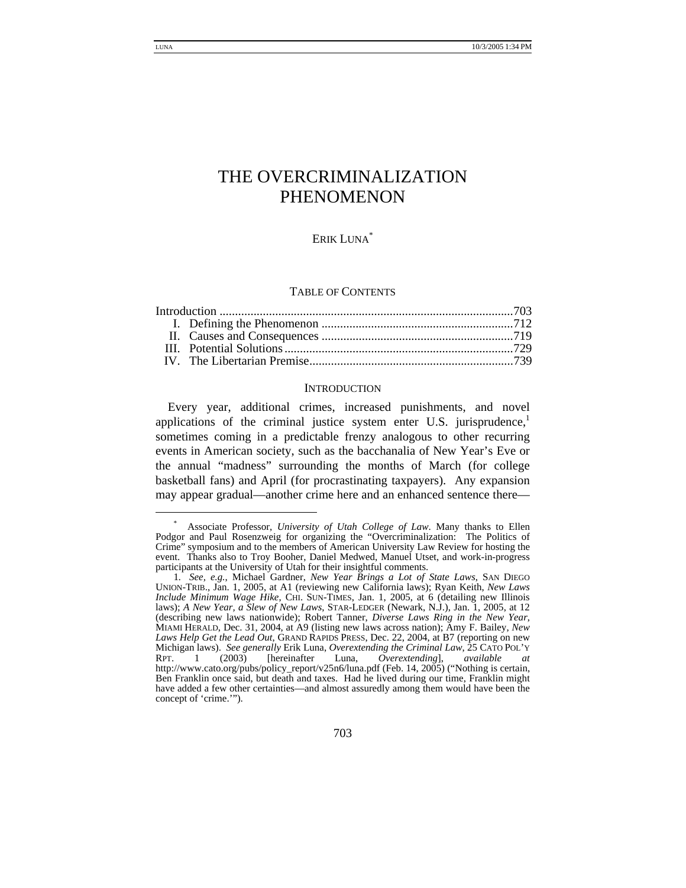# THE OVERCRIMINALIZATION PHENOMENON

ERIK LUNA[*]

TABLE OF CONTENTS

Introduction ...............................................................................................703
I. Defining the Phenomenon ..............................................................712
II. Causes and Consequences ..............................................................719
III. Potential Solutions..........................................................................729
IV. The Libertarian Premise..................................................................739

## INTRODUCTION

Every year, additional crimes, increased punishments, and novel applications of the criminal justice system enter U.S. jurisprudence,[1] sometimes coming in a predictable frenzy analogous to other recurring events in American society, such as the bacchanalia of New Year's Eve or the annual "madness" surrounding the months of March (for college basketball fans) and April (for procrastinating taxpayers). Any expansion may appear gradual—another crime here and an enhanced sentence there—

---

[*] Associate Professor, *University of Utah College of Law*. Many thanks to Ellen Podgor and Paul Rosenzweig for organizing the "Overcriminalization: The Politics of Crime" symposium and to the members of American University Law Review for hosting the event. Thanks also to Troy Booher, Daniel Medwed, Manuel Utset, and work-in-progress participants at the University of Utah for their insightful comments.

1. *See, e.g.*, Michael Gardner, *New Year Brings a Lot of State Laws*, SAN DIEGO UNION-TRIB., Jan. 1, 2005, at A1 (reviewing new California laws); Ryan Keith, *New Laws Include Minimum Wage Hike*, CHI. SUN-TIMES, Jan. 1, 2005, at 6 (detailing new Illinois laws); *A New Year, a Slew of New Laws*, STAR-LEDGER (Newark, N.J.), Jan. 1, 2005, at 12 (describing new laws nationwide); Robert Tanner, *Diverse Laws Ring in the New Year*, MIAMI HERALD, Dec. 31, 2004, at A9 (listing new laws across nation); Amy F. Bailey, *New Laws Help Get the Lead Out*, GRAND RAPIDS PRESS, Dec. 22, 2004, at B7 (reporting on new Michigan laws). *See generally* Erik Luna, *Overextending the Criminal Law*, 25 CATO POL'Y RPT. 1 (2003) [hereinafter Luna, *Overextending*], *available at* http://www.cato.org/pubs/policy_report/v25n6/luna.pdf (Feb. 14, 2005) ("Nothing is certain, Ben Franklin once said, but death and taxes. Had he lived during our time, Franklin might have added a few other certainties—and almost assuredly among them would have been the concept of 'crime.'").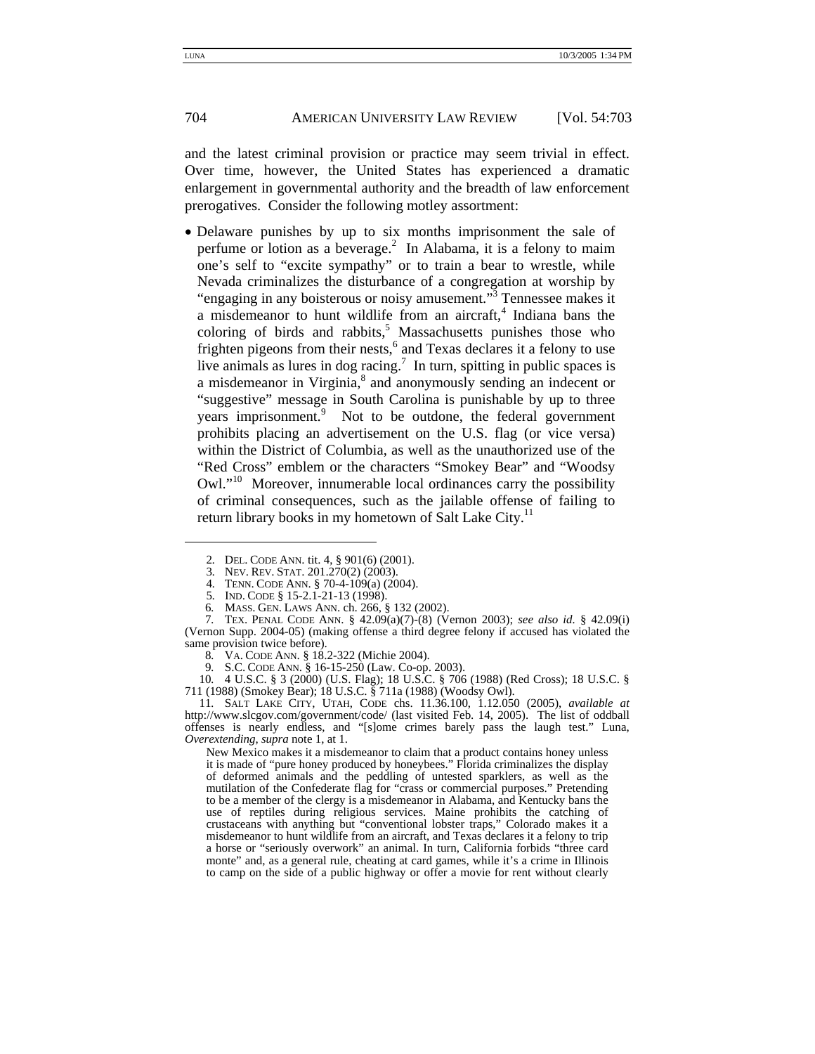and the latest criminal provision or practice may seem trivial in effect. Over time, however, the United States has experienced a dramatic enlargement in governmental authority and the breadth of law enforcement prerogatives. Consider the following motley assortment:

- Delaware punishes by up to six months imprisonment the sale of perfume or lotion as a beverage.[2] In Alabama, it is a felony to maim one's self to "excite sympathy" or to train a bear to wrestle, while Nevada criminalizes the disturbance of a congregation at worship by "engaging in any boisterous or noisy amusement."[3] Tennessee makes it a misdemeanor to hunt wildlife from an aircraft,[4] Indiana bans the coloring of birds and rabbits,[5] Massachusetts punishes those who frighten pigeons from their nests,[6] and Texas declares it a felony to use live animals as lures in dog racing.[7] In turn, spitting in public spaces is a misdemeanor in Virginia,[8] and anonymously sending an indecent or "suggestive" message in South Carolina is punishable by up to three years imprisonment.[9] Not to be outdone, the federal government prohibits placing an advertisement on the U.S. flag (or vice versa) within the District of Columbia, as well as the unauthorized use of the "Red Cross" emblem or the characters "Smokey Bear" and "Woodsy Owl."[10] Moreover, innumerable local ordinances carry the possibility of criminal consequences, such as the jailable offense of failing to return library books in my hometown of Salt Lake City.[11]

---

2. DEL. CODE ANN. tit. 4, § 901(6) (2001).

3. NEV. REV. STAT. 201.270(2) (2003).

4. TENN. CODE ANN. § 70-4-109(a) (2004).

5. IND. CODE § 15-2.1-21-13 (1998).

6. MASS. GEN. LAWS ANN. ch. 266, § 132 (2002).

7. TEX. PENAL CODE ANN. § 42.09(a)(7)-(8) (Vernon 2003); *see also id.* § 42.09(i) (Vernon Supp. 2004-05) (making offense a third degree felony if accused has violated the same provision twice before).

8. VA. CODE ANN. § 18.2-322 (Michie 2004).

9. S.C. CODE ANN. § 16-15-250 (Law. Co-op. 2003).

10. 4 U.S.C. § 3 (2000) (U.S. Flag); 18 U.S.C. § 706 (1988) (Red Cross); 18 U.S.C. § 711 (1988) (Smokey Bear); 18 U.S.C. § 711a (1988) (Woodsy Owl).

11. SALT LAKE CITY, UTAH, CODE chs. 11.36.100, 1.12.050 (2005), *available at* http://www.slcgov.com/government/code/ (last visited Feb. 14, 2005). The list of oddball offenses is nearly endless, and "[s]ome crimes barely pass the laugh test." Luna, *Overextending*, *supra* note 1, at 1.

> New Mexico makes it a misdemeanor to claim that a product contains honey unless it is made of "pure honey produced by honeybees." Florida criminalizes the display of deformed animals and the peddling of untested sparklers, as well as the mutilation of the Confederate flag for "crass or commercial purposes." Pretending to be a member of the clergy is a misdemeanor in Alabama, and Kentucky bans the use of reptiles during religious services. Maine prohibits the catching of crustaceans with anything but "conventional lobster traps," Colorado makes it a misdemeanor to hunt wildlife from an aircraft, and Texas declares it a felony to trip a horse or "seriously overwork" an animal. In turn, California forbids "three card monte" and, as a general rule, cheating at card games, while it's a crime in Illinois to camp on the side of a public highway or offer a movie for rent without clearly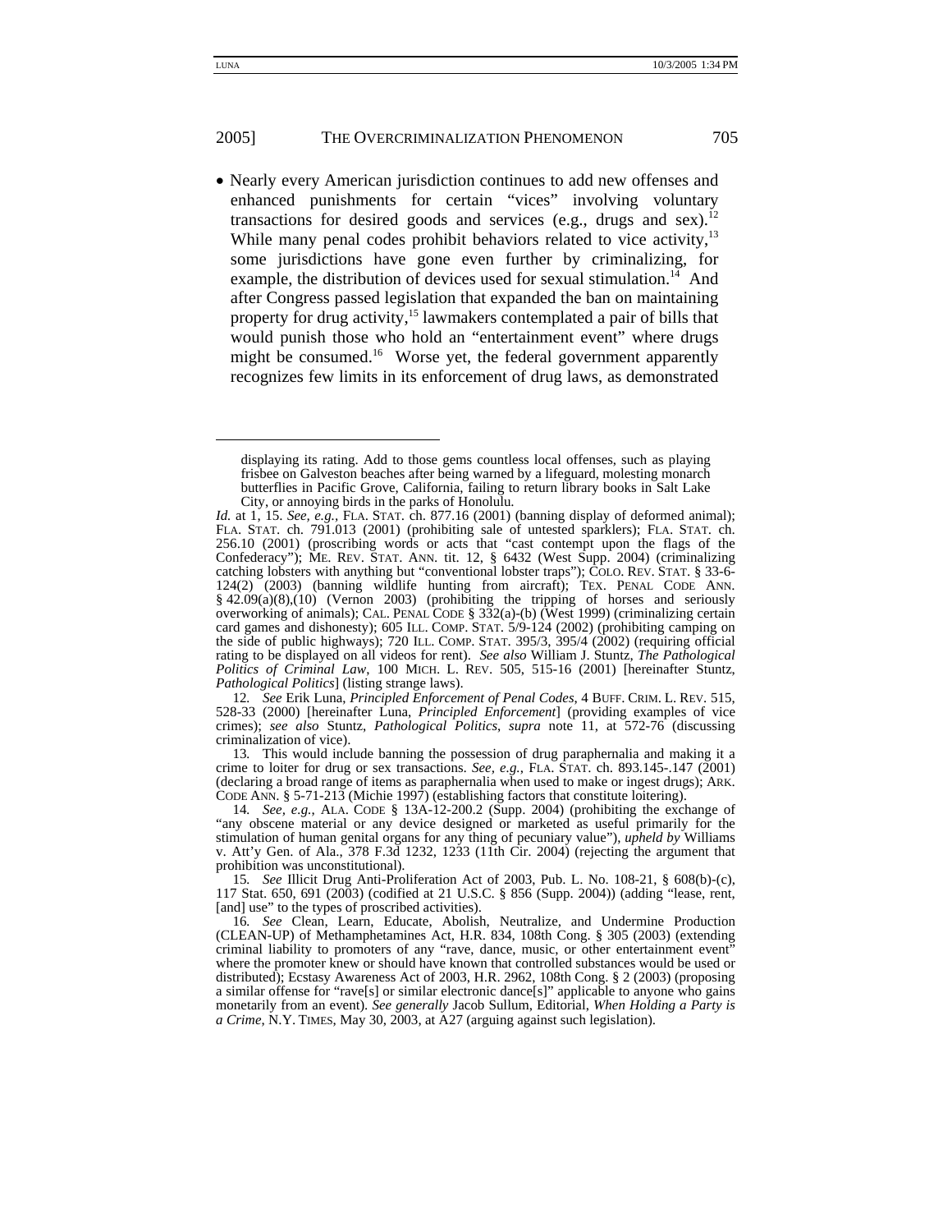- Nearly every American jurisdiction continues to add new offenses and enhanced punishments for certain "vices" involving voluntary transactions for desired goods and services (e.g., drugs and sex).[12] While many penal codes prohibit behaviors related to vice activity,[13] some jurisdictions have gone even further by criminalizing, for example, the distribution of devices used for sexual stimulation.[14] And after Congress passed legislation that expanded the ban on maintaining property for drug activity,[15] lawmakers contemplated a pair of bills that would punish those who hold an "entertainment event" where drugs might be consumed.[16] Worse yet, the federal government apparently recognizes few limits in its enforcement of drug laws, as demonstrated

---

> displaying its rating. Add to those gems countless local offenses, such as playing frisbee on Galveston beaches after being warned by a lifeguard, molesting monarch butterflies in Pacific Grove, California, failing to return library books in Salt Lake City, or annoying birds in the parks of Honolulu.

*Id.* at 1, 15. *See, e.g.*, FLA. STAT. ch. 877.16 (2001) (banning display of deformed animal); FLA. STAT. ch. 791.013 (2001) (prohibiting sale of untested sparklers); FLA. STAT. ch. 256.10 (2001) (proscribing words or acts that "cast contempt upon the flags of the Confederacy"); ME. REV. STAT. ANN. tit. 12, § 6432 (West Supp. 2004) (criminalizing catching lobsters with anything but "conventional lobster traps"); COLO. REV. STAT. § 33-6-124(2) (2003) (banning wildlife hunting from aircraft); TEX. PENAL CODE ANN. § 42.09(a)(8),(10) (Vernon 2003) (prohibiting the tripping of horses and seriously overworking of animals); CAL. PENAL CODE § 332(a)-(b) (West 1999) (criminalizing certain card games and dishonesty); 605 ILL. COMP. STAT. 5/9-124 (2002) (prohibiting camping on the side of public highways); 720 ILL. COMP. STAT. 395/3, 395/4 (2002) (requiring official rating to be displayed on all videos for rent). *See also* William J. Stuntz, *The Pathological Politics of Criminal Law*, 100 MICH. L. REV. 505, 515-16 (2001) [hereinafter Stuntz, *Pathological Politics*] (listing strange laws).

12. *See* Erik Luna, *Principled Enforcement of Penal Codes*, 4 BUFF. CRIM. L. REV. 515, 528-33 (2000) [hereinafter Luna, *Principled Enforcement*] (providing examples of vice crimes); *see also* Stuntz, *Pathological Politics*, *supra* note 11, at 572-76 (discussing criminalization of vice).

13. This would include banning the possession of drug paraphernalia and making it a crime to loiter for drug or sex transactions. *See, e.g.*, FLA. STAT. ch. 893.145-.147 (2001) (declaring a broad range of items as paraphernalia when used to make or ingest drugs); ARK. CODE ANN. § 5-71-213 (Michie 1997) (establishing factors that constitute loitering).

14. *See, e.g.*, ALA. CODE § 13A-12-200.2 (Supp. 2004) (prohibiting the exchange of "any obscene material or any device designed or marketed as useful primarily for the stimulation of human genital organs for any thing of pecuniary value"), *upheld by* Williams v. Att'y Gen. of Ala., 378 F.3d 1232, 1233 (11th Cir. 2004) (rejecting the argument that prohibition was unconstitutional).

15. *See* Illicit Drug Anti-Proliferation Act of 2003, Pub. L. No. 108-21, § 608(b)-(c), 117 Stat. 650, 691 (2003) (codified at 21 U.S.C. § 856 (Supp. 2004)) (adding "lease, rent, [and] use" to the types of proscribed activities).

16. *See* Clean, Learn, Educate, Abolish, Neutralize, and Undermine Production (CLEAN-UP) of Methamphetamines Act, H.R. 834, 108th Cong. § 305 (2003) (extending criminal liability to promoters of any "rave, dance, music, or other entertainment event" where the promoter knew or should have known that controlled substances would be used or distributed); Ecstasy Awareness Act of 2003, H.R. 2962, 108th Cong. § 2 (2003) (proposing a similar offense for "rave[s] or similar electronic dance[s]" applicable to anyone who gains monetarily from an event). *See generally* Jacob Sullum, Editorial, *When Holding a Party is a Crime*, N.Y. TIMES, May 30, 2003, at A27 (arguing against such legislation).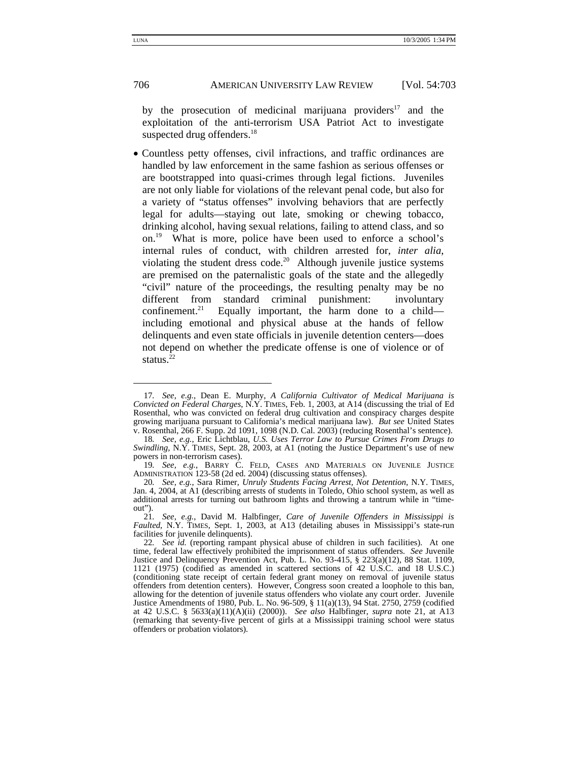by the prosecution of medicinal marijuana providers[17] and the exploitation of the anti-terrorism USA Patriot Act to investigate suspected drug offenders.[18]

- Countless petty offenses, civil infractions, and traffic ordinances are handled by law enforcement in the same fashion as serious offenses or are bootstrapped into quasi-crimes through legal fictions. Juveniles are not only liable for violations of the relevant penal code, but also for a variety of "status offenses" involving behaviors that are perfectly legal for adults—staying out late, smoking or chewing tobacco, drinking alcohol, having sexual relations, failing to attend class, and so on.[19] What is more, police have been used to enforce a school's internal rules of conduct, with children arrested for, *inter alia*, violating the student dress code.[20] Although juvenile justice systems are premised on the paternalistic goals of the state and the allegedly "civil" nature of the proceedings, the resulting penalty may be no different from standard criminal punishment: involuntary confinement.[21] Equally important, the harm done to a child—including emotional and physical abuse at the hands of fellow delinquents and even state officials in juvenile detention centers—does not depend on whether the predicate offense is one of violence or of status.[22]

---

17. *See, e.g.*, Dean E. Murphy, *A California Cultivator of Medical Marijuana is Convicted on Federal Charges*, N.Y. TIMES, Feb. 1, 2003, at A14 (discussing the trial of Ed Rosenthal, who was convicted on federal drug cultivation and conspiracy charges despite growing marijuana pursuant to California's medical marijuana law). *But see* United States v. Rosenthal, 266 F. Supp. 2d 1091, 1098 (N.D. Cal. 2003) (reducing Rosenthal's sentence).

18. *See, e.g.*, Eric Lichtblau, *U.S. Uses Terror Law to Pursue Crimes From Drugs to Swindling*, N.Y. TIMES, Sept. 28, 2003, at A1 (noting the Justice Department's use of new powers in non-terrorism cases).

19. *See, e.g.*, BARRY C. FELD, CASES AND MATERIALS ON JUVENILE JUSTICE ADMINISTRATION 123-58 (2d ed. 2004) (discussing status offenses).

20. *See, e.g.*, Sara Rimer, *Unruly Students Facing Arrest, Not Detention*, N.Y. TIMES, Jan. 4, 2004, at A1 (describing arrests of students in Toledo, Ohio school system, as well as additional arrests for turning out bathroom lights and throwing a tantrum while in "time-out").

21. *See, e.g.*, David M. Halbfinger, *Care of Juvenile Offenders in Mississippi is Faulted*, N.Y. TIMES, Sept. 1, 2003, at A13 (detailing abuses in Mississippi's state-run facilities for juvenile delinquents).

22. *See id.* (reporting rampant physical abuse of children in such facilities). At one time, federal law effectively prohibited the imprisonment of status offenders. *See* Juvenile Justice and Delinquency Prevention Act, Pub. L. No. 93-415, § 223(a)(12), 88 Stat. 1109, 1121 (1975) (codified as amended in scattered sections of 42 U.S.C. and 18 U.S.C.) (conditioning state receipt of certain federal grant money on removal of juvenile status offenders from detention centers). However, Congress soon created a loophole to this ban, allowing for the detention of juvenile status offenders who violate any court order. Juvenile Justice Amendments of 1980, Pub. L. No. 96-509, § 11(a)(13), 94 Stat. 2750, 2759 (codified at 42 U.S.C. § 5633(a)(11)(A)(ii) (2000)). *See also* Halbfinger, *supra* note 21, at A13 (remarking that seventy-five percent of girls at a Mississippi training school were status offenders or probation violators).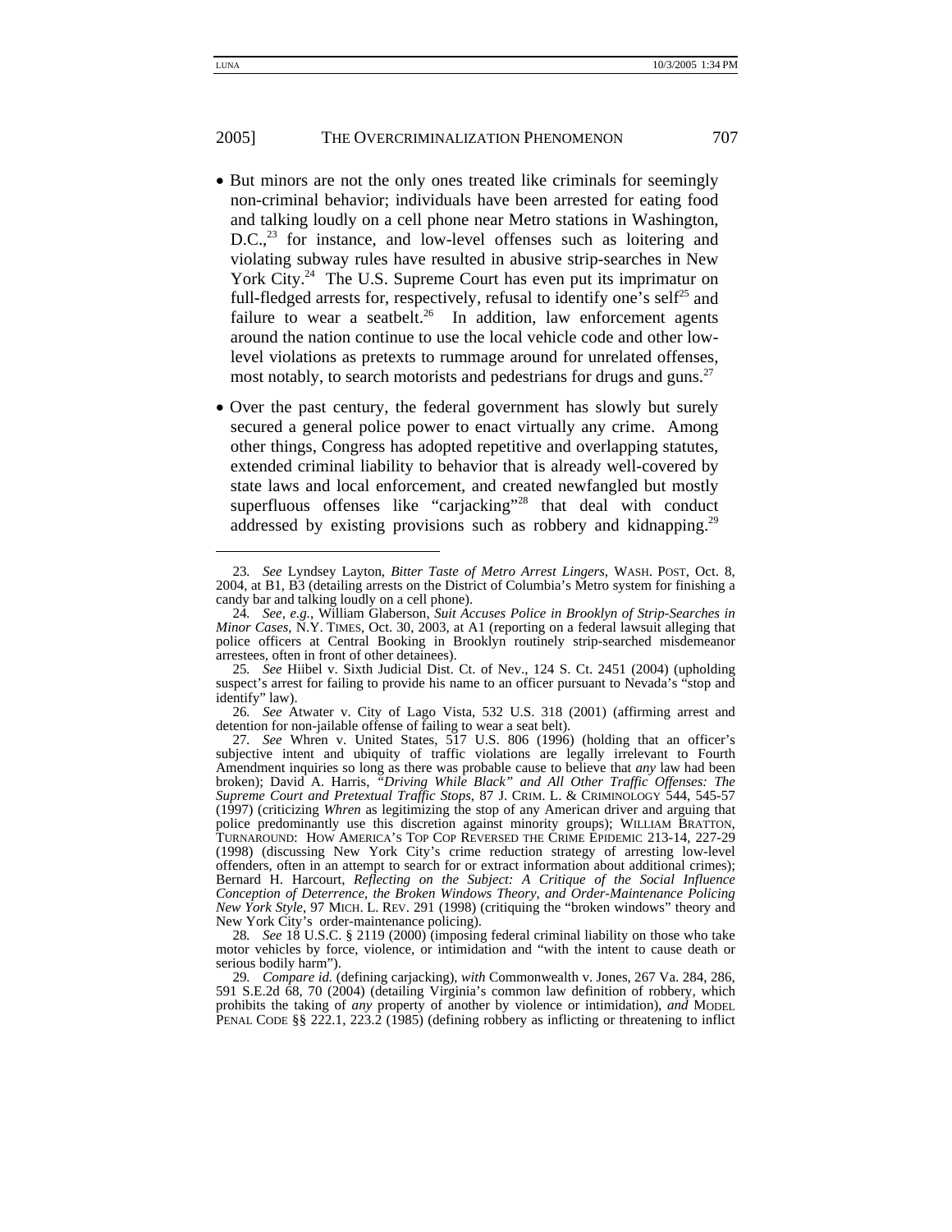- But minors are not the only ones treated like criminals for seemingly non-criminal behavior; individuals have been arrested for eating food and talking loudly on a cell phone near Metro stations in Washington, D.C.,[23] for instance, and low-level offenses such as loitering and violating subway rules have resulted in abusive strip-searches in New York City.[24] The U.S. Supreme Court has even put its imprimatur on full-fledged arrests for, respectively, refusal to identify one's self[25] and failure to wear a seatbelt.[26] In addition, law enforcement agents around the nation continue to use the local vehicle code and other low-level violations as pretexts to rummage around for unrelated offenses, most notably, to search motorists and pedestrians for drugs and guns.[27]

- Over the past century, the federal government has slowly but surely secured a general police power to enact virtually any crime. Among other things, Congress has adopted repetitive and overlapping statutes, extended criminal liability to behavior that is already well-covered by state laws and local enforcement, and created newfangled but mostly superfluous offenses like "carjacking"[28] that deal with conduct addressed by existing provisions such as robbery and kidnapping.[29]

---

23. *See* Lyndsey Layton, *Bitter Taste of Metro Arrest Lingers*, WASH. POST, Oct. 8, 2004, at B1, B3 (detailing arrests on the District of Columbia's Metro system for finishing a candy bar and talking loudly on a cell phone).

24. *See, e.g.*, William Glaberson, *Suit Accuses Police in Brooklyn of Strip-Searches in Minor Cases*, N.Y. TIMES, Oct. 30, 2003, at A1 (reporting on a federal lawsuit alleging that police officers at Central Booking in Brooklyn routinely strip-searched misdemeanor arrestees, often in front of other detainees).

25. *See* Hiibel v. Sixth Judicial Dist. Ct. of Nev., 124 S. Ct. 2451 (2004) (upholding suspect's arrest for failing to provide his name to an officer pursuant to Nevada's "stop and identify" law).

26. *See* Atwater v. City of Lago Vista, 532 U.S. 318 (2001) (affirming arrest and detention for non-jailable offense of failing to wear a seat belt).

27. *See* Whren v. United States, 517 U.S. 806 (1996) (holding that an officer's subjective intent and ubiquity of traffic violations are legally irrelevant to Fourth Amendment inquiries so long as there was probable cause to believe that *any* law had been broken); David A. Harris, *"Driving While Black" and All Other Traffic Offenses: The Supreme Court and Pretextual Traffic Stops*, 87 J. CRIM. L. & CRIMINOLOGY 544, 545-57 (1997) (criticizing *Whren* as legitimizing the stop of any American driver and arguing that police predominantly use this discretion against minority groups); WILLIAM BRATTON, TURNAROUND: HOW AMERICA'S TOP COP REVERSED THE CRIME EPIDEMIC 213-14, 227-29 (1998) (discussing New York City's crime reduction strategy of arresting low-level offenders, often in an attempt to search for or extract information about additional crimes); Bernard H. Harcourt, *Reflecting on the Subject: A Critique of the Social Influence Conception of Deterrence, the Broken Windows Theory, and Order-Maintenance Policing New York Style*, 97 MICH. L. REV. 291 (1998) (critiquing the "broken windows" theory and New York City's order-maintenance policing).

28. *See* 18 U.S.C. § 2119 (2000) (imposing federal criminal liability on those who take motor vehicles by force, violence, or intimidation and "with the intent to cause death or serious bodily harm").

29. *Compare id.* (defining carjacking), *with* Commonwealth v. Jones, 267 Va. 284, 286, 591 S.E.2d 68, 70 (2004) (detailing Virginia's common law definition of robbery, which prohibits the taking of *any* property of another by violence or intimidation), *and* MODEL PENAL CODE §§ 222.1, 223.2 (1985) (defining robbery as inflicting or threatening to inflict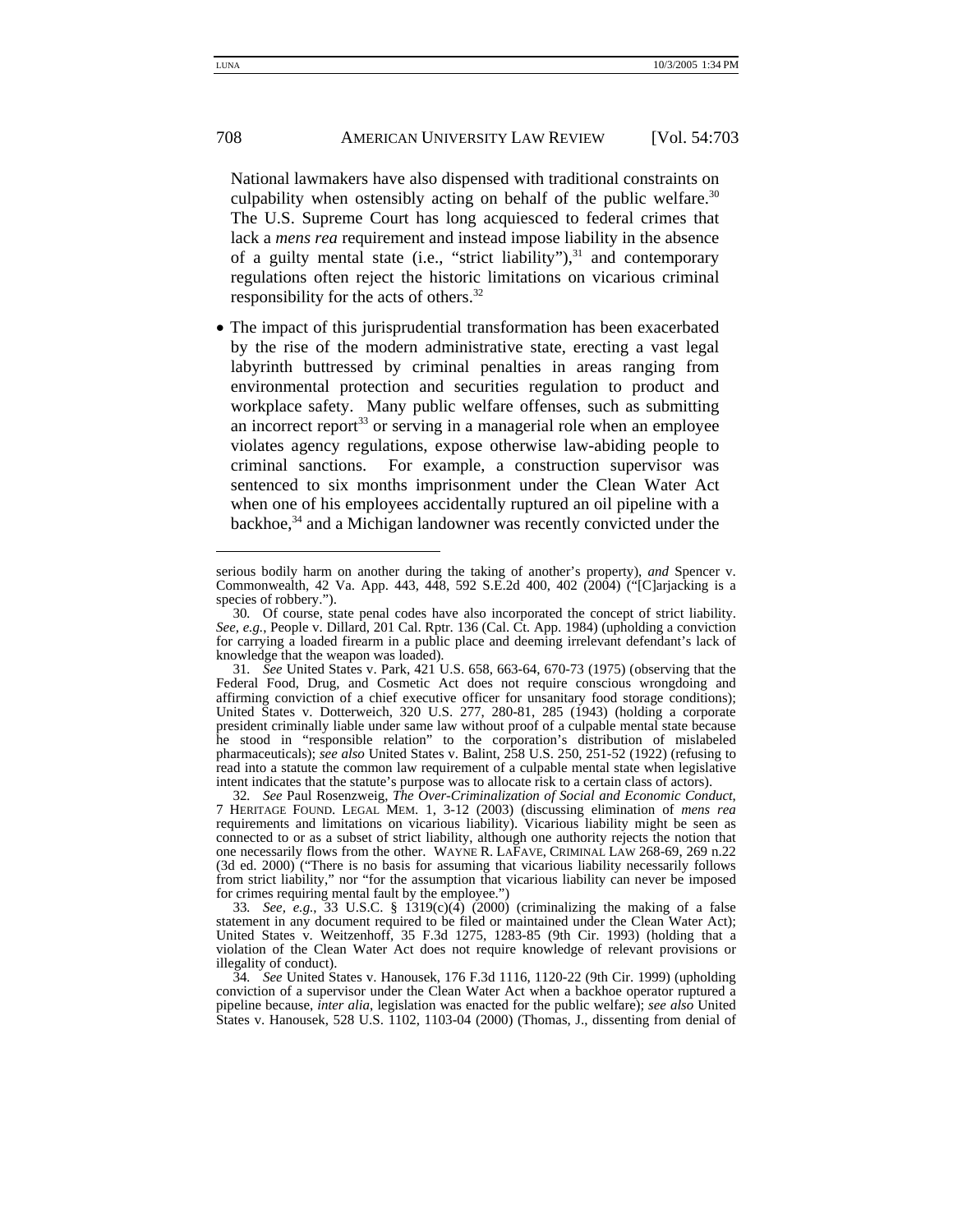National lawmakers have also dispensed with traditional constraints on culpability when ostensibly acting on behalf of the public welfare.[30] The U.S. Supreme Court has long acquiesced to federal crimes that lack a *mens rea* requirement and instead impose liability in the absence of a guilty mental state (i.e., "strict liability"),[31] and contemporary regulations often reject the historic limitations on vicarious criminal responsibility for the acts of others.[32]

- The impact of this jurisprudential transformation has been exacerbated by the rise of the modern administrative state, erecting a vast legal labyrinth buttressed by criminal penalties in areas ranging from environmental protection and securities regulation to product and workplace safety. Many public welfare offenses, such as submitting an incorrect report[33] or serving in a managerial role when an employee violates agency regulations, expose otherwise law-abiding people to criminal sanctions. For example, a construction supervisor was sentenced to six months imprisonment under the Clean Water Act when one of his employees accidentally ruptured an oil pipeline with a backhoe,[34] and a Michigan landowner was recently convicted under the

---

serious bodily harm on another during the taking of another's property), *and* Spencer v. Commonwealth, 42 Va. App. 443, 448, 592 S.E.2d 400, 402 (2004) ("[C]arjacking is a species of robbery.").

30. Of course, state penal codes have also incorporated the concept of strict liability. *See, e.g.*, People v. Dillard, 201 Cal. Rptr. 136 (Cal. Ct. App. 1984) (upholding a conviction for carrying a loaded firearm in a public place and deeming irrelevant defendant's lack of knowledge that the weapon was loaded).

31. *See* United States v. Park, 421 U.S. 658, 663-64, 670-73 (1975) (observing that the Federal Food, Drug, and Cosmetic Act does not require conscious wrongdoing and affirming conviction of a chief executive officer for unsanitary food storage conditions); United States v. Dotterweich, 320 U.S. 277, 280-81, 285 (1943) (holding a corporate president criminally liable under same law without proof of a culpable mental state because he stood in "responsible relation" to the corporation's distribution of mislabeled pharmaceuticals); *see also* United States v. Balint, 258 U.S. 250, 251-52 (1922) (refusing to read into a statute the common law requirement of a culpable mental state when legislative intent indicates that the statute's purpose was to allocate risk to a certain class of actors).

32. *See* Paul Rosenzweig, *The Over-Criminalization of Social and Economic Conduct*, 7 HERITAGE FOUND. LEGAL MEM. 1, 3-12 (2003) (discussing elimination of *mens rea* requirements and limitations on vicarious liability). Vicarious liability might be seen as connected to or as a subset of strict liability, although one authority rejects the notion that one necessarily flows from the other. WAYNE R. LAFAVE, CRIMINAL LAW 268-69, 269 n.22 (3d ed. 2000) ("There is no basis for assuming that vicarious liability necessarily follows from strict liability," nor "for the assumption that vicarious liability can never be imposed for crimes requiring mental fault by the employee.")

33. *See, e.g.*, 33 U.S.C. § 1319(c)(4) (2000) (criminalizing the making of a false statement in any document required to be filed or maintained under the Clean Water Act); United States v. Weitzenhoff, 35 F.3d 1275, 1283-85 (9th Cir. 1993) (holding that a violation of the Clean Water Act does not require knowledge of relevant provisions or illegality of conduct).

34. *See* United States v. Hanousek, 176 F.3d 1116, 1120-22 (9th Cir. 1999) (upholding conviction of a supervisor under the Clean Water Act when a backhoe operator ruptured a pipeline because, *inter alia*, legislation was enacted for the public welfare); *see also* United States v. Hanousek, 528 U.S. 1102, 1103-04 (2000) (Thomas, J., dissenting from denial of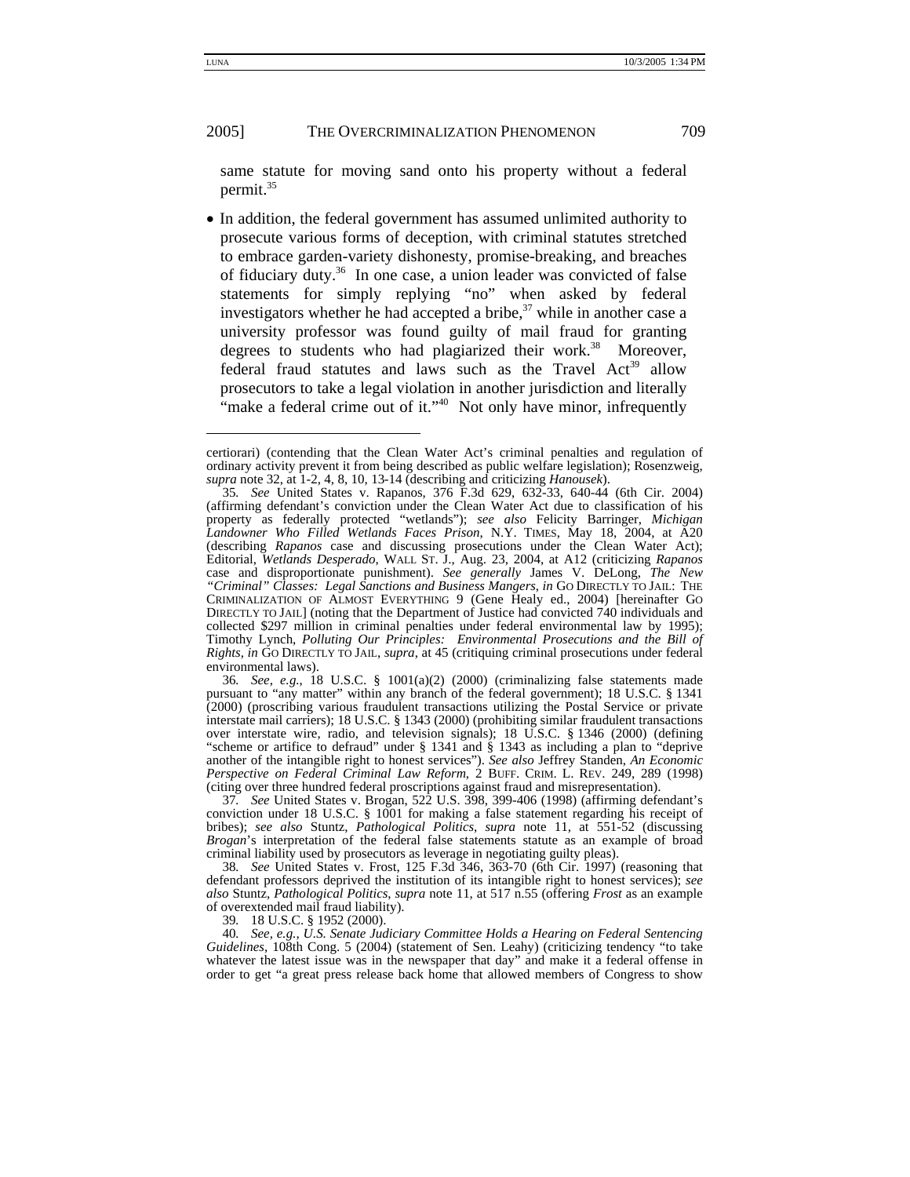same statute for moving sand onto his property without a federal permit.[35]

- In addition, the federal government has assumed unlimited authority to prosecute various forms of deception, with criminal statutes stretched to embrace garden-variety dishonesty, promise-breaking, and breaches of fiduciary duty.[36] In one case, a union leader was convicted of false statements for simply replying "no" when asked by federal investigators whether he had accepted a bribe,[37] while in another case a university professor was found guilty of mail fraud for granting degrees to students who had plagiarized their work.[38] Moreover, federal fraud statutes and laws such as the Travel Act[39] allow prosecutors to take a legal violation in another jurisdiction and literally "make a federal crime out of it."[40] Not only have minor, infrequently

---

certiorari) (contending that the Clean Water Act's criminal penalties and regulation of ordinary activity prevent it from being described as public welfare legislation); Rosenzweig, *supra* note 32, at 1-2, 4, 8, 10, 13-14 (describing and criticizing *Hanousek*).

35. *See* United States v. Rapanos, 376 F.3d 629, 632-33, 640-44 (6th Cir. 2004) (affirming defendant's conviction under the Clean Water Act due to classification of his property as federally protected "wetlands"); *see also* Felicity Barringer, *Michigan Landowner Who Filled Wetlands Faces Prison*, N.Y. TIMES, May 18, 2004, at A20 (describing *Rapanos* case and discussing prosecutions under the Clean Water Act); Editorial, *Wetlands Desperado*, WALL ST. J., Aug. 23, 2004, at A12 (criticizing *Rapanos* case and disproportionate punishment). *See generally* James V. DeLong, *The New "Criminal" Classes: Legal Sanctions and Business Mangers*, *in* GO DIRECTLY TO JAIL: THE CRIMINALIZATION OF ALMOST EVERYTHING 9 (Gene Healy ed., 2004) [hereinafter GO DIRECTLY TO JAIL] (noting that the Department of Justice had convicted 740 individuals and collected $297 million in criminal penalties under federal environmental law by 1995); Timothy Lynch, *Polluting Our Principles: Environmental Prosecutions and the Bill of Rights*, *in* GO DIRECTLY TO JAIL, *supra*, at 45 (critiquing criminal prosecutions under federal environmental laws).

36. *See, e.g.*, 18 U.S.C. § 1001(a)(2) (2000) (criminalizing false statements made pursuant to "any matter" within any branch of the federal government); 18 U.S.C. § 1341 (2000) (proscribing various fraudulent transactions utilizing the Postal Service or private interstate mail carriers); 18 U.S.C. § 1343 (2000) (prohibiting similar fraudulent transactions over interstate wire, radio, and television signals); 18 U.S.C. § 1346 (2000) (defining "scheme or artifice to defraud" under § 1341 and § 1343 as including a plan to "deprive another of the intangible right to honest services"). *See also* Jeffrey Standen, *An Economic Perspective on Federal Criminal Law Reform*, 2 BUFF. CRIM. L. REV. 249, 289 (1998) (citing over three hundred federal proscriptions against fraud and misrepresentation).

37. *See* United States v. Brogan, 522 U.S. 398, 399-406 (1998) (affirming defendant's conviction under 18 U.S.C. § 1001 for making a false statement regarding his receipt of bribes); *see also* Stuntz, *Pathological Politics*, *supra* note 11, at 551-52 (discussing *Brogan*'s interpretation of the federal false statements statute as an example of broad criminal liability used by prosecutors as leverage in negotiating guilty pleas).

38. *See* United States v. Frost, 125 F.3d 346, 363-70 (6th Cir. 1997) (reasoning that defendant professors deprived the institution of its intangible right to honest services); *see also* Stuntz, *Pathological Politics*, *supra* note 11, at 517 n.55 (offering *Frost* as an example of overextended mail fraud liability).

39. 18 U.S.C. § 1952 (2000).

40. *See, e.g.*, *U.S. Senate Judiciary Committee Holds a Hearing on Federal Sentencing Guidelines*, 108th Cong. 5 (2004) (statement of Sen. Leahy) (criticizing tendency "to take whatever the latest issue was in the newspaper that day" and make it a federal offense in order to get "a great press release back home that allowed members of Congress to show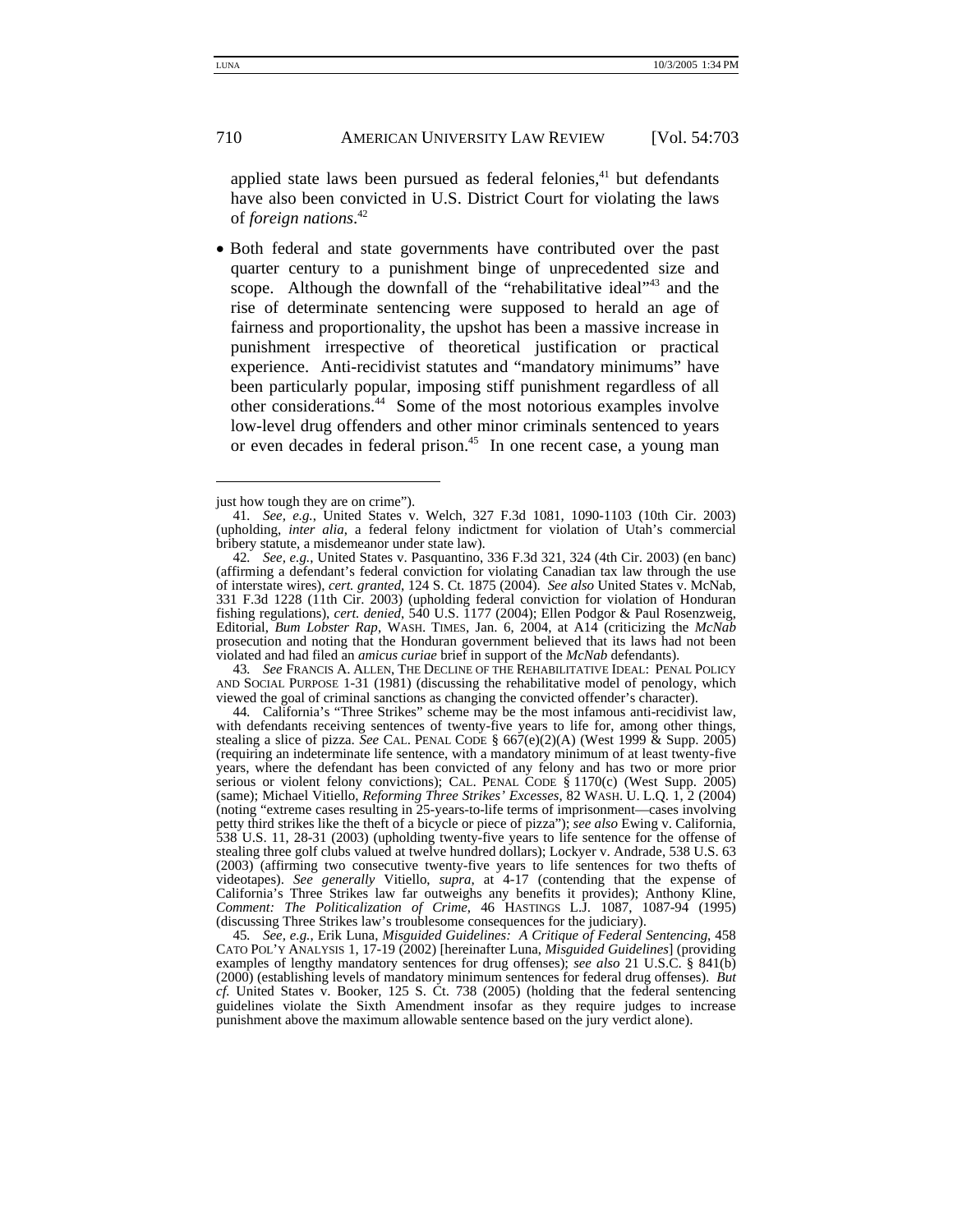applied state laws been pursued as federal felonies,[41] but defendants have also been convicted in U.S. District Court for violating the laws of *foreign nations*.[42]

- Both federal and state governments have contributed over the past quarter century to a punishment binge of unprecedented size and scope. Although the downfall of the "rehabilitative ideal"[43] and the rise of determinate sentencing were supposed to herald an age of fairness and proportionality, the upshot has been a massive increase in punishment irrespective of theoretical justification or practical experience. Anti-recidivist statutes and "mandatory minimums" have been particularly popular, imposing stiff punishment regardless of all other considerations.[44] Some of the most notorious examples involve low-level drug offenders and other minor criminals sentenced to years or even decades in federal prison.[45] In one recent case, a young man

---

just how tough they are on crime").

41. *See, e.g.*, United States v. Welch, 327 F.3d 1081, 1090-1103 (10th Cir. 2003) (upholding, *inter alia*, a federal felony indictment for violation of Utah's commercial bribery statute, a misdemeanor under state law).

42. *See, e.g.*, United States v. Pasquantino, 336 F.3d 321, 324 (4th Cir. 2003) (en banc) (affirming a defendant's federal conviction for violating Canadian tax law through the use of interstate wires), *cert. granted*, 124 S. Ct. 1875 (2004). *See also* United States v. McNab, 331 F.3d 1228 (11th Cir. 2003) (upholding federal conviction for violation of Honduran fishing regulations), *cert. denied*, 540 U.S. 1177 (2004); Ellen Podgor & Paul Rosenzweig, Editorial, *Bum Lobster Rap*, WASH. TIMES, Jan. 6, 2004, at A14 (criticizing the *McNab* prosecution and noting that the Honduran government believed that its laws had not been violated and had filed an *amicus curiae* brief in support of the *McNab* defendants).

43. *See* FRANCIS A. ALLEN, THE DECLINE OF THE REHABILITATIVE IDEAL: PENAL POLICY AND SOCIAL PURPOSE 1-31 (1981) (discussing the rehabilitative model of penology, which viewed the goal of criminal sanctions as changing the convicted offender's character).

44. California's "Three Strikes" scheme may be the most infamous anti-recidivist law, with defendants receiving sentences of twenty-five years to life for, among other things, stealing a slice of pizza. *See* CAL. PENAL CODE § 667(e)(2)(A) (West 1999 & Supp. 2005) (requiring an indeterminate life sentence, with a mandatory minimum of at least twenty-five years, where the defendant has been convicted of any felony and has two or more prior serious or violent felony convictions); CAL. PENAL CODE § 1170(c) (West Supp. 2005) (same); Michael Vitiello, *Reforming Three Strikes' Excesses*, 82 WASH. U. L.Q. 1, 2 (2004) (noting "extreme cases resulting in 25-years-to-life terms of imprisonment—cases involving petty third strikes like the theft of a bicycle or piece of pizza"); *see also* Ewing v. California, 538 U.S. 11, 28-31 (2003) (upholding twenty-five years to life sentence for the offense of stealing three golf clubs valued at twelve hundred dollars); Lockyer v. Andrade, 538 U.S. 63 (2003) (affirming two consecutive twenty-five years to life sentences for two thefts of videotapes). *See generally* Vitiello, *supra*, at 4-17 (contending that the expense of California's Three Strikes law far outweighs any benefits it provides); Anthony Kline, *Comment: The Politicization of Crime*, 46 HASTINGS L.J. 1087, 1087-94 (1995) (discussing Three Strikes law's troublesome consequences for the judiciary).

45. *See, e.g.*, Erik Luna, *Misguided Guidelines: A Critique of Federal Sentencing*, 458 CATO POL'Y ANALYSIS 1, 17-19 (2002) [hereinafter Luna, *Misguided Guidelines*] (providing examples of lengthy mandatory sentences for drug offenses); *see also* 21 U.S.C. § 841(b) (2000) (establishing levels of mandatory minimum sentences for federal drug offenses). *But cf.* United States v. Booker, 125 S. Ct. 738 (2005) (holding that the federal sentencing guidelines violate the Sixth Amendment insofar as they require judges to increase punishment above the maximum allowable sentence based on the jury verdict alone).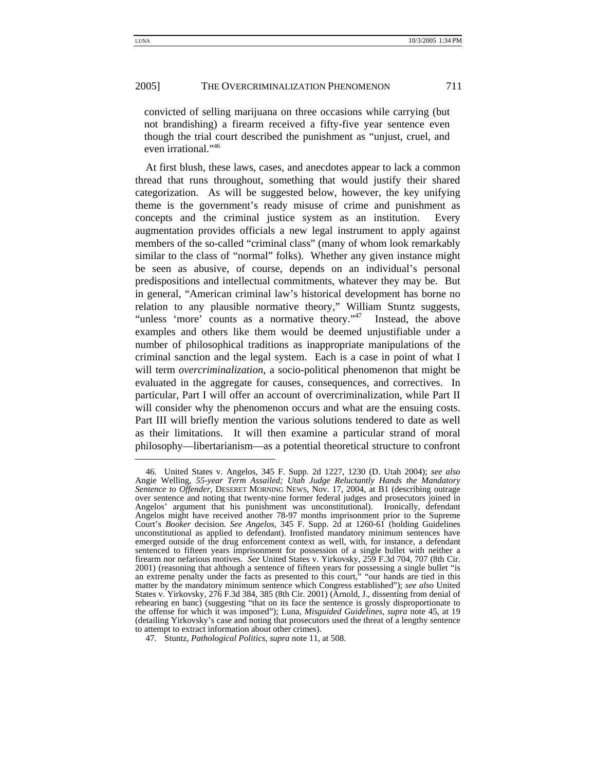convicted of selling marijuana on three occasions while carrying (but not brandishing) a firearm received a fifty-five year sentence even though the trial court described the punishment as "unjust, cruel, and even irrational."[46]

At first blush, these laws, cases, and anecdotes appear to lack a common thread that runs throughout, something that would justify their shared categorization. As will be suggested below, however, the key unifying theme is the government's ready misuse of crime and punishment as concepts and the criminal justice system as an institution. Every augmentation provides officials a new legal instrument to apply against members of the so-called "criminal class" (many of whom look remarkably similar to the class of "normal" folks). Whether any given instance might be seen as abusive, of course, depends on an individual's personal predispositions and intellectual commitments, whatever they may be. But in general, "American criminal law's historical development has borne no relation to any plausible normative theory," William Stuntz suggests, "unless 'more' counts as a normative theory."[47] Instead, the above examples and others like them would be deemed unjustifiable under a number of philosophical traditions as inappropriate manipulations of the criminal sanction and the legal system. Each is a case in point of what I will term *overcriminalization*, a socio-political phenomenon that might be evaluated in the aggregate for causes, consequences, and correctives. In particular, Part I will offer an account of overcriminalization, while Part II will consider why the phenomenon occurs and what are the ensuing costs. Part III will briefly mention the various solutions tendered to date as well as their limitations. It will then examine a particular strand of moral philosophy—libertarianism—as a potential theoretical structure to confront

---

46. United States v. Angelos, 345 F. Supp. 2d 1227, 1230 (D. Utah 2004); *see also* Angie Welling, *55-year Term Assailed; Utah Judge Reluctantly Hands the Mandatory Sentence to Offender*, DESERET MORNING NEWS, Nov. 17, 2004, at B1 (describing outrage over sentence and noting that twenty-nine former federal judges and prosecutors joined in Angelos' argument that his punishment was unconstitutional). Ironically, defendant Angelos might have received another 78-97 months imprisonment prior to the Supreme Court's *Booker* decision. *See Angelos*, 345 F. Supp. 2d at 1260-61 (holding Guidelines unconstitutional as applied to defendant). Ironfisted mandatory minimum sentences have emerged outside of the drug enforcement context as well, with, for instance, a defendant sentenced to fifteen years imprisonment for possession of a single bullet with neither a firearm nor nefarious motives. *See* United States v. Yirkovsky, 259 F.3d 704, 707 (8th Cir. 2001) (reasoning that although a sentence of fifteen years for possessing a single bullet "is an extreme penalty under the facts as presented to this court," "our hands are tied in this matter by the mandatory minimum sentence which Congress established"); *see also* United States v. Yirkovsky, 276 F.3d 384, 385 (8th Cir. 2001) (Arnold, J., dissenting from denial of rehearing en banc) (suggesting "that on its face the sentence is grossly disproportionate to the offense for which it was imposed"); Luna, *Misguided Guidelines*, *supra* note 45, at 19 (detailing Yirkovsky's case and noting that prosecutors used the threat of a lengthy sentence to attempt to extract information about other crimes).

47. Stuntz, *Pathological Politics*, *supra* note 11, at 508.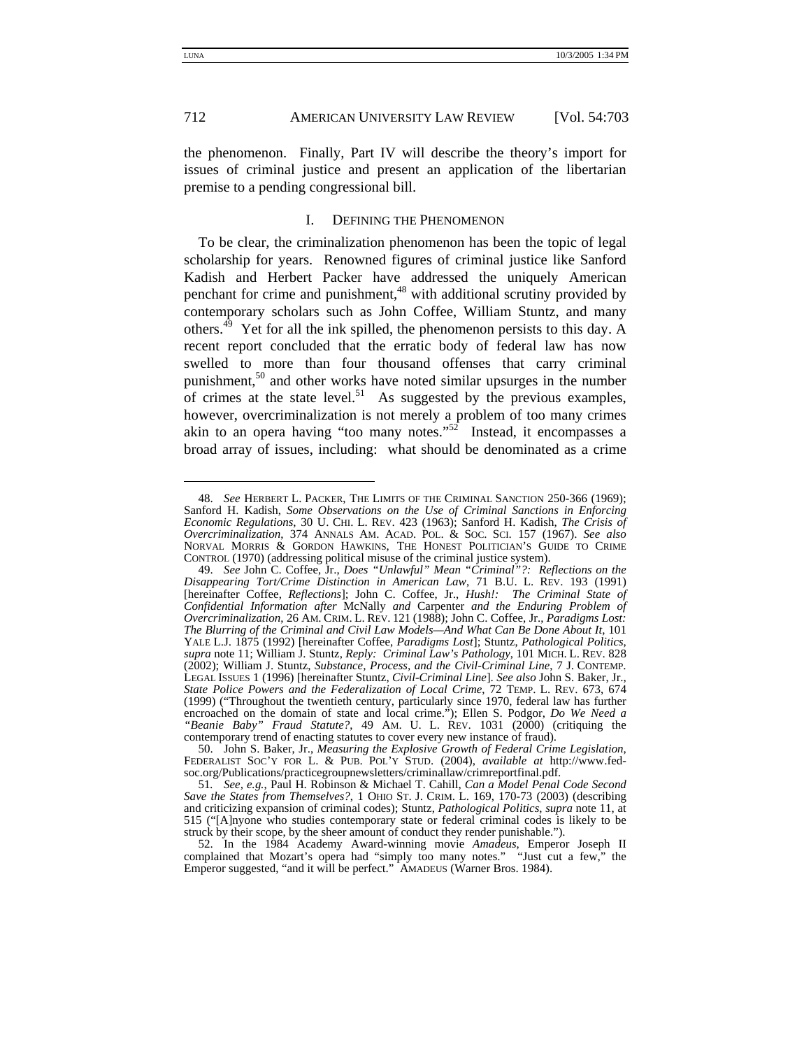the phenomenon. Finally, Part IV will describe the theory's import for issues of criminal justice and present an application of the libertarian premise to a pending congressional bill.

## I. DEFINING THE PHENOMENON

To be clear, the criminalization phenomenon has been the topic of legal scholarship for years. Renowned figures of criminal justice like Sanford Kadish and Herbert Packer have addressed the uniquely American penchant for crime and punishment,[48] with additional scrutiny provided by contemporary scholars such as John Coffee, William Stuntz, and many others.[49] Yet for all the ink spilled, the phenomenon persists to this day. A recent report concluded that the erratic body of federal law has now swelled to more than four thousand offenses that carry criminal punishment,[50] and other works have noted similar upsurges in the number of crimes at the state level.[51] As suggested by the previous examples, however, overcriminalization is not merely a problem of too many crimes akin to an opera having "too many notes."[52] Instead, it encompasses a broad array of issues, including: what should be denominated as a crime

---

48. *See* HERBERT L. PACKER, THE LIMITS OF THE CRIMINAL SANCTION 250-366 (1969); Sanford H. Kadish, *Some Observations on the Use of Criminal Sanctions in Enforcing Economic Regulations*, 30 U. CHI. L. REV. 423 (1963); Sanford H. Kadish, *The Crisis of Overcriminalization*, 374 ANNALS AM. ACAD. POL. & SOC. SCI. 157 (1967). *See also* NORVAL MORRIS & GORDON HAWKINS, THE HONEST POLITICIAN'S GUIDE TO CRIME CONTROL (1970) (addressing political misuse of the criminal justice system).

49. *See* John C. Coffee, Jr., *Does "Unlawful" Mean "Criminal"?: Reflections on the Disappearing Tort/Crime Distinction in American Law*, 71 B.U. L. REV. 193 (1991) [hereinafter Coffee, *Reflections*]; John C. Coffee, Jr., *Hush!: The Criminal State of Confidential Information after* McNally *and* Carpenter *and the Enduring Problem of Overcriminalization*, 26 AM. CRIM. L. REV. 121 (1988); John C. Coffee, Jr., *Paradigms Lost: The Blurring of the Criminal and Civil Law Models—And What Can Be Done About It*, 101 YALE L.J. 1875 (1992) [hereinafter Coffee, *Paradigms Lost*]; Stuntz, *Pathological Politics*, *supra* note 11; William J. Stuntz, *Reply: Criminal Law's Pathology*, 101 MICH. L. REV. 828 (2002); William J. Stuntz, *Substance, Process, and the Civil-Criminal Line*, 7 J. CONTEMP. LEGAL ISSUES 1 (1996) [hereinafter Stuntz, *Civil-Criminal Line*]. *See also* John S. Baker, Jr., *State Police Powers and the Federalization of Local Crime*, 72 TEMP. L. REV. 673, 674 (1999) ("Throughout the twentieth century, particularly since 1970, federal law has further encroached on the domain of state and local crime."); Ellen S. Podgor, *Do We Need a "Beanie Baby" Fraud Statute?*, 49 AM. U. L. REV. 1031 (2000) (critiquing the contemporary trend of enacting statutes to cover every new instance of fraud).

50. John S. Baker, Jr., *Measuring the Explosive Growth of Federal Crime Legislation*, FEDERALIST SOC'Y FOR L. & PUB. POL'Y STUD. (2004), *available at* http://www.fed-soc.org/Publications/practicegroupnewsletters/criminallaw/crimreportfinal.pdf.

51. *See, e.g.*, Paul H. Robinson & Michael T. Cahill, *Can a Model Penal Code Second Save the States from Themselves?*, 1 OHIO ST. J. CRIM. L. 169, 170-73 (2003) (describing and criticizing expansion of criminal codes); Stuntz, *Pathological Politics*, *supra* note 11, at 515 ("[A]nyone who studies contemporary state or federal criminal codes is likely to be struck by their scope, by the sheer amount of conduct they render punishable.").

52. In the 1984 Academy Award-winning movie *Amadeus*, Emperor Joseph II complained that Mozart's opera had "simply too many notes." "Just cut a few," the Emperor suggested, "and it will be perfect." AMADEUS (Warner Bros. 1984).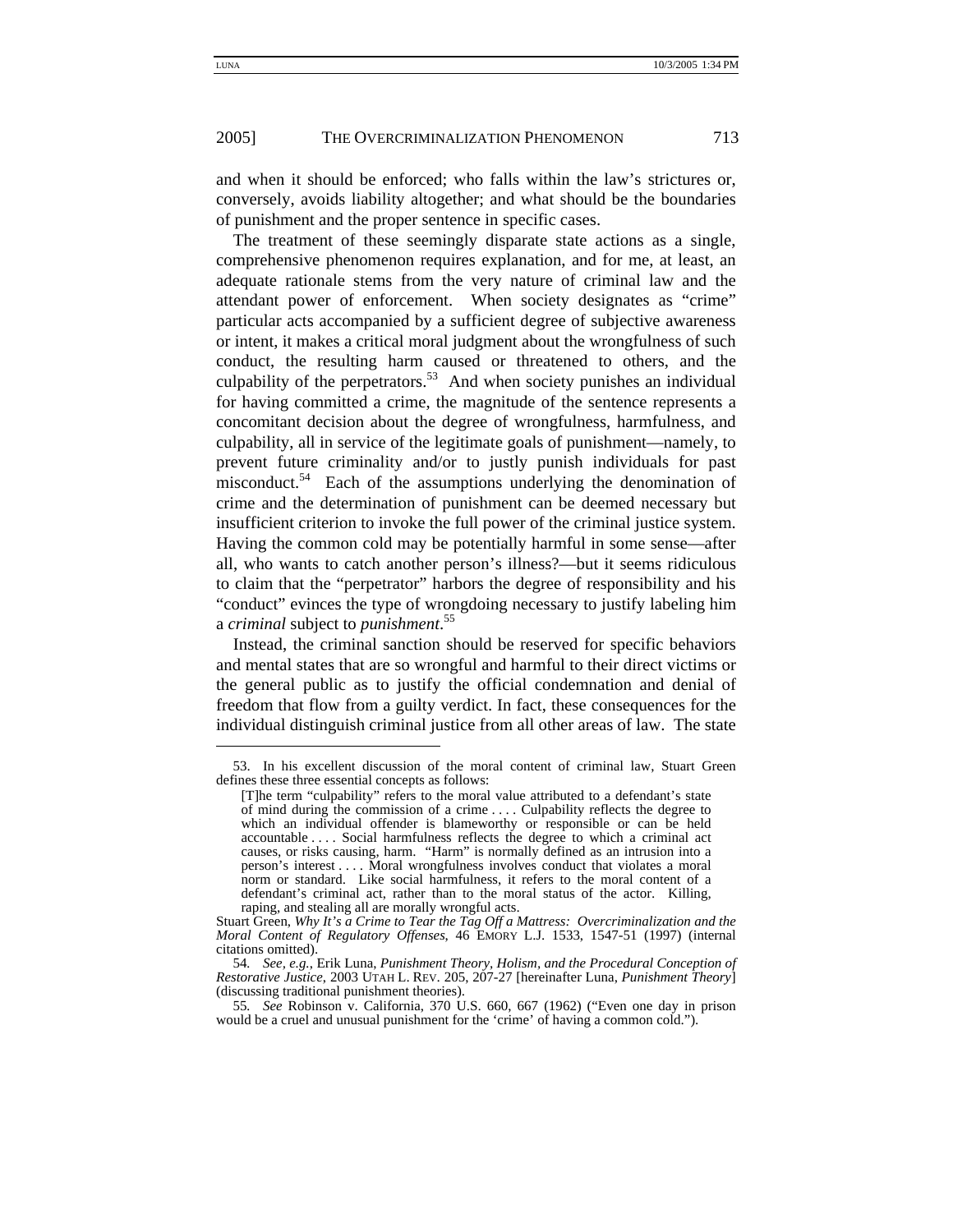and when it should be enforced; who falls within the law's strictures or, conversely, avoids liability altogether; and what should be the boundaries of punishment and the proper sentence in specific cases.

The treatment of these seemingly disparate state actions as a single, comprehensive phenomenon requires explanation, and for me, at least, an adequate rationale stems from the very nature of criminal law and the attendant power of enforcement. When society designates as "crime" particular acts accompanied by a sufficient degree of subjective awareness or intent, it makes a critical moral judgment about the wrongfulness of such conduct, the resulting harm caused or threatened to others, and the culpability of the perpetrators.[53] And when society punishes an individual for having committed a crime, the magnitude of the sentence represents a concomitant decision about the degree of wrongfulness, harmfulness, and culpability, all in service of the legitimate goals of punishment—namely, to prevent future criminality and/or to justly punish individuals for past misconduct.[54] Each of the assumptions underlying the denomination of crime and the determination of punishment can be deemed necessary but insufficient criterion to invoke the full power of the criminal justice system. Having the common cold may be potentially harmful in some sense—after all, who wants to catch another person's illness?—but it seems ridiculous to claim that the "perpetrator" harbors the degree of responsibility and his "conduct" evinces the type of wrongdoing necessary to justify labeling him a *criminal* subject to *punishment*.[55]

Instead, the criminal sanction should be reserved for specific behaviors and mental states that are so wrongful and harmful to their direct victims or the general public as to justify the official condemnation and denial of freedom that flow from a guilty verdict. In fact, these consequences for the individual distinguish criminal justice from all other areas of law. The state

---

53. In his excellent discussion of the moral content of criminal law, Stuart Green defines these three essential concepts as follows:

> [T]he term "culpability" refers to the moral value attributed to a defendant's state of mind during the commission of a crime . . . . Culpability reflects the degree to which an individual offender is blameworthy or responsible or can be held accountable . . . . Social harmfulness reflects the degree to which a criminal act causes, or risks causing, harm. "Harm" is normally defined as an intrusion into a person's interest . . . . Moral wrongfulness involves conduct that violates a moral norm or standard. Like social harmfulness, it refers to the moral content of a defendant's criminal act, rather than to the moral status of the actor. Killing, raping, and stealing all are morally wrongful acts.

Stuart Green, *Why It's a Crime to Tear the Tag Off a Mattress: Overcriminalization and the Moral Content of Regulatory Offenses*, 46 EMORY L.J. 1533, 1547-51 (1997) (internal citations omitted).

54. *See, e.g.*, Erik Luna, *Punishment Theory, Holism, and the Procedural Conception of Restorative Justice*, 2003 UTAH L. REV. 205, 207-27 [hereinafter Luna, *Punishment Theory*] (discussing traditional punishment theories).

55. *See* Robinson v. California, 370 U.S. 660, 667 (1962) ("Even one day in prison would be a cruel and unusual punishment for the 'crime' of having a common cold.").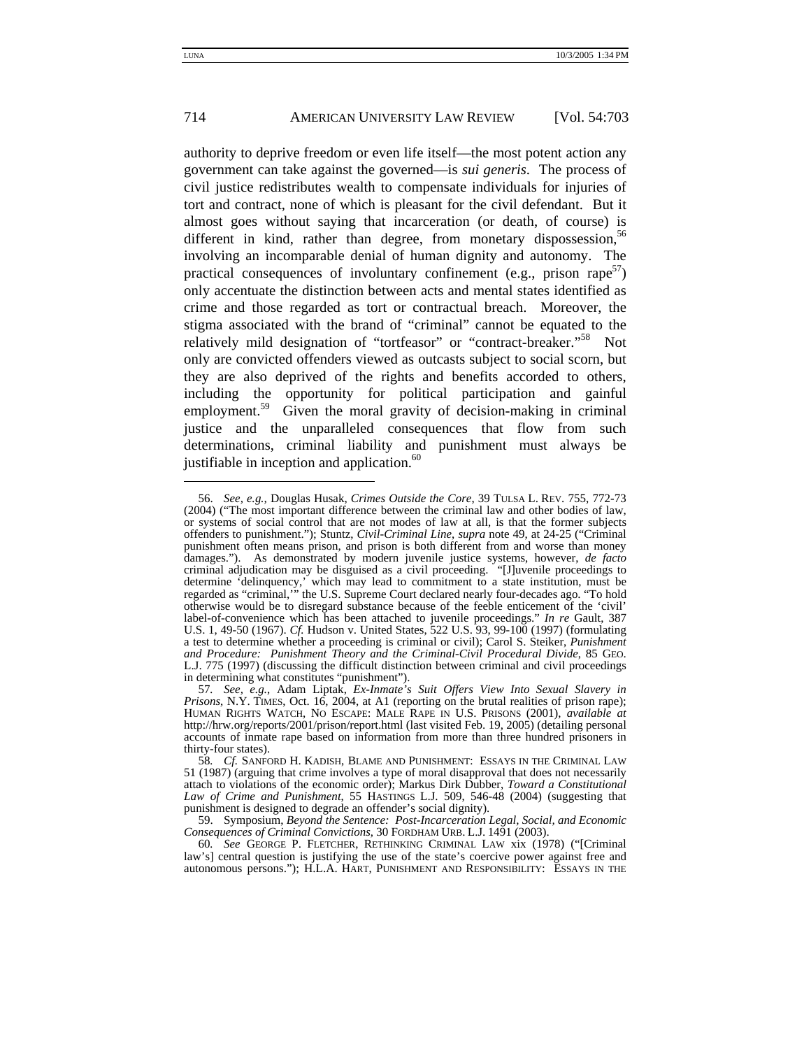authority to deprive freedom or even life itself—the most potent action any government can take against the governed—is *sui generis*. The process of civil justice redistributes wealth to compensate individuals for injuries of tort and contract, none of which is pleasant for the civil defendant. But it almost goes without saying that incarceration (or death, of course) is different in kind, rather than degree, from monetary dispossession,[56] involving an incomparable denial of human dignity and autonomy. The practical consequences of involuntary confinement (e.g., prison rape[57]) only accentuate the distinction between acts and mental states identified as crime and those regarded as tort or contractual breach. Moreover, the stigma associated with the brand of "criminal" cannot be equated to the relatively mild designation of "tortfeasor" or "contract-breaker."[58] Not only are convicted offenders viewed as outcasts subject to social scorn, but they are also deprived of the rights and benefits accorded to others, including the opportunity for political participation and gainful employment.[59] Given the moral gravity of decision-making in criminal justice and the unparalleled consequences that flow from such determinations, criminal liability and punishment must always be justifiable in inception and application.[60]

---

56. *See, e.g.*, Douglas Husak, *Crimes Outside the Core*, 39 TULSA L. REV. 755, 772-73 (2004) ("The most important difference between the criminal law and other bodies of law, or systems of social control that are not modes of law at all, is that the former subjects offenders to punishment."); Stuntz, *Civil-Criminal Line*, *supra* note 49, at 24-25 ("Criminal punishment often means prison, and prison is both different from and worse than money damages."). As demonstrated by modern juvenile justice systems, however, *de facto* criminal adjudication may be disguised as a civil proceeding. "[J]uvenile proceedings to determine 'delinquency,' which may lead to commitment to a state institution, must be regarded as "criminal,'" the U.S. Supreme Court declared nearly four-decades ago. "To hold otherwise would be to disregard substance because of the feeble enticement of the 'civil' label-of-convenience which has been attached to juvenile proceedings." *In re* Gault, 387 U.S. 1, 49-50 (1967). *Cf.* Hudson v. United States, 522 U.S. 93, 99-100 (1997) (formulating a test to determine whether a proceeding is criminal or civil); Carol S. Steiker, *Punishment and Procedure: Punishment Theory and the Criminal-Civil Procedural Divide*, 85 GEO. L.J. 775 (1997) (discussing the difficult distinction between criminal and civil proceedings in determining what constitutes "punishment").

57. *See, e.g.*, Adam Liptak, *Ex-Inmate's Suit Offers View Into Sexual Slavery in Prisons*, N.Y. TIMES, Oct. 16, 2004, at A1 (reporting on the brutal realities of prison rape); HUMAN RIGHTS WATCH, NO ESCAPE: MALE RAPE IN U.S. PRISONS (2001), *available at* http://hrw.org/reports/2001/prison/report.html (last visited Feb. 19, 2005) (detailing personal accounts of inmate rape based on information from more than three hundred prisoners in thirty-four states).

58. *Cf.* SANFORD H. KADISH, BLAME AND PUNISHMENT: ESSAYS IN THE CRIMINAL LAW 51 (1987) (arguing that crime involves a type of moral disapproval that does not necessarily attach to violations of the economic order); Markus Dirk Dubber, *Toward a Constitutional Law of Crime and Punishment*, 55 HASTINGS L.J. 509, 546-48 (2004) (suggesting that punishment is designed to degrade an offender's social dignity).

59. Symposium, *Beyond the Sentence: Post-Incarceration Legal, Social, and Economic Consequences of Criminal Convictions*, 30 FORDHAM URB. L.J. 1491 (2003).

60. *See* GEORGE P. FLETCHER, RETHINKING CRIMINAL LAW xix (1978) ("[Criminal law's] central question is justifying the use of the state's coercive power against free and autonomous persons."); H.L.A. HART, PUNISHMENT AND RESPONSIBILITY: ESSAYS IN THE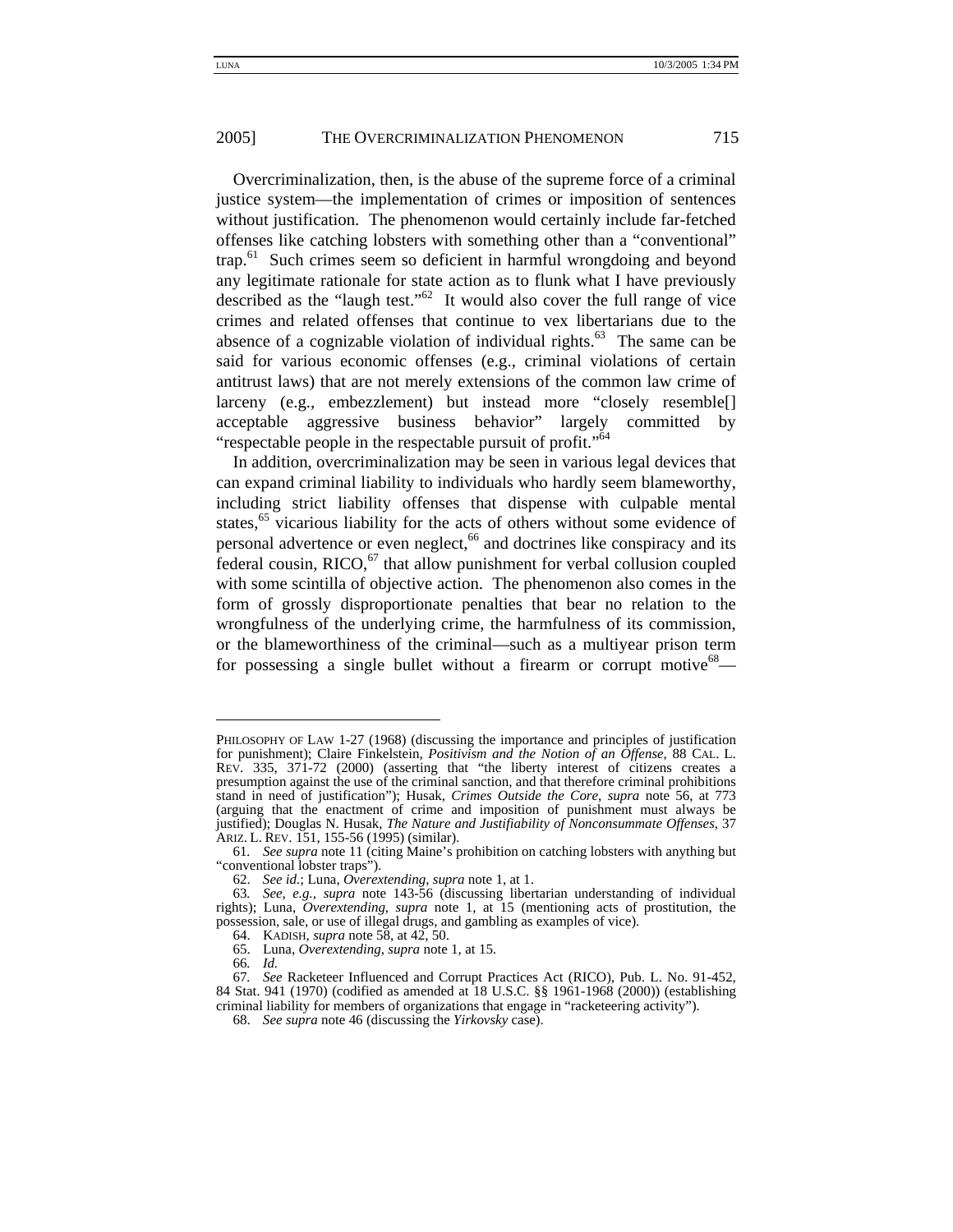Overcriminalization, then, is the abuse of the supreme force of a criminal justice system—the implementation of crimes or imposition of sentences without justification. The phenomenon would certainly include far-fetched offenses like catching lobsters with something other than a "conventional" trap.[61] Such crimes seem so deficient in harmful wrongdoing and beyond any legitimate rationale for state action as to flunk what I have previously described as the "laugh test."[62] It would also cover the full range of vice crimes and related offenses that continue to vex libertarians due to the absence of a cognizable violation of individual rights.[63] The same can be said for various economic offenses (e.g., criminal violations of certain antitrust laws) that are not merely extensions of the common law crime of larceny (e.g., embezzlement) but instead more "closely resemble[] acceptable aggressive business behavior" largely committed by "respectable people in the respectable pursuit of profit."[64]

In addition, overcriminalization may be seen in various legal devices that can expand criminal liability to individuals who hardly seem blameworthy, including strict liability offenses that dispense with culpable mental states,[65] vicarious liability for the acts of others without some evidence of personal advertence or even neglect,[66] and doctrines like conspiracy and its federal cousin, RICO,[67] that allow punishment for verbal collusion coupled with some scintilla of objective action. The phenomenon also comes in the form of grossly disproportionate penalties that bear no relation to the wrongfulness of the underlying crime, the harmfulness of its commission, or the blameworthiness of the criminal—such as a multiyear prison term for possessing a single bullet without a firearm or corrupt motive[68]—

---

PHILOSOPHY OF LAW 1-27 (1968) (discussing the importance and principles of justification for punishment); Claire Finkelstein, *Positivism and the Notion of an Offense*, 88 CAL. L. REV. 335, 371-72 (2000) (asserting that "the liberty interest of citizens creates a presumption against the use of the criminal sanction, and that therefore criminal prohibitions stand in need of justification"); Husak, *Crimes Outside the Core*, *supra* note 56, at 773 (arguing that the enactment of crime and imposition of punishment must always be justified); Douglas N. Husak, *The Nature and Justifiability of Nonconsummate Offenses*, 37 ARIZ. L. REV. 151, 155-56 (1995) (similar).

61. *See supra* note 11 (citing Maine's prohibition on catching lobsters with anything but "conventional lobster traps").

62. *See id.*; Luna, *Overextending*, *supra* note 1, at 1.

63. *See, e.g.*, *supra* note 143-56 (discussing libertarian understanding of individual rights); Luna, *Overextending*, *supra* note 1, at 15 (mentioning acts of prostitution, the possession, sale, or use of illegal drugs, and gambling as examples of vice).

64. KADISH, *supra* note 58, at 42, 50.

65. Luna, *Overextending*, *supra* note 1, at 15.

66. *Id.*

67. *See* Racketeer Influenced and Corrupt Practices Act (RICO), Pub. L. No. 91-452, 84 Stat. 941 (1970) (codified as amended at 18 U.S.C. §§ 1961-1968 (2000)) (establishing criminal liability for members of organizations that engage in "racketeering activity").

68. *See supra* note 46 (discussing the *Yirkovsky* case).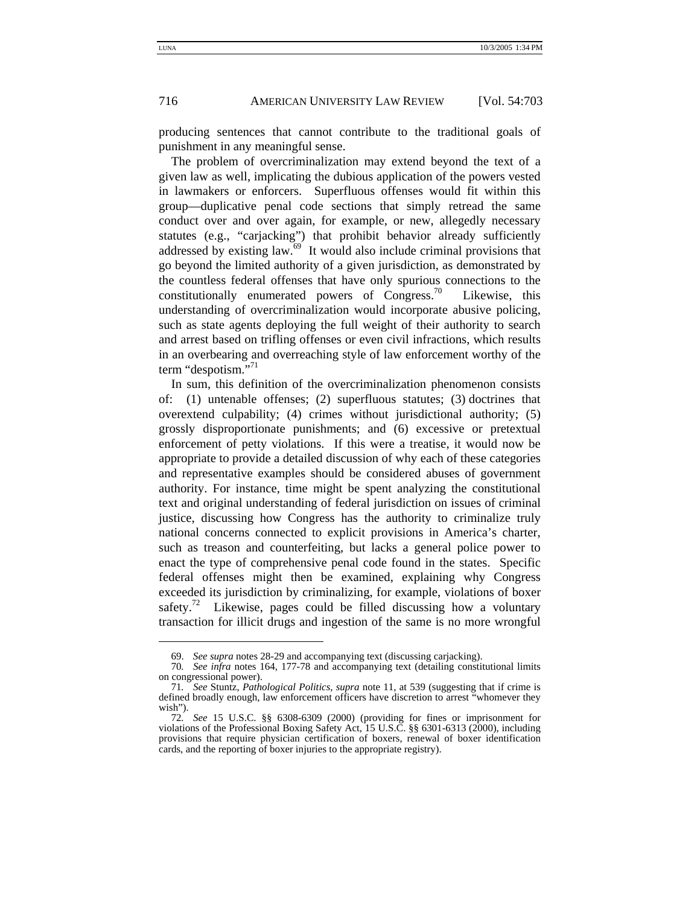producing sentences that cannot contribute to the traditional goals of punishment in any meaningful sense.

The problem of overcriminalization may extend beyond the text of a given law as well, implicating the dubious application of the powers vested in lawmakers or enforcers. Superfluous offenses would fit within this group—duplicative penal code sections that simply retread the same conduct over and over again, for example, or new, allegedly necessary statutes (e.g., "carjacking") that prohibit behavior already sufficiently addressed by existing law.[69] It would also include criminal provisions that go beyond the limited authority of a given jurisdiction, as demonstrated by the countless federal offenses that have only spurious connections to the constitutionally enumerated powers of Congress.[70] Likewise, this understanding of overcriminalization would incorporate abusive policing, such as state agents deploying the full weight of their authority to search and arrest based on trifling offenses or even civil infractions, which results in an overbearing and overreaching style of law enforcement worthy of the term "despotism."[71]

In sum, this definition of the overcriminalization phenomenon consists of: (1) untenable offenses; (2) superfluous statutes; (3) doctrines that overextend culpability; (4) crimes without jurisdictional authority; (5) grossly disproportionate punishments; and (6) excessive or pretextual enforcement of petty violations. If this were a treatise, it would now be appropriate to provide a detailed discussion of why each of these categories and representative examples should be considered abuses of government authority. For instance, time might be spent analyzing the constitutional text and original understanding of federal jurisdiction on issues of criminal justice, discussing how Congress has the authority to criminalize truly national concerns connected to explicit provisions in America's charter, such as treason and counterfeiting, but lacks a general police power to enact the type of comprehensive penal code found in the states. Specific federal offenses might then be examined, explaining why Congress exceeded its jurisdiction by criminalizing, for example, violations of boxer safety.[72] Likewise, pages could be filled discussing how a voluntary transaction for illicit drugs and ingestion of the same is no more wrongful

---

69. *See supra* notes 28-29 and accompanying text (discussing carjacking).

70. *See infra* notes 164, 177-78 and accompanying text (detailing constitutional limits on congressional power).

71. *See* Stuntz, *Pathological Politics*, *supra* note 11, at 539 (suggesting that if crime is defined broadly enough, law enforcement officers have discretion to arrest "whomever they wish").

72. *See* 15 U.S.C. §§ 6308-6309 (2000) (providing for fines or imprisonment for violations of the Professional Boxing Safety Act, 15 U.S.C. §§ 6301-6313 (2000), including provisions that require physician certification of boxers, renewal of boxer identification cards, and the reporting of boxer injuries to the appropriate registry).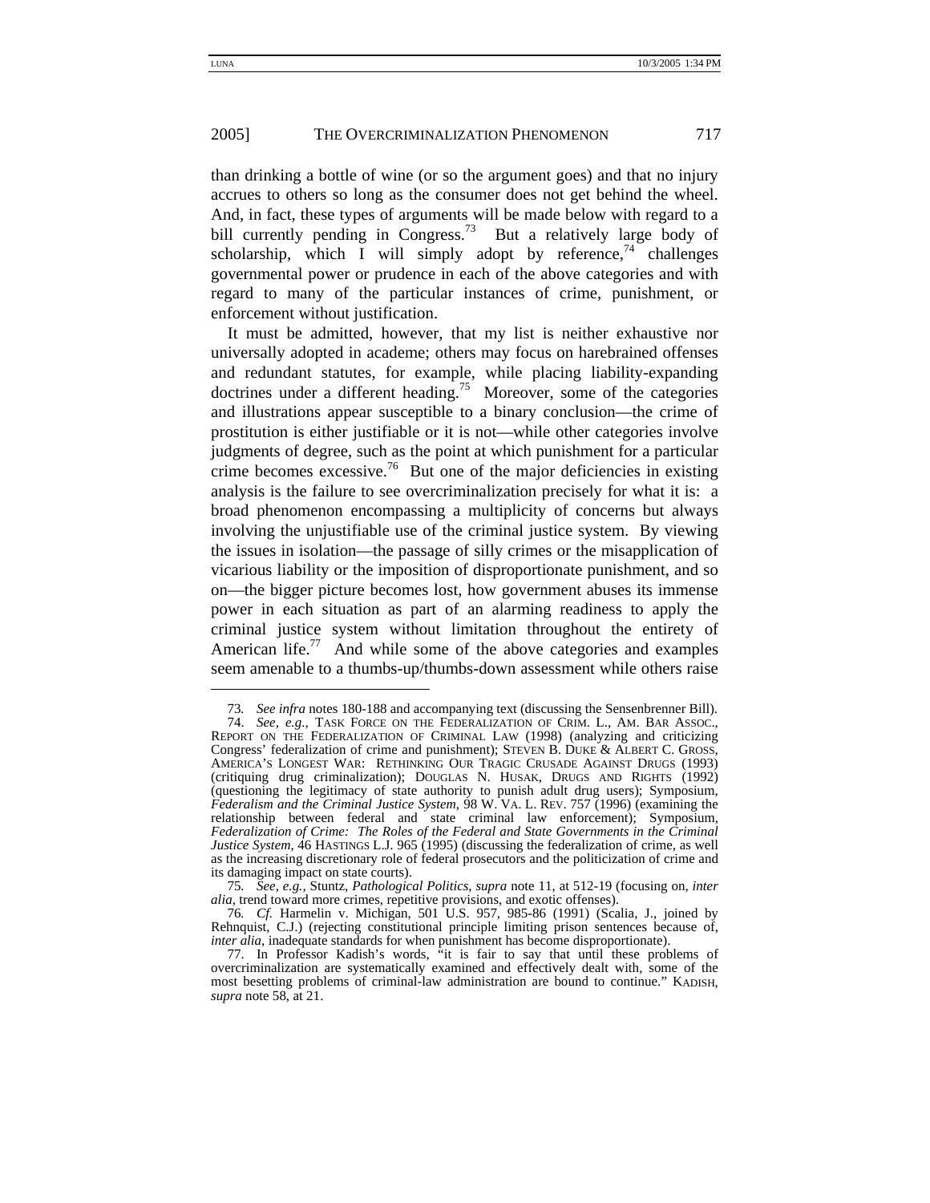than drinking a bottle of wine (or so the argument goes) and that no injury accrues to others so long as the consumer does not get behind the wheel. And, in fact, these types of arguments will be made below with regard to a bill currently pending in Congress.[73] But a relatively large body of scholarship, which I will simply adopt by reference,[74] challenges governmental power or prudence in each of the above categories and with regard to many of the particular instances of crime, punishment, or enforcement without justification.

It must be admitted, however, that my list is neither exhaustive nor universally adopted in academe; others may focus on harebrained offenses and redundant statutes, for example, while placing liability-expanding doctrines under a different heading.[75] Moreover, some of the categories and illustrations appear susceptible to a binary conclusion—the crime of prostitution is either justifiable or it is not—while other categories involve judgments of degree, such as the point at which punishment for a particular crime becomes excessive.[76] But one of the major deficiencies in existing analysis is the failure to see overcriminalization precisely for what it is: a broad phenomenon encompassing a multiplicity of concerns but always involving the unjustifiable use of the criminal justice system. By viewing the issues in isolation—the passage of silly crimes or the misapplication of vicarious liability or the imposition of disproportionate punishment, and so on—the bigger picture becomes lost, how government abuses its immense power in each situation as part of an alarming readiness to apply the criminal justice system without limitation throughout the entirety of American life.[77] And while some of the above categories and examples seem amenable to a thumbs-up/thumbs-down assessment while others raise

---

73. *See infra* notes 180-188 and accompanying text (discussing the Sensenbrenner Bill).

74. *See, e.g.*, TASK FORCE ON THE FEDERALIZATION OF CRIM. L., AM. BAR ASSOC., REPORT ON THE FEDERALIZATION OF CRIMINAL LAW (1998) (analyzing and criticizing Congress' federalization of crime and punishment); STEVEN B. DUKE & ALBERT C. GROSS, AMERICA'S LONGEST WAR: RETHINKING OUR TRAGIC CRUSADE AGAINST DRUGS (1993) (critiquing drug criminalization); DOUGLAS N. HUSAK, DRUGS AND RIGHTS (1992) (questioning the legitimacy of state authority to punish adult drug users); Symposium, *Federalism and the Criminal Justice System*, 98 W. VA. L. REV. 757 (1996) (examining the relationship between federal and state criminal law enforcement); Symposium, *Federalization of Crime: The Roles of the Federal and State Governments in the Criminal Justice System*, 46 HASTINGS L.J. 965 (1995) (discussing the federalization of crime, as well as the increasing discretionary role of federal prosecutors and the politicization of crime and its damaging impact on state courts).

75. *See, e.g.*, Stuntz, *Pathological Politics*, *supra* note 11, at 512-19 (focusing on, *inter alia*, trend toward more crimes, repetitive provisions, and exotic offenses).

76. *Cf.* Harmelin v. Michigan, 501 U.S. 957, 985-86 (1991) (Scalia, J., joined by Rehnquist, C.J.) (rejecting constitutional principle limiting prison sentences because of, *inter alia*, inadequate standards for when punishment has become disproportionate).

77. In Professor Kadish's words, "it is fair to say that until these problems of overcriminalization are systematically examined and effectively dealt with, some of the most besetting problems of criminal-law administration are bound to continue." KADISH, *supra* note 58, at 21.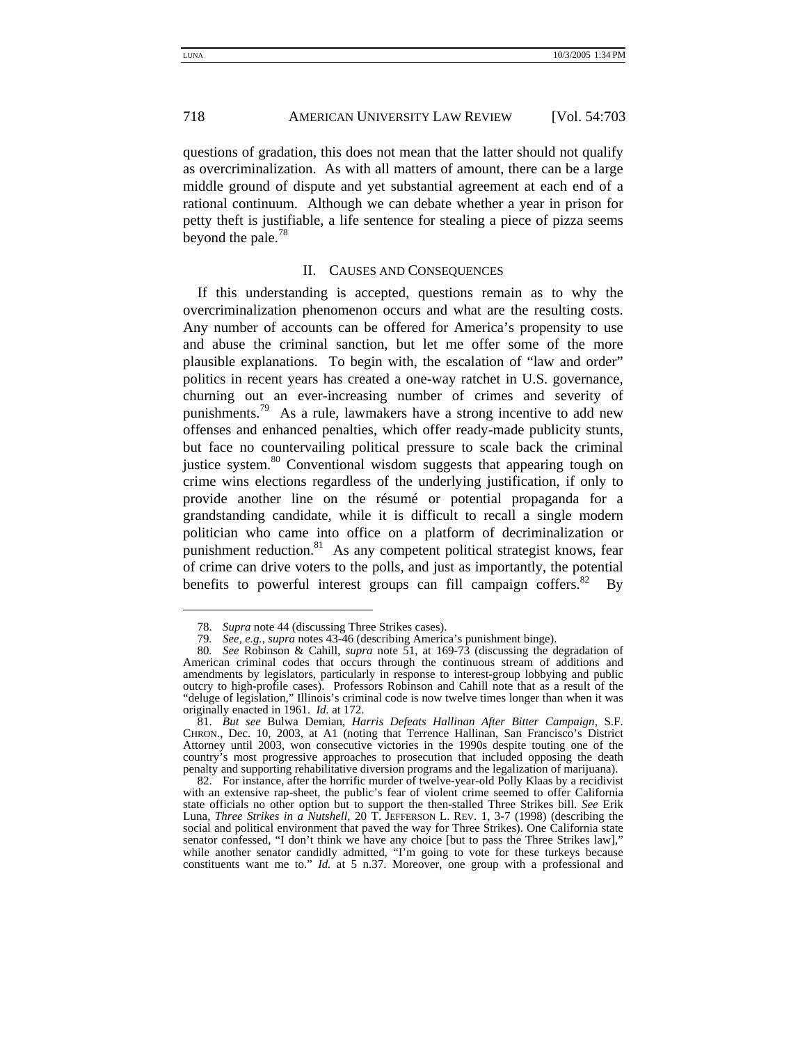questions of gradation, this does not mean that the latter should not qualify as overcriminalization. As with all matters of amount, there can be a large middle ground of dispute and yet substantial agreement at each end of a rational continuum. Although we can debate whether a year in prison for petty theft is justifiable, a life sentence for stealing a piece of pizza seems beyond the pale.[78]

## II. Causes and Consequences

If this understanding is accepted, questions remain as to why the overcriminalization phenomenon occurs and what are the resulting costs. Any number of accounts can be offered for America's propensity to use and abuse the criminal sanction, but let me offer some of the more plausible explanations. To begin with, the escalation of "law and order" politics in recent years has created a one-way ratchet in U.S. governance, churning out an ever-increasing number of crimes and severity of punishments.[79] As a rule, lawmakers have a strong incentive to add new offenses and enhanced penalties, which offer ready-made publicity stunts, but face no countervailing political pressure to scale back the criminal justice system.[80] Conventional wisdom suggests that appearing tough on crime wins elections regardless of the underlying justification, if only to provide another line on the résumé or potential propaganda for a grandstanding candidate, while it is difficult to recall a single modern politician who came into office on a platform of decriminalization or punishment reduction.[81] As any competent political strategist knows, fear of crime can drive voters to the polls, and just as importantly, the potential benefits to powerful interest groups can fill campaign coffers.[82] By

---

78. *Supra* note 44 (discussing Three Strikes cases).

79. *See, e.g.*, *supra* notes 43-46 (describing America's punishment binge).

80. *See* Robinson & Cahill, *supra* note 51, at 169-73 (discussing the degradation of American criminal codes that occurs through the continuous stream of additions and amendments by legislators, particularly in response to interest-group lobbying and public outcry to high-profile cases). Professors Robinson and Cahill note that as a result of the "deluge of legislation," Illinois's criminal code is now twelve times longer than when it was originally enacted in 1961. *Id.* at 172.

81. *But see* Bulwa Demian, *Harris Defeats Hallinan After Bitter Campaign*, S.F. CHRON., Dec. 10, 2003, at A1 (noting that Terrence Hallinan, San Francisco's District Attorney until 2003, won consecutive victories in the 1990s despite touting one of the country's most progressive approaches to prosecution that included opposing the death penalty and supporting rehabilitative diversion programs and the legalization of marijuana).

82. For instance, after the horrific murder of twelve-year-old Polly Klaas by a recidivist with an extensive rap-sheet, the public's fear of violent crime seemed to offer California state officials no other option but to support the then-stalled Three Strikes bill. *See* Erik Luna, *Three Strikes in a Nutshell*, 20 T. JEFFERSON L. REV. 1, 3-7 (1998) (describing the social and political environment that paved the way for Three Strikes). One California state senator confessed, "I don't think we have any choice [but to pass the Three Strikes law]," while another senator candidly admitted, "I'm going to vote for these turkeys because constituents want me to." *Id.* at 5 n.37. Moreover, one group with a professional and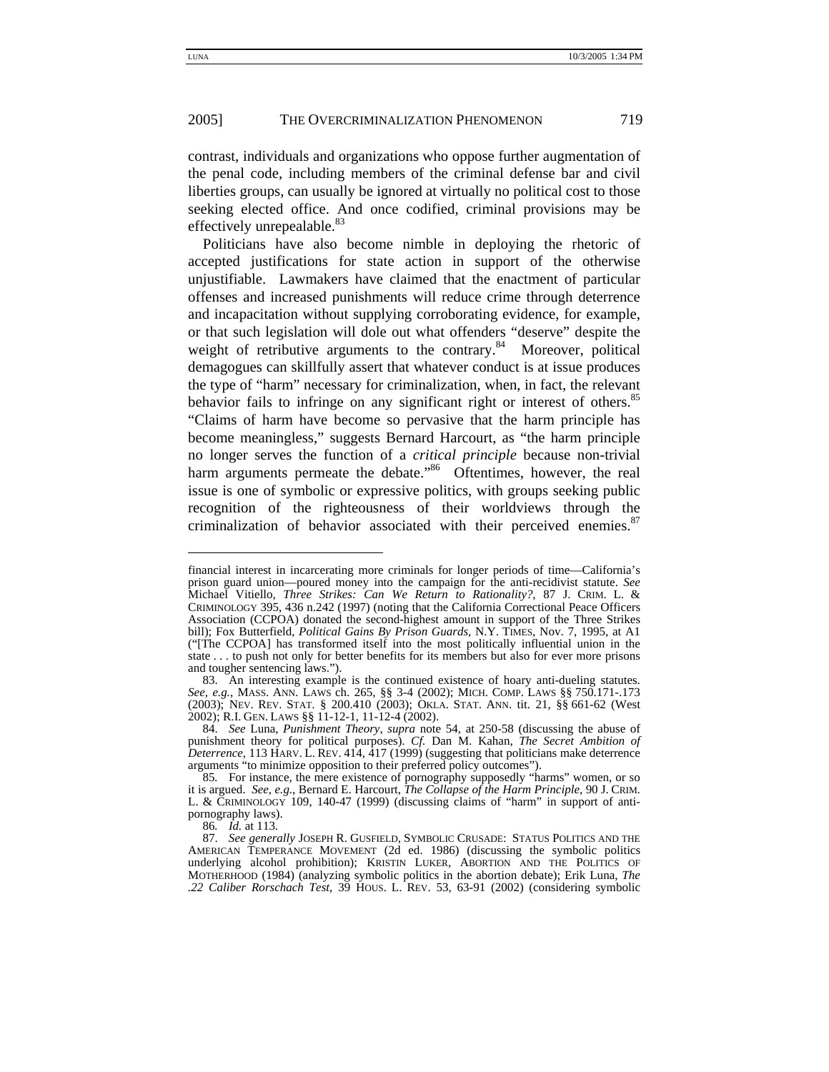contrast, individuals and organizations who oppose further augmentation of the penal code, including members of the criminal defense bar and civil liberties groups, can usually be ignored at virtually no political cost to those seeking elected office. And once codified, criminal provisions may be effectively unrepealable.[83]

Politicians have also become nimble in deploying the rhetoric of accepted justifications for state action in support of the otherwise unjustifiable. Lawmakers have claimed that the enactment of particular offenses and increased punishments will reduce crime through deterrence and incapacitation without supplying corroborating evidence, for example, or that such legislation will dole out what offenders "deserve" despite the weight of retributive arguments to the contrary.[84] Moreover, political demagogues can skillfully assert that whatever conduct is at issue produces the type of "harm" necessary for criminalization, when, in fact, the relevant behavior fails to infringe on any significant right or interest of others.[85] "Claims of harm have become so pervasive that the harm principle has become meaningless," suggests Bernard Harcourt, as "the harm principle no longer serves the function of a *critical principle* because non-trivial harm arguments permeate the debate."[86] Oftentimes, however, the real issue is one of symbolic or expressive politics, with groups seeking public recognition of the righteousness of their worldviews through the criminalization of behavior associated with their perceived enemies.[87]

---

financial interest in incarcerating more criminals for longer periods of time—California's prison guard union—poured money into the campaign for the anti-recidivist statute. *See* Michael Vitiello, *Three Strikes: Can We Return to Rationality?*, 87 J. CRIM. L. & CRIMINOLOGY 395, 436 n.242 (1997) (noting that the California Correctional Peace Officers Association (CCPOA) donated the second-highest amount in support of the Three Strikes bill); Fox Butterfield, *Political Gains By Prison Guards*, N.Y. TIMES, Nov. 7, 1995, at A1 ("[The CCPOA] has transformed itself into the most politically influential union in the state . . . to push not only for better benefits for its members but also for ever more prisons and tougher sentencing laws.").

83. An interesting example is the continued existence of hoary anti-dueling statutes. *See, e.g.*, MASS. ANN. LAWS ch. 265, §§ 3-4 (2002); MICH. COMP. LAWS §§ 750.171-.173 (2003); NEV. REV. STAT. § 200.410 (2003); OKLA. STAT. ANN. tit. 21, §§ 661-62 (West 2002); R.I. GEN. LAWS §§ 11-12-1, 11-12-4 (2002).

84. *See* Luna, *Punishment Theory*, *supra* note 54, at 250-58 (discussing the abuse of punishment theory for political purposes). *Cf.* Dan M. Kahan, *The Secret Ambition of Deterrence*, 113 HARV. L. REV. 414, 417 (1999) (suggesting that politicians make deterrence arguments "to minimize opposition to their preferred policy outcomes").

85. For instance, the mere existence of pornography supposedly "harms" women, or so it is argued. *See, e.g.*, Bernard E. Harcourt, *The Collapse of the Harm Principle*, 90 J. CRIM. L. & CRIMINOLOGY 109, 140-47 (1999) (discussing claims of "harm" in support of anti-pornography laws).

86. *Id.* at 113.

87. *See generally* JOSEPH R. GUSFIELD, SYMBOLIC CRUSADE: STATUS POLITICS AND THE AMERICAN TEMPERANCE MOVEMENT (2d ed. 1986) (discussing the symbolic politics underlying alcohol prohibition); KRISTIN LUKER, ABORTION AND THE POLITICS OF MOTHERHOOD (1984) (analyzing symbolic politics in the abortion debate); Erik Luna, *The .22 Caliber Rorschach Test*, 39 HOUS. L. REV. 53, 63-91 (2002) (considering symbolic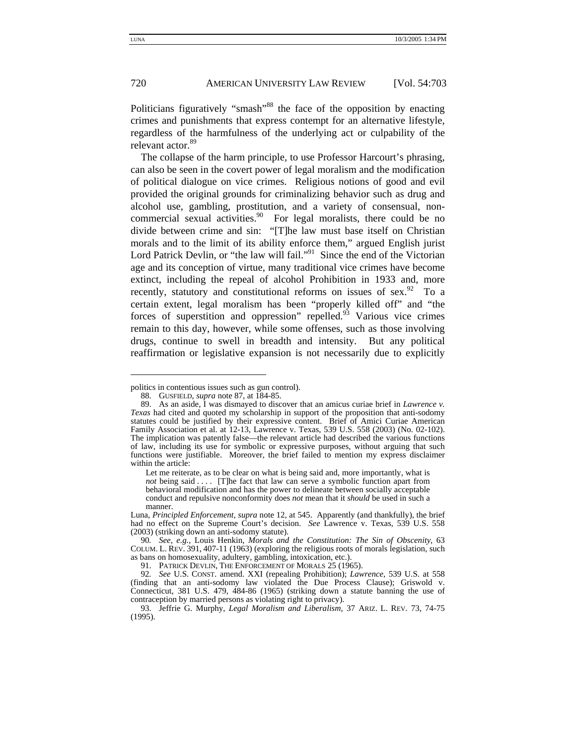Politicians figuratively "smash"[88] the face of the opposition by enacting crimes and punishments that express contempt for an alternative lifestyle, regardless of the harmfulness of the underlying act or culpability of the relevant actor.[89]

The collapse of the harm principle, to use Professor Harcourt's phrasing, can also be seen in the covert power of legal moralism and the modification of political dialogue on vice crimes. Religious notions of good and evil provided the original grounds for criminalizing behavior such as drug and alcohol use, gambling, prostitution, and a variety of consensual, non-commercial sexual activities.[90] For legal moralists, there could be no divide between crime and sin: "[T]he law must base itself on Christian morals and to the limit of its ability enforce them," argued English jurist Lord Patrick Devlin, or "the law will fail."[91] Since the end of the Victorian age and its conception of virtue, many traditional vice crimes have become extinct, including the repeal of alcohol Prohibition in 1933 and, more recently, statutory and constitutional reforms on issues of sex.[92] To a certain extent, legal moralism has been "properly killed off" and "the forces of superstition and oppression" repelled.[93] Various vice crimes remain to this day, however, while some offenses, such as those involving drugs, continue to swell in breadth and intensity. But any political reaffirmation or legislative expansion is not necessarily due to explicitly

---

politics in contentious issues such as gun control).

88. GUSFIELD, *supra* note 87, at 184-85.

89. As an aside, I was dismayed to discover that an amicus curiae brief in *Lawrence v. Texas* had cited and quoted my scholarship in support of the proposition that anti-sodomy statutes could be justified by their expressive content. Brief of Amici Curiae American Family Association et al. at 12-13, Lawrence v. Texas, 539 U.S. 558 (2003) (No. 02-102). The implication was patently false—the relevant article had described the various functions of law, including its use for symbolic or expressive purposes, without arguing that such functions were justifiable. Moreover, the brief failed to mention my express disclaimer within the article:

> Let me reiterate, as to be clear on what is being said and, more importantly, what is *not* being said . . . . [T]he fact that law can serve a symbolic function apart from behavioral modification and has the power to delineate between socially acceptable conduct and repulsive nonconformity does *not* mean that it *should* be used in such a manner.

Luna, *Principled Enforcement*, *supra* note 12, at 545. Apparently (and thankfully), the brief had no effect on the Supreme Court's decision. *See* Lawrence v. Texas, 539 U.S. 558 (2003) (striking down an anti-sodomy statute).

90. *See, e.g.*, Louis Henkin, *Morals and the Constitution: The Sin of Obscenity*, 63 COLUM. L. REV. 391, 407-11 (1963) (exploring the religious roots of morals legislation, such as bans on homosexuality, adultery, gambling, intoxication, etc.).

91. PATRICK DEVLIN, THE ENFORCEMENT OF MORALS 25 (1965).

92. *See* U.S. CONST. amend. XXI (repealing Prohibition); *Lawrence*, 539 U.S. at 558 (finding that an anti-sodomy law violated the Due Process Clause); Griswold v. Connecticut, 381 U.S. 479, 484-86 (1965) (striking down a statute banning the use of contraception by married persons as violating right to privacy).

93. Jeffrie G. Murphy, *Legal Moralism and Liberalism*, 37 ARIZ. L. REV. 73, 74-75 (1995).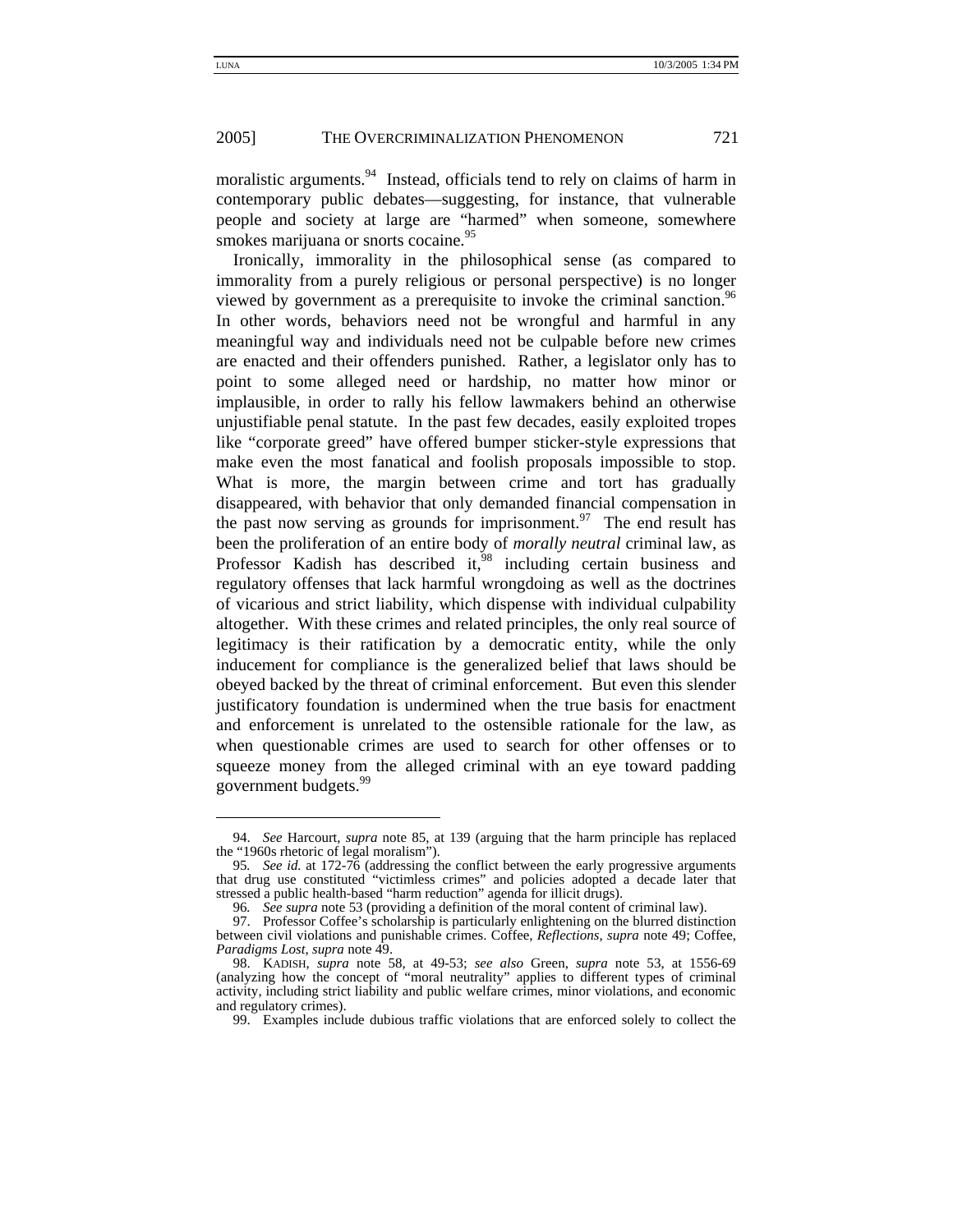moralistic arguments.[94] Instead, officials tend to rely on claims of harm in contemporary public debates—suggesting, for instance, that vulnerable people and society at large are "harmed" when someone, somewhere smokes marijuana or snorts cocaine.[95]

Ironically, immorality in the philosophical sense (as compared to immorality from a purely religious or personal perspective) is no longer viewed by government as a prerequisite to invoke the criminal sanction.[96] In other words, behaviors need not be wrongful and harmful in any meaningful way and individuals need not be culpable before new crimes are enacted and their offenders punished. Rather, a legislator only has to point to some alleged need or hardship, no matter how minor or implausible, in order to rally his fellow lawmakers behind an otherwise unjustifiable penal statute. In the past few decades, easily exploited tropes like "corporate greed" have offered bumper sticker-style expressions that make even the most fanatical and foolish proposals impossible to stop. What is more, the margin between crime and tort has gradually disappeared, with behavior that only demanded financial compensation in the past now serving as grounds for imprisonment.[97] The end result has been the proliferation of an entire body of *morally neutral* criminal law, as Professor Kadish has described it,[98] including certain business and regulatory offenses that lack harmful wrongdoing as well as the doctrines of vicarious and strict liability, which dispense with individual culpability altogether. With these crimes and related principles, the only real source of legitimacy is their ratification by a democratic entity, while the only inducement for compliance is the generalized belief that laws should be obeyed backed by the threat of criminal enforcement. But even this slender justificatory foundation is undermined when the true basis for enactment and enforcement is unrelated to the ostensible rationale for the law, as when questionable crimes are used to search for other offenses or to squeeze money from the alleged criminal with an eye toward padding government budgets.[99]

---

94. *See* Harcourt, *supra* note 85, at 139 (arguing that the harm principle has replaced the "1960s rhetoric of legal moralism").

95. *See id.* at 172-76 (addressing the conflict between the early progressive arguments that drug use constituted "victimless crimes" and policies adopted a decade later that stressed a public health-based "harm reduction" agenda for illicit drugs).

96. *See supra* note 53 (providing a definition of the moral content of criminal law).

97. Professor Coffee's scholarship is particularly enlightening on the blurred distinction between civil violations and punishable crimes. Coffee, *Reflections*, *supra* note 49; Coffee, *Paradigms Lost*, *supra* note 49.

98. KADISH, *supra* note 58, at 49-53; *see also* Green, *supra* note 53, at 1556-69 (analyzing how the concept of "moral neutrality" applies to different types of criminal activity, including strict liability and public welfare crimes, minor violations, and economic and regulatory crimes).

99. Examples include dubious traffic violations that are enforced solely to collect the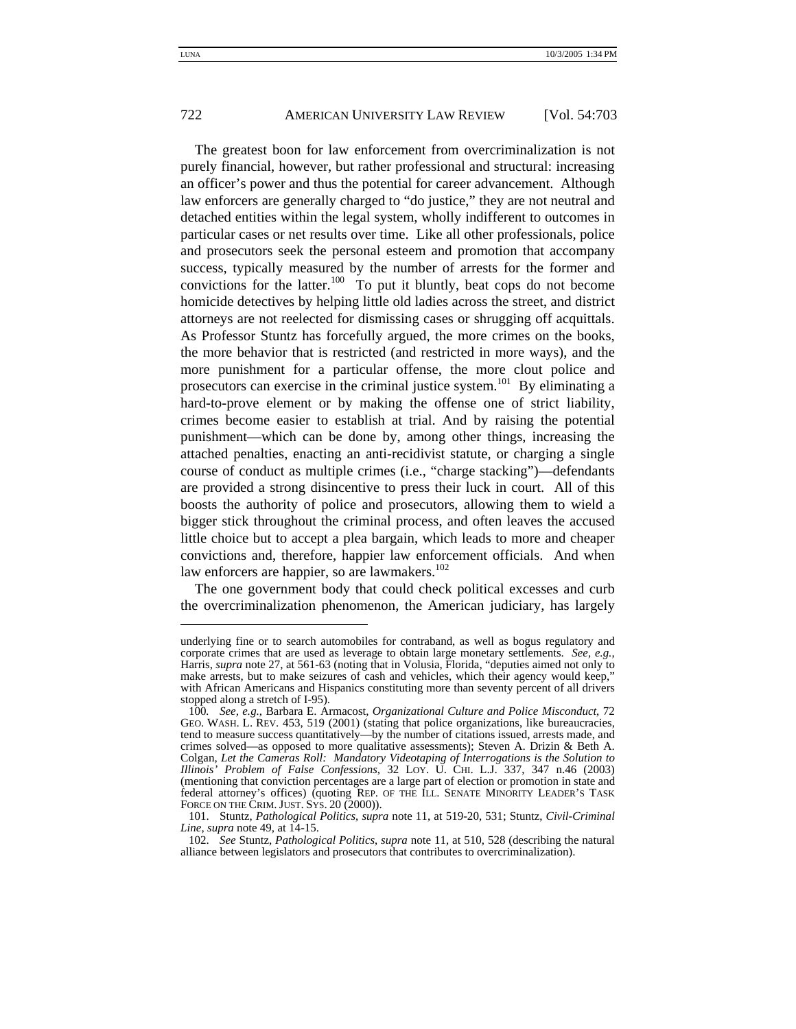The greatest boon for law enforcement from overcriminalization is not purely financial, however, but rather professional and structural: increasing an officer's power and thus the potential for career advancement. Although law enforcers are generally charged to "do justice," they are not neutral and detached entities within the legal system, wholly indifferent to outcomes in particular cases or net results over time. Like all other professionals, police and prosecutors seek the personal esteem and promotion that accompany success, typically measured by the number of arrests for the former and convictions for the latter.[100] To put it bluntly, beat cops do not become homicide detectives by helping little old ladies across the street, and district attorneys are not reelected for dismissing cases or shrugging off acquittals. As Professor Stuntz has forcefully argued, the more crimes on the books, the more behavior that is restricted (and restricted in more ways), and the more punishment for a particular offense, the more clout police and prosecutors can exercise in the criminal justice system.[101] By eliminating a hard-to-prove element or by making the offense one of strict liability, crimes become easier to establish at trial. And by raising the potential punishment—which can be done by, among other things, increasing the attached penalties, enacting an anti-recidivist statute, or charging a single course of conduct as multiple crimes (i.e., "charge stacking")—defendants are provided a strong disincentive to press their luck in court. All of this boosts the authority of police and prosecutors, allowing them to wield a bigger stick throughout the criminal process, and often leaves the accused little choice but to accept a plea bargain, which leads to more and cheaper convictions and, therefore, happier law enforcement officials. And when law enforcers are happier, so are lawmakers.[102]

The one government body that could check political excesses and curb the overcriminalization phenomenon, the American judiciary, has largely

---

underlying fine or to search automobiles for contraband, as well as bogus regulatory and corporate crimes that are used as leverage to obtain large monetary settlements. *See, e.g.*, Harris, *supra* note 27, at 561-63 (noting that in Volusia, Florida, "deputies aimed not only to make arrests, but to make seizures of cash and vehicles, which their agency would keep," with African Americans and Hispanics constituting more than seventy percent of all drivers stopped along a stretch of I-95).

100. *See, e.g.*, Barbara E. Armacost, *Organizational Culture and Police Misconduct*, 72 GEO. WASH. L. REV. 453, 519 (2001) (stating that police organizations, like bureaucracies, tend to measure success quantitatively—by the number of citations issued, arrests made, and crimes solved—as opposed to more qualitative assessments); Steven A. Drizin & Beth A. Colgan, *Let the Cameras Roll: Mandatory Videotaping of Interrogations is the Solution to Illinois' Problem of False Confessions*, 32 LOY. U. CHI. L.J. 337, 347 n.46 (2003) (mentioning that conviction percentages are a large part of election or promotion in state and federal attorney's offices) (quoting REP. OF THE ILL. SENATE MINORITY LEADER'S TASK FORCE ON THE CRIM. JUST. SYS. 20 (2000)).

101. Stuntz, *Pathological Politics*, *supra* note 11, at 519-20, 531; Stuntz, *Civil-Criminal Line*, *supra* note 49, at 14-15.

102. *See* Stuntz, *Pathological Politics*, *supra* note 11, at 510, 528 (describing the natural alliance between legislators and prosecutors that contributes to overcriminalization).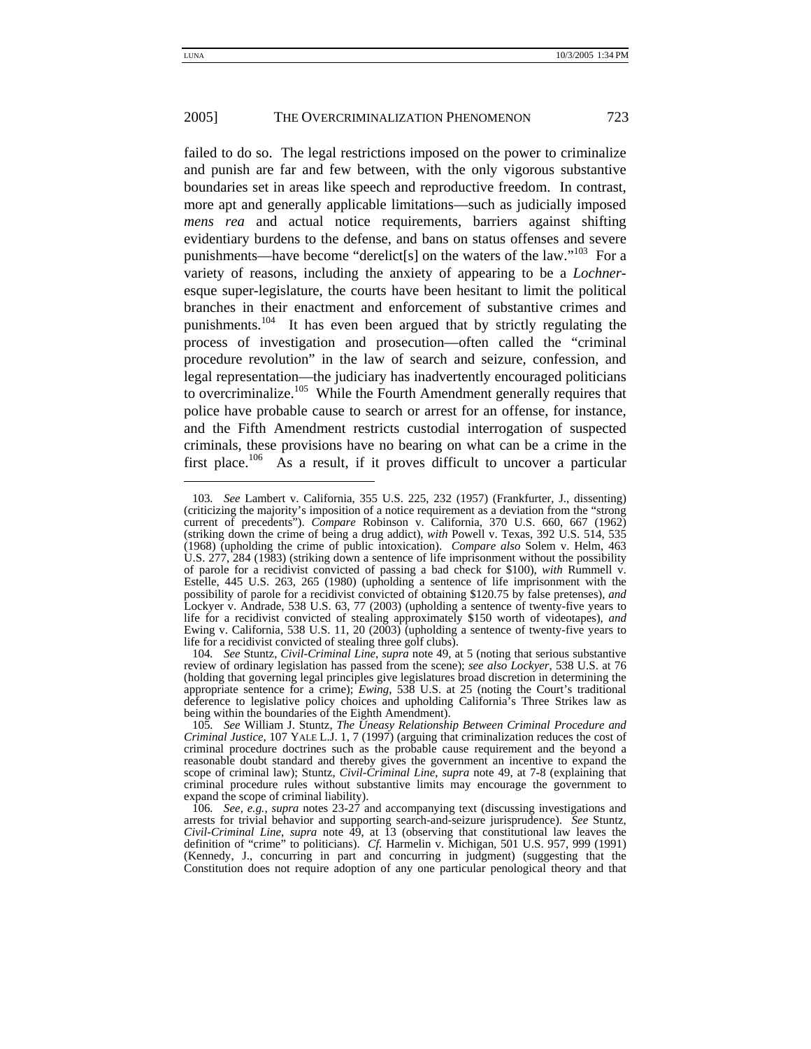failed to do so. The legal restrictions imposed on the power to criminalize and punish are far and few between, with the only vigorous substantive boundaries set in areas like speech and reproductive freedom. In contrast, more apt and generally applicable limitations—such as judicially imposed *mens rea* and actual notice requirements, barriers against shifting evidentiary burdens to the defense, and bans on status offenses and severe punishments—have become "derelict[s] on the waters of the law."[103] For a variety of reasons, including the anxiety of appearing to be a *Lochner*-esque super-legislature, the courts have been hesitant to limit the political branches in their enactment and enforcement of substantive crimes and punishments.[104] It has even been argued that by strictly regulating the process of investigation and prosecution—often called the "criminal procedure revolution" in the law of search and seizure, confession, and legal representation—the judiciary has inadvertently encouraged politicians to overcriminalize.[105] While the Fourth Amendment generally requires that police have probable cause to search or arrest for an offense, for instance, and the Fifth Amendment restricts custodial interrogation of suspected criminals, these provisions have no bearing on what can be a crime in the first place.[106] As a result, if it proves difficult to uncover a particular

---

103. *See* Lambert v. California, 355 U.S. 225, 232 (1957) (Frankfurter, J., dissenting) (criticizing the majority's imposition of a notice requirement as a deviation from the "strong current of precedents"). *Compare* Robinson v. California, 370 U.S. 660, 667 (1962) (striking down the crime of being a drug addict), *with* Powell v. Texas, 392 U.S. 514, 535 (1968) (upholding the crime of public intoxication). *Compare also* Solem v. Helm, 463 U.S. 277, 284 (1983) (striking down a sentence of life imprisonment without the possibility of parole for a recidivist convicted of passing a bad check for $100), *with* Rummell v. Estelle, 445 U.S. 263, 265 (1980) (upholding a sentence of life imprisonment with the possibility of parole for a recidivist convicted of obtaining $120.75 by false pretenses), *and* Lockyer v. Andrade, 538 U.S. 63, 77 (2003) (upholding a sentence of twenty-five years to life for a recidivist convicted of stealing approximately $150 worth of videotapes), *and* Ewing v. California, 538 U.S. 11, 20 (2003) (upholding a sentence of twenty-five years to life for a recidivist convicted of stealing three golf clubs).

104. *See* Stuntz, *Civil-Criminal Line*, *supra* note 49, at 5 (noting that serious substantive review of ordinary legislation has passed from the scene); *see also Lockyer*, 538 U.S. at 76 (holding that governing legal principles give legislatures broad discretion in determining the appropriate sentence for a crime); *Ewing*, 538 U.S. at 25 (noting the Court's traditional deference to legislative policy choices and upholding California's Three Strikes law as being within the boundaries of the Eighth Amendment).

105. *See* William J. Stuntz, *The Uneasy Relationship Between Criminal Procedure and Criminal Justice*, 107 YALE L.J. 1, 7 (1997) (arguing that criminalization reduces the cost of criminal procedure doctrines such as the probable cause requirement and the beyond a reasonable doubt standard and thereby gives the government an incentive to expand the scope of criminal law); Stuntz, *Civil-Criminal Line*, *supra* note 49, at 7-8 (explaining that criminal procedure rules without substantive limits may encourage the government to expand the scope of criminal liability).

106. *See, e.g.*, *supra* notes 23-27 and accompanying text (discussing investigations and arrests for trivial behavior and supporting search-and-seizure jurisprudence). *See* Stuntz, *Civil-Criminal Line*, *supra* note 49, at 13 (observing that constitutional law leaves the definition of "crime" to politicians). *Cf.* Harmelin v. Michigan, 501 U.S. 957, 999 (1991) (Kennedy, J., concurring in part and concurring in judgment) (suggesting that the Constitution does not require adoption of any one particular penological theory and that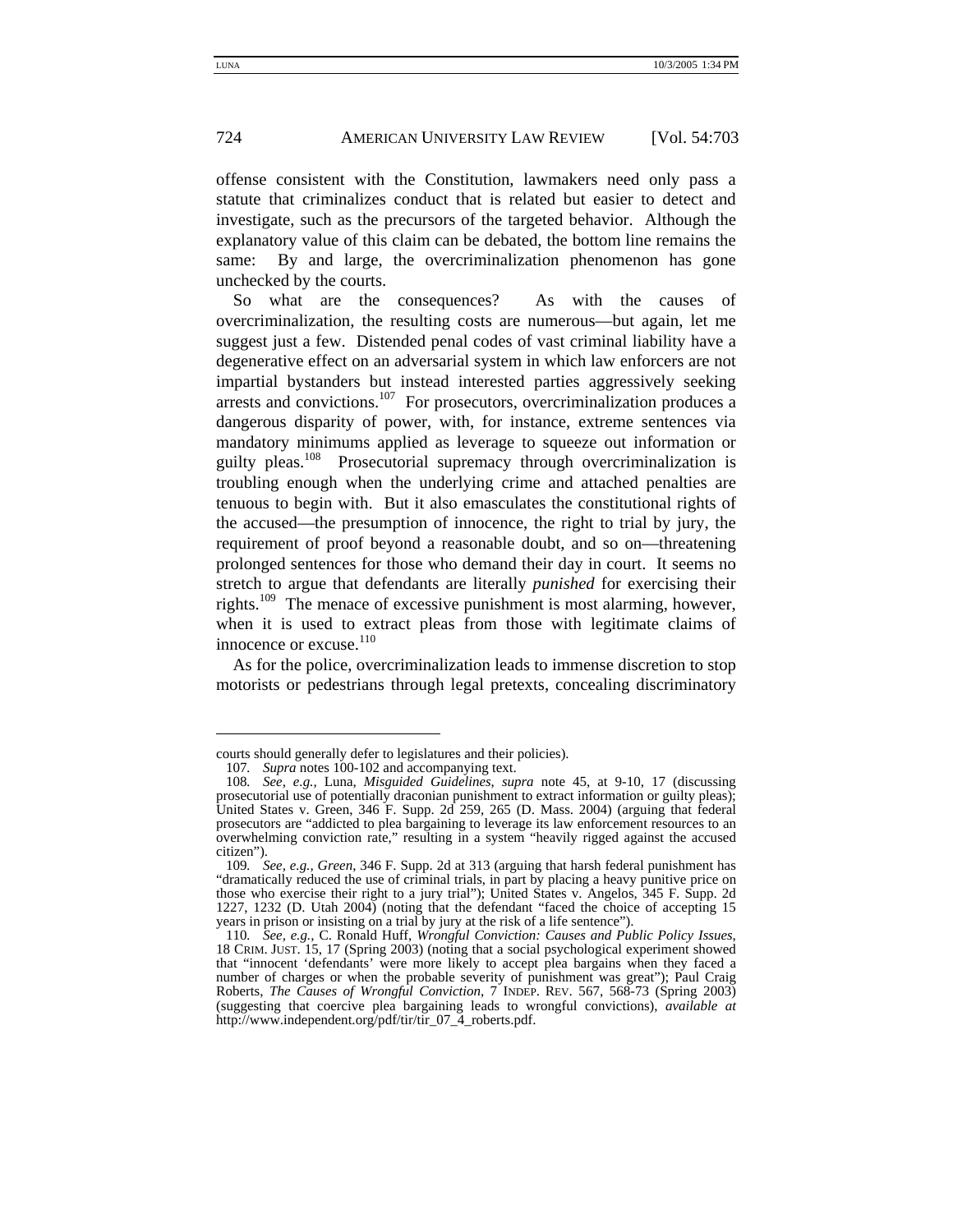offense consistent with the Constitution, lawmakers need only pass a statute that criminalizes conduct that is related but easier to detect and investigate, such as the precursors of the targeted behavior. Although the explanatory value of this claim can be debated, the bottom line remains the same: By and large, the overcriminalization phenomenon has gone unchecked by the courts.

So what are the consequences? As with the causes of overcriminalization, the resulting costs are numerous—but again, let me suggest just a few. Distended penal codes of vast criminal liability have a degenerative effect on an adversarial system in which law enforcers are not impartial bystanders but instead interested parties aggressively seeking arrests and convictions.[107] For prosecutors, overcriminalization produces a dangerous disparity of power, with, for instance, extreme sentences via mandatory minimums applied as leverage to squeeze out information or guilty pleas.[108] Prosecutorial supremacy through overcriminalization is troubling enough when the underlying crime and attached penalties are tenuous to begin with. But it also emasculates the constitutional rights of the accused—the presumption of innocence, the right to trial by jury, the requirement of proof beyond a reasonable doubt, and so on—threatening prolonged sentences for those who demand their day in court. It seems no stretch to argue that defendants are literally *punished* for exercising their rights.[109] The menace of excessive punishment is most alarming, however, when it is used to extract pleas from those with legitimate claims of innocence or excuse.[110]

As for the police, overcriminalization leads to immense discretion to stop motorists or pedestrians through legal pretexts, concealing discriminatory

---

courts should generally defer to legislatures and their policies).

107. *Supra* notes 100-102 and accompanying text.

108. *See, e.g.*, Luna, *Misguided Guidelines*, *supra* note 45, at 9-10, 17 (discussing prosecutorial use of potentially draconian punishment to extract information or guilty pleas); United States v. Green, 346 F. Supp. 2d 259, 265 (D. Mass. 2004) (arguing that federal prosecutors are "addicted to plea bargaining to leverage its law enforcement resources to an overwhelming conviction rate," resulting in a system "heavily rigged against the accused citizen").

109. *See, e.g.*, *Green*, 346 F. Supp. 2d at 313 (arguing that harsh federal punishment has "dramatically reduced the use of criminal trials, in part by placing a heavy punitive price on those who exercise their right to a jury trial"); United States v. Angelos, 345 F. Supp. 2d 1227, 1232 (D. Utah 2004) (noting that the defendant "faced the choice of accepting 15 years in prison or insisting on a trial by jury at the risk of a life sentence").

110. *See, e.g.*, C. Ronald Huff, *Wrongful Conviction: Causes and Public Policy Issues*, 18 CRIM. JUST. 15, 17 (Spring 2003) (noting that a social psychological experiment showed that "innocent 'defendants' were more likely to accept plea bargains when they faced a number of charges or when the probable severity of punishment was great"); Paul Craig Roberts, *The Causes of Wrongful Conviction*, 7 INDEP. REV. 567, 568-73 (Spring 2003) (suggesting that coercive plea bargaining leads to wrongful convictions), *available at* http://www.independent.org/pdf/tir/tir_07_4_roberts.pdf.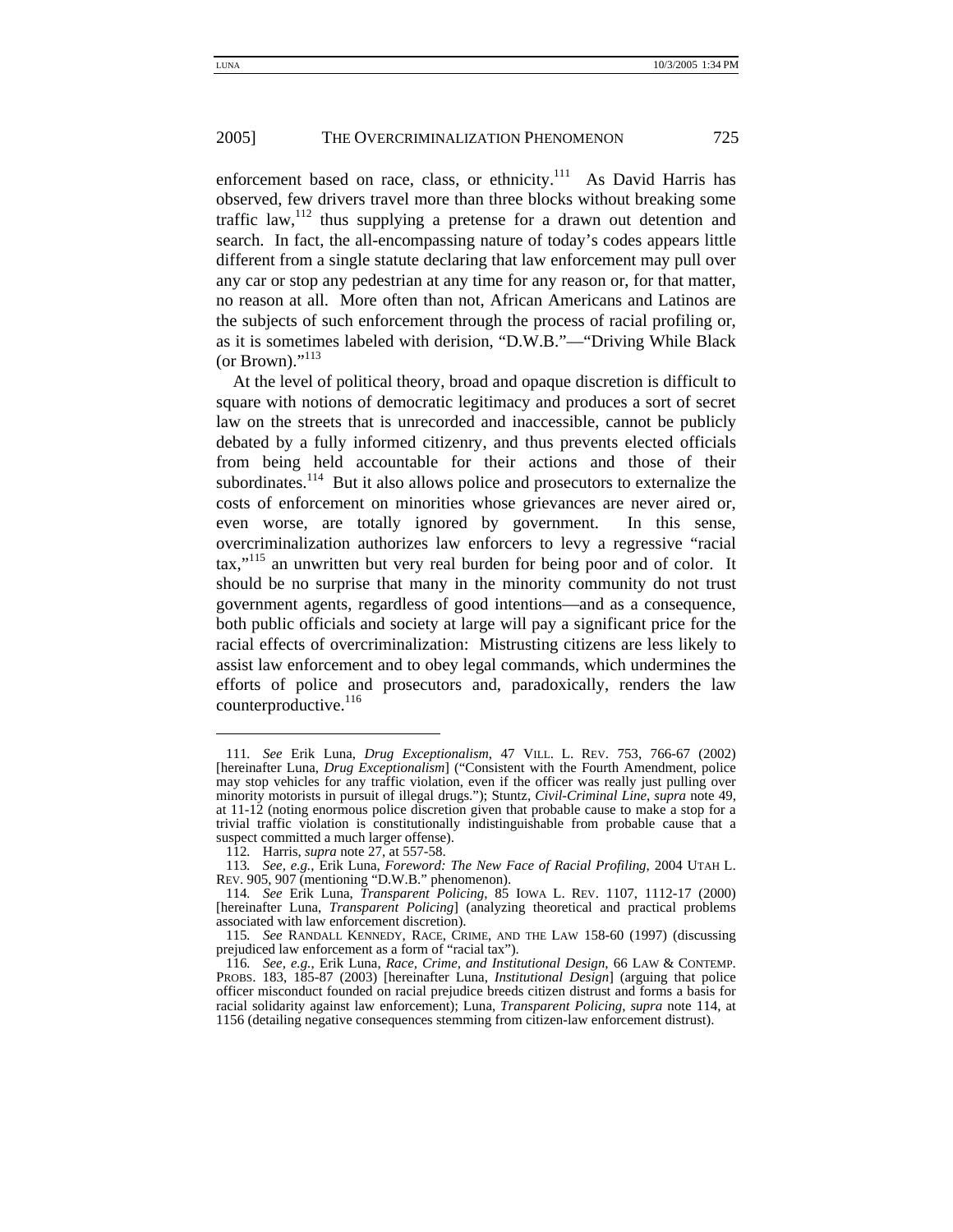enforcement based on race, class, or ethnicity.[111] As David Harris has observed, few drivers travel more than three blocks without breaking some traffic law,[112] thus supplying a pretense for a drawn out detention and search. In fact, the all-encompassing nature of today's codes appears little different from a single statute declaring that law enforcement may pull over any car or stop any pedestrian at any time for any reason or, for that matter, no reason at all. More often than not, African Americans and Latinos are the subjects of such enforcement through the process of racial profiling or, as it is sometimes labeled with derision, "D.W.B."—"Driving While Black (or Brown)."[113]

At the level of political theory, broad and opaque discretion is difficult to square with notions of democratic legitimacy and produces a sort of secret law on the streets that is unrecorded and inaccessible, cannot be publicly debated by a fully informed citizenry, and thus prevents elected officials from being held accountable for their actions and those of their subordinates.[114] But it also allows police and prosecutors to externalize the costs of enforcement on minorities whose grievances are never aired or, even worse, are totally ignored by government. In this sense, overcriminalization authorizes law enforcers to levy a regressive "racial tax,"[115] an unwritten but very real burden for being poor and of color. It should be no surprise that many in the minority community do not trust government agents, regardless of good intentions—and as a consequence, both public officials and society at large will pay a significant price for the racial effects of overcriminalization: Mistrusting citizens are less likely to assist law enforcement and to obey legal commands, which undermines the efforts of police and prosecutors and, paradoxically, renders the law counterproductive.[116]

---

111. *See* Erik Luna, *Drug Exceptionalism*, 47 VILL. L. REV. 753, 766-67 (2002) [hereinafter Luna, *Drug Exceptionalism*] ("Consistent with the Fourth Amendment, police may stop vehicles for any traffic violation, even if the officer was really just pulling over minority motorists in pursuit of illegal drugs."); Stuntz, *Civil-Criminal Line*, *supra* note 49, at 11-12 (noting enormous police discretion given that probable cause to make a stop for a trivial traffic violation is constitutionally indistinguishable from probable cause that a suspect committed a much larger offense).

112. Harris, *supra* note 27, at 557-58.

113. *See, e.g.*, Erik Luna, *Foreword: The New Face of Racial Profiling*, 2004 UTAH L. REV. 905, 907 (mentioning "D.W.B." phenomenon).

114. *See* Erik Luna, *Transparent Policing*, 85 IOWA L. REV. 1107, 1112-17 (2000) [hereinafter Luna, *Transparent Policing*] (analyzing theoretical and practical problems associated with law enforcement discretion).

115. *See* RANDALL KENNEDY, RACE, CRIME, AND THE LAW 158-60 (1997) (discussing prejudiced law enforcement as a form of "racial tax").

116. *See, e.g.*, Erik Luna, *Race, Crime, and Institutional Design*, 66 LAW & CONTEMP. PROBS. 183, 185-87 (2003) [hereinafter Luna, *Institutional Design*] (arguing that police officer misconduct founded on racial prejudice breeds citizen distrust and forms a basis for racial solidarity against law enforcement); Luna, *Transparent Policing*, *supra* note 114, at 1156 (detailing negative consequences stemming from citizen-law enforcement distrust).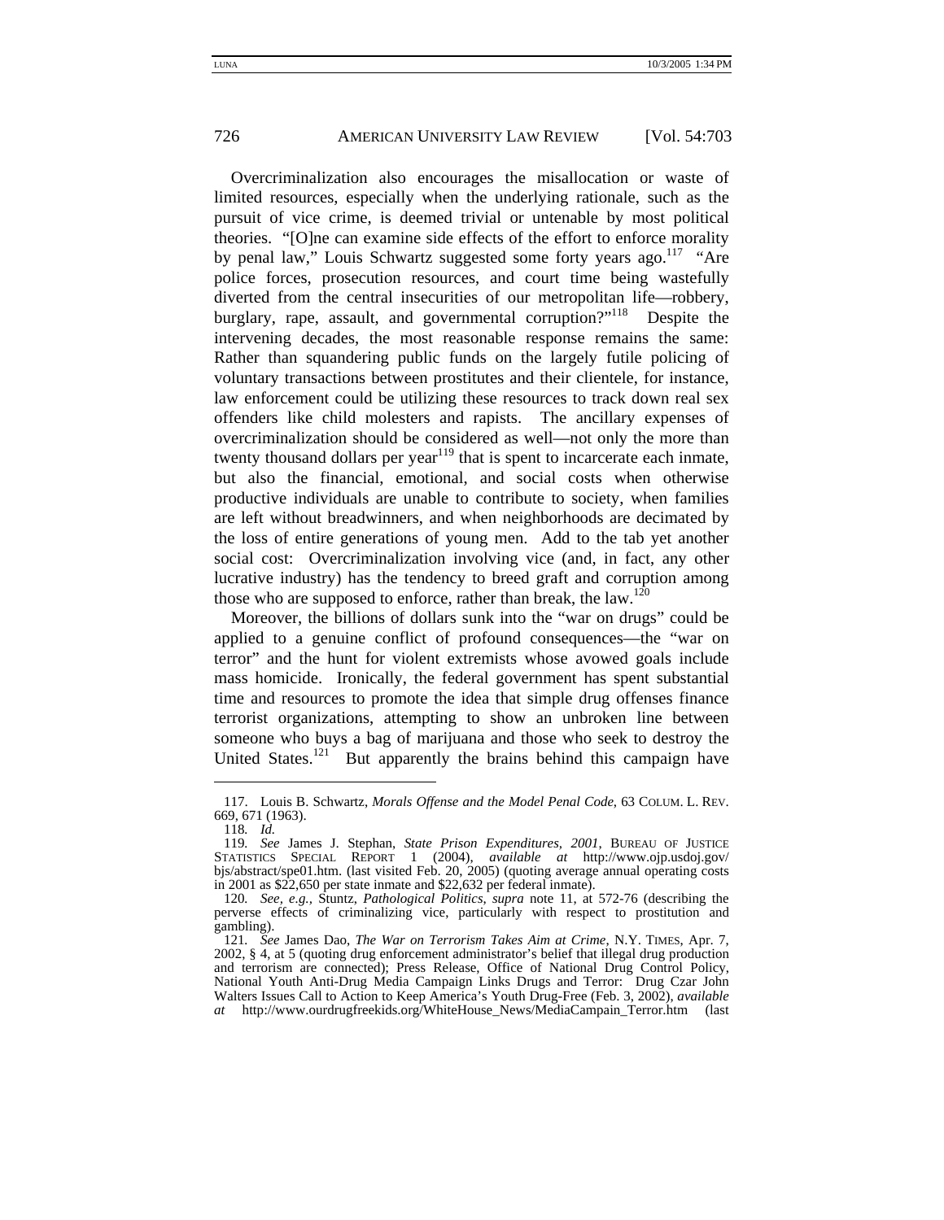Overcriminalization also encourages the misallocation or waste of limited resources, especially when the underlying rationale, such as the pursuit of vice crime, is deemed trivial or untenable by most political theories. "[O]ne can examine side effects of the effort to enforce morality by penal law," Louis Schwartz suggested some forty years ago.[117] "Are police forces, prosecution resources, and court time being wastefully diverted from the central insecurities of our metropolitan life—robbery, burglary, rape, assault, and governmental corruption?"[118] Despite the intervening decades, the most reasonable response remains the same: Rather than squandering public funds on the largely futile policing of voluntary transactions between prostitutes and their clientele, for instance, law enforcement could be utilizing these resources to track down real sex offenders like child molesters and rapists. The ancillary expenses of overcriminalization should be considered as well—not only the more than twenty thousand dollars per year[119] that is spent to incarcerate each inmate, but also the financial, emotional, and social costs when otherwise productive individuals are unable to contribute to society, when families are left without breadwinners, and when neighborhoods are decimated by the loss of entire generations of young men. Add to the tab yet another social cost: Overcriminalization involving vice (and, in fact, any other lucrative industry) has the tendency to breed graft and corruption among those who are supposed to enforce, rather than break, the law.[120]

Moreover, the billions of dollars sunk into the "war on drugs" could be applied to a genuine conflict of profound consequences—the "war on terror" and the hunt for violent extremists whose avowed goals include mass homicide. Ironically, the federal government has spent substantial time and resources to promote the idea that simple drug offenses finance terrorist organizations, attempting to show an unbroken line between someone who buys a bag of marijuana and those who seek to destroy the United States.[121] But apparently the brains behind this campaign have

---

117. Louis B. Schwartz, *Morals Offense and the Model Penal Code*, 63 COLUM. L. REV. 669, 671 (1963).

118. *Id.*

119. *See* James J. Stephan, *State Prison Expenditures, 2001*, BUREAU OF JUSTICE STATISTICS SPECIAL REPORT 1 (2004), *available at* http://www.ojp.usdoj.gov/bjs/abstract/spe01.htm. (last visited Feb. 20, 2005) (quoting average annual operating costs in 2001 as $22,650 per state inmate and $22,632 per federal inmate).

120. *See, e.g.*, Stuntz, *Pathological Politics*, *supra* note 11, at 572-76 (describing the perverse effects of criminalizing vice, particularly with respect to prostitution and gambling).

121. *See* James Dao, *The War on Terrorism Takes Aim at Crime*, N.Y. TIMES, Apr. 7, 2002, § 4, at 5 (quoting drug enforcement administrator's belief that illegal drug production and terrorism are connected); Press Release, Office of National Drug Control Policy, National Youth Anti-Drug Media Campaign Links Drugs and Terror: Drug Czar John Walters Issues Call to Action to Keep America's Youth Drug-Free (Feb. 3, 2002), *available at* http://www.ourdrugfreekids.org/WhiteHouse_News/MediaCampain_Terror.htm (last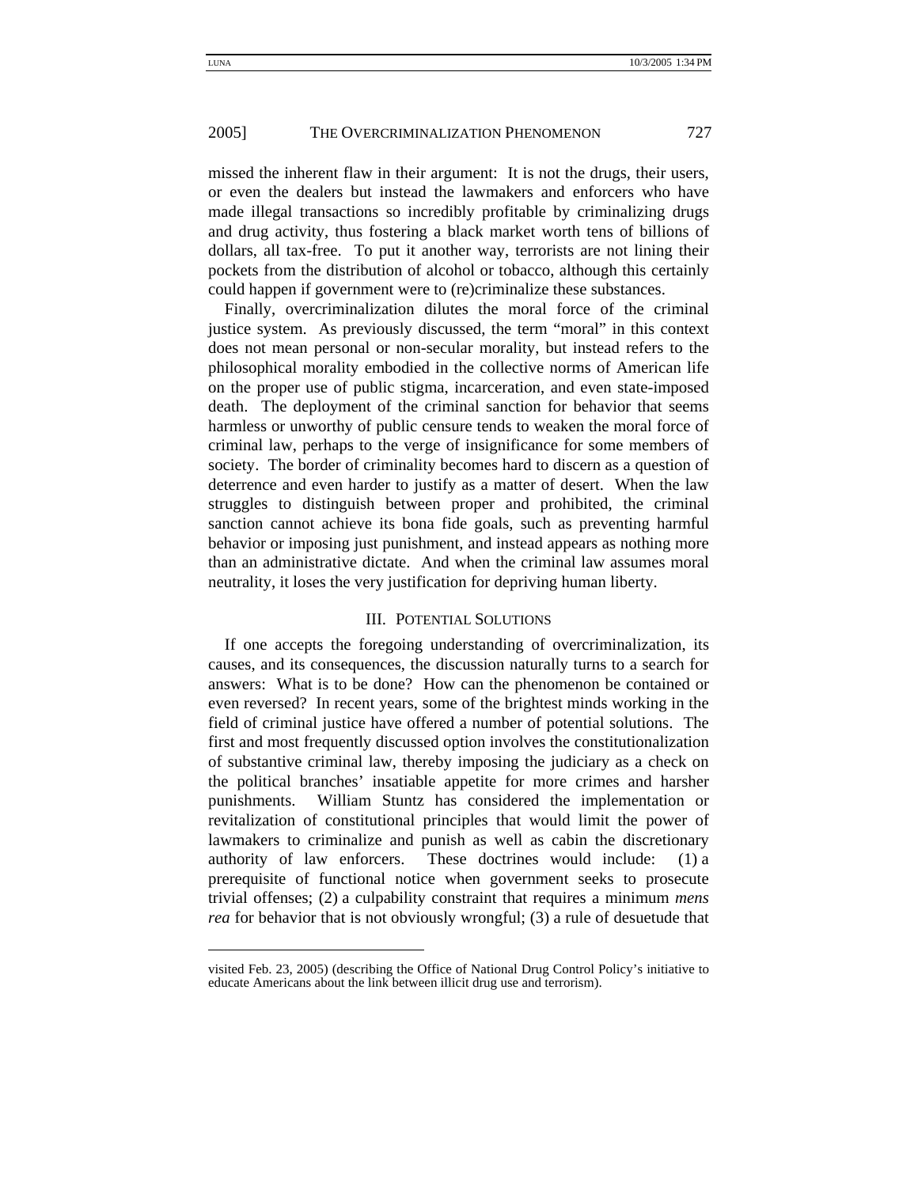missed the inherent flaw in their argument: It is not the drugs, their users, or even the dealers but instead the lawmakers and enforcers who have made illegal transactions so incredibly profitable by criminalizing drugs and drug activity, thus fostering a black market worth tens of billions of dollars, all tax-free. To put it another way, terrorists are not lining their pockets from the distribution of alcohol or tobacco, although this certainly could happen if government were to (re)criminalize these substances.

Finally, overcriminalization dilutes the moral force of the criminal justice system. As previously discussed, the term "moral" in this context does not mean personal or non-secular morality, but instead refers to the philosophical morality embodied in the collective norms of American life on the proper use of public stigma, incarceration, and even state-imposed death. The deployment of the criminal sanction for behavior that seems harmless or unworthy of public censure tends to weaken the moral force of criminal law, perhaps to the verge of insignificance for some members of society. The border of criminality becomes hard to discern as a question of deterrence and even harder to justify as a matter of desert. When the law struggles to distinguish between proper and prohibited, the criminal sanction cannot achieve its bona fide goals, such as preventing harmful behavior or imposing just punishment, and instead appears as nothing more than an administrative dictate. And when the criminal law assumes moral neutrality, it loses the very justification for depriving human liberty.

## III. Potential Solutions

If one accepts the foregoing understanding of overcriminalization, its causes, and its consequences, the discussion naturally turns to a search for answers: What is to be done? How can the phenomenon be contained or even reversed? In recent years, some of the brightest minds working in the field of criminal justice have offered a number of potential solutions. The first and most frequently discussed option involves the constitutionalization of substantive criminal law, thereby imposing the judiciary as a check on the political branches' insatiable appetite for more crimes and harsher punishments. William Stuntz has considered the implementation or revitalization of constitutional principles that would limit the power of lawmakers to criminalize and punish as well as cabin the discretionary authority of law enforcers. These doctrines would include: (1) a prerequisite of functional notice when government seeks to prosecute trivial offenses; (2) a culpability constraint that requires a minimum *mens rea* for behavior that is not obviously wrongful; (3) a rule of desuetude that

visited Feb. 23, 2005) (describing the Office of National Drug Control Policy's initiative to educate Americans about the link between illicit drug use and terrorism).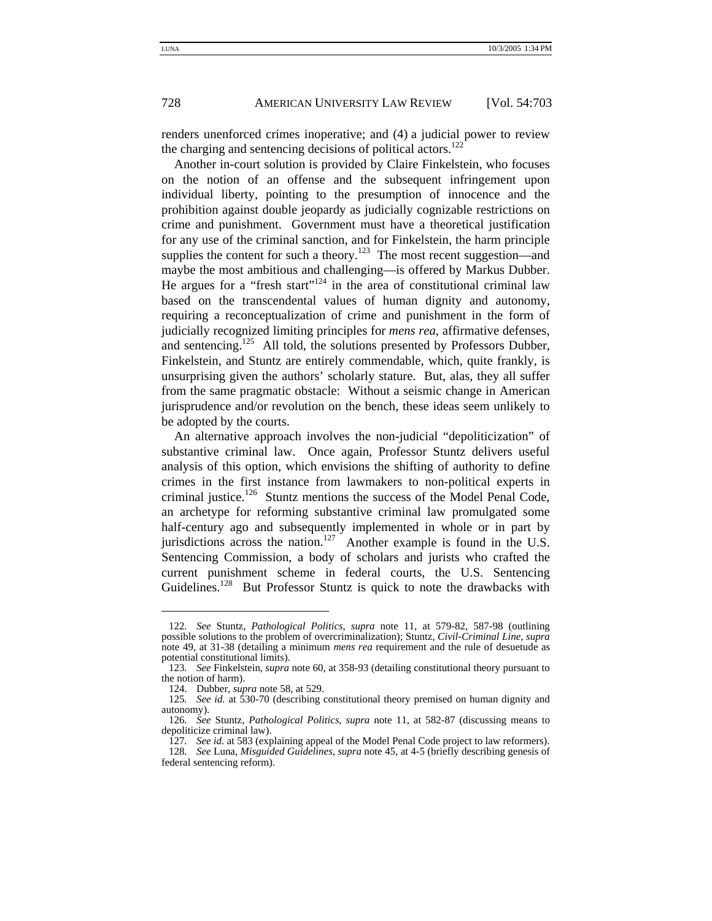renders unenforced crimes inoperative; and (4) a judicial power to review the charging and sentencing decisions of political actors.[122]

Another in-court solution is provided by Claire Finkelstein, who focuses on the notion of an offense and the subsequent infringement upon individual liberty, pointing to the presumption of innocence and the prohibition against double jeopardy as judicially cognizable restrictions on crime and punishment. Government must have a theoretical justification for any use of the criminal sanction, and for Finkelstein, the harm principle supplies the content for such a theory.[123] The most recent suggestion—and maybe the most ambitious and challenging—is offered by Markus Dubber. He argues for a "fresh start"[124] in the area of constitutional criminal law based on the transcendental values of human dignity and autonomy, requiring a reconceptualization of crime and punishment in the form of judicially recognized limiting principles for *mens rea*, affirmative defenses, and sentencing.[125] All told, the solutions presented by Professors Dubber, Finkelstein, and Stuntz are entirely commendable, which, quite frankly, is unsurprising given the authors' scholarly stature. But, alas, they all suffer from the same pragmatic obstacle: Without a seismic change in American jurisprudence and/or revolution on the bench, these ideas seem unlikely to be adopted by the courts.

An alternative approach involves the non-judicial "depoliticization" of substantive criminal law. Once again, Professor Stuntz delivers useful analysis of this option, which envisions the shifting of authority to define crimes in the first instance from lawmakers to non-political experts in criminal justice.[126] Stuntz mentions the success of the Model Penal Code, an archetype for reforming substantive criminal law promulgated some half-century ago and subsequently implemented in whole or in part by jurisdictions across the nation.[127] Another example is found in the U.S. Sentencing Commission, a body of scholars and jurists who crafted the current punishment scheme in federal courts, the U.S. Sentencing Guidelines.[128] But Professor Stuntz is quick to note the drawbacks with

---

122. *See* Stuntz, *Pathological Politics*, *supra* note 11, at 579-82, 587-98 (outlining possible solutions to the problem of overcriminalization); Stuntz, *Civil-Criminal Line*, *supra* note 49, at 31-38 (detailing a minimum *mens rea* requirement and the rule of desuetude as potential constitutional limits).

123. *See* Finkelstein, *supra* note 60, at 358-93 (detailing constitutional theory pursuant to the notion of harm).

124. Dubber, *supra* note 58, at 529.

125. *See id.* at 530-70 (describing constitutional theory premised on human dignity and autonomy).

126. *See* Stuntz, *Pathological Politics*, *supra* note 11, at 582-87 (discussing means to depoliticize criminal law).

127. *See id*. at 583 (explaining appeal of the Model Penal Code project to law reformers).

128. *See* Luna, *Misguided Guidelines*, *supra* note 45, at 4-5 (briefly describing genesis of federal sentencing reform).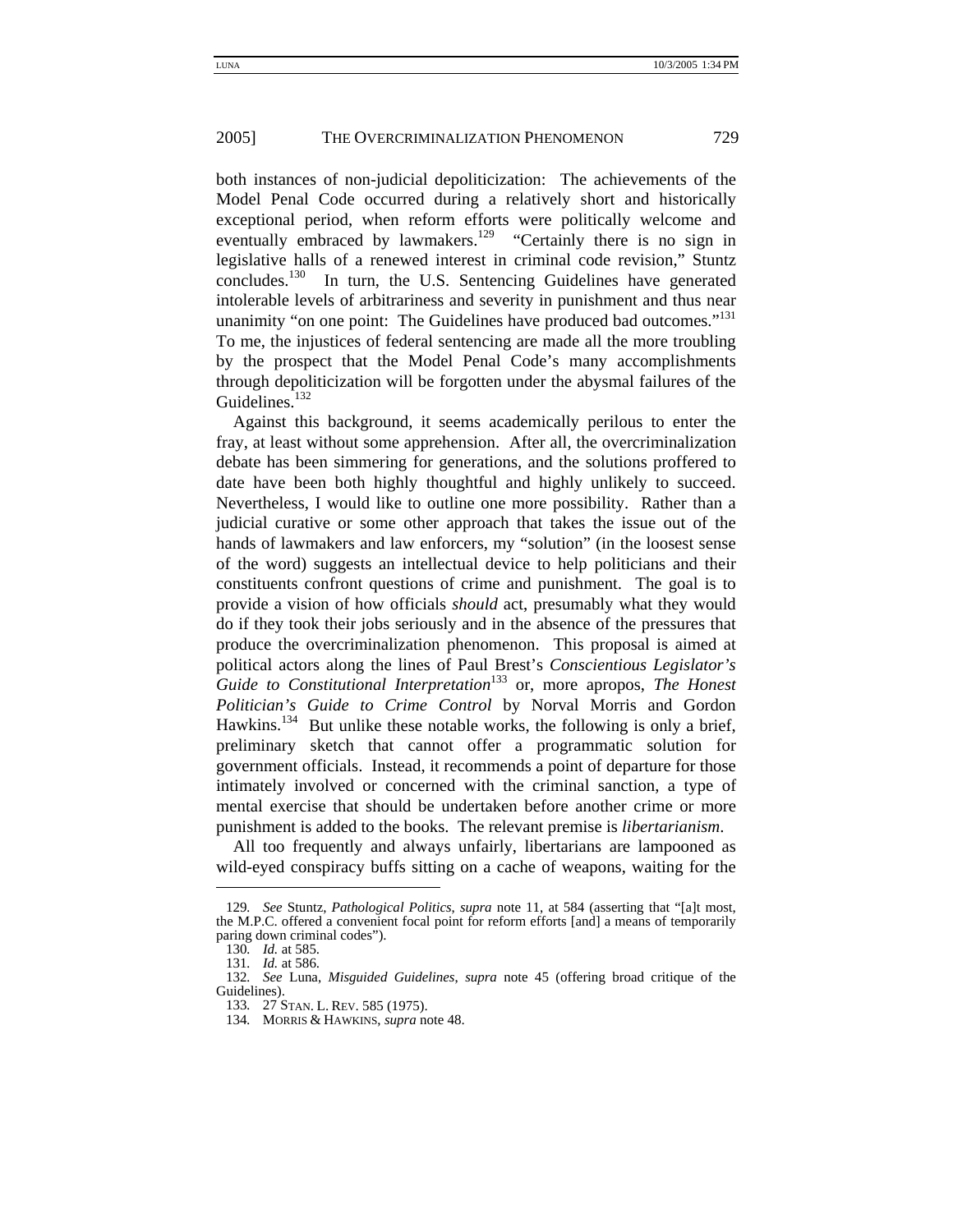both instances of non-judicial depoliticization: The achievements of the Model Penal Code occurred during a relatively short and historically exceptional period, when reform efforts were politically welcome and eventually embraced by lawmakers.[129] "Certainly there is no sign in legislative halls of a renewed interest in criminal code revision," Stuntz concludes.[130] In turn, the U.S. Sentencing Guidelines have generated intolerable levels of arbitrariness and severity in punishment and thus near unanimity "on one point: The Guidelines have produced bad outcomes."[131] To me, the injustices of federal sentencing are made all the more troubling by the prospect that the Model Penal Code's many accomplishments through depoliticization will be forgotten under the abysmal failures of the Guidelines.[132]

Against this background, it seems academically perilous to enter the fray, at least without some apprehension. After all, the overcriminalization debate has been simmering for generations, and the solutions proffered to date have been both highly thoughtful and highly unlikely to succeed. Nevertheless, I would like to outline one more possibility. Rather than a judicial curative or some other approach that takes the issue out of the hands of lawmakers and law enforcers, my "solution" (in the loosest sense of the word) suggests an intellectual device to help politicians and their constituents confront questions of crime and punishment. The goal is to provide a vision of how officials *should* act, presumably what they would do if they took their jobs seriously and in the absence of the pressures that produce the overcriminalization phenomenon. This proposal is aimed at political actors along the lines of Paul Brest's *Conscientious Legislator's Guide to Constitutional Interpretation*[133] or, more apropos, *The Honest Politician's Guide to Crime Control* by Norval Morris and Gordon Hawkins.[134] But unlike these notable works, the following is only a brief, preliminary sketch that cannot offer a programmatic solution for government officials. Instead, it recommends a point of departure for those intimately involved or concerned with the criminal sanction, a type of mental exercise that should be undertaken before another crime or more punishment is added to the books. The relevant premise is *libertarianism*.

All too frequently and always unfairly, libertarians are lampooned as wild-eyed conspiracy buffs sitting on a cache of weapons, waiting for the

---

129. *See* Stuntz, *Pathological Politics*, *supra* note 11, at 584 (asserting that "[a]t most, the M.P.C. offered a convenient focal point for reform efforts [and] a means of temporarily paring down criminal codes").

130. *Id.* at 585.

131. *Id.* at 586.

132. *See* Luna, *Misguided Guidelines*, *supra* note 45 (offering broad critique of the Guidelines).

133. 27 STAN. L. REV. 585 (1975).

134. MORRIS & HAWKINS, *supra* note 48.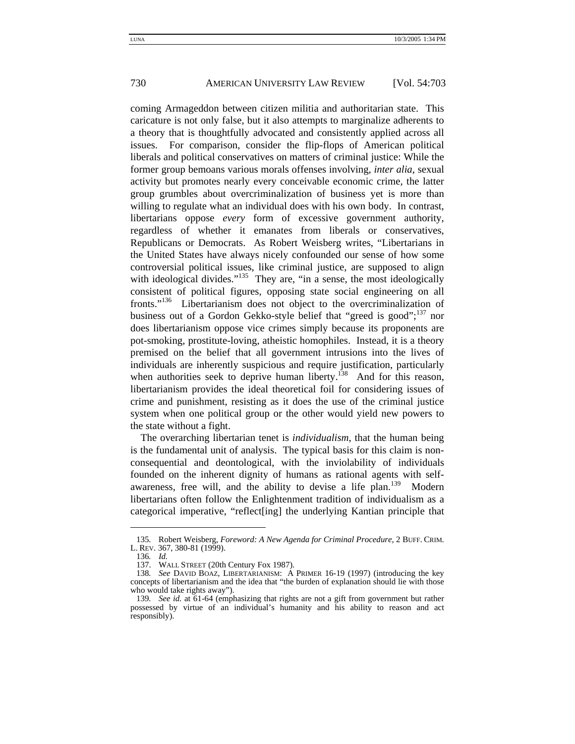coming Armageddon between citizen militia and authoritarian state. This caricature is not only false, but it also attempts to marginalize adherents to a theory that is thoughtfully advocated and consistently applied across all issues. For comparison, consider the flip-flops of American political liberals and political conservatives on matters of criminal justice: While the former group bemoans various morals offenses involving, *inter alia*, sexual activity but promotes nearly every conceivable economic crime, the latter group grumbles about overcriminalization of business yet is more than willing to regulate what an individual does with his own body. In contrast, libertarians oppose *every* form of excessive government authority, regardless of whether it emanates from liberals or conservatives, Republicans or Democrats. As Robert Weisberg writes, "Libertarians in the United States have always nicely confounded our sense of how some controversial political issues, like criminal justice, are supposed to align with ideological divides."[135] They are, "in a sense, the most ideologically consistent of political figures, opposing state social engineering on all fronts."[136] Libertarianism does not object to the overcriminalization of business out of a Gordon Gekko-style belief that "greed is good";[137] nor does libertarianism oppose vice crimes simply because its proponents are pot-smoking, prostitute-loving, atheistic homophiles. Instead, it is a theory premised on the belief that all government intrusions into the lives of individuals are inherently suspicious and require justification, particularly when authorities seek to deprive human liberty.[138] And for this reason, libertarianism provides the ideal theoretical foil for considering issues of crime and punishment, resisting as it does the use of the criminal justice system when one political group or the other would yield new powers to the state without a fight.

The overarching libertarian tenet is *individualism*, that the human being is the fundamental unit of analysis. The typical basis for this claim is non-consequential and deontological, with the inviolability of individuals founded on the inherent dignity of humans as rational agents with self-awareness, free will, and the ability to devise a life plan.[139] Modern libertarians often follow the Enlightenment tradition of individualism as a categorical imperative, "reflect[ing] the underlying Kantian principle that

---

135. Robert Weisberg, *Foreword: A New Agenda for Criminal Procedure*, 2 BUFF. CRIM. L. REV. 367, 380-81 (1999).

136. *Id.*

137. WALL STREET (20th Century Fox 1987).

138. *See* DAVID BOAZ, LIBERTARIANISM: A PRIMER 16-19 (1997) (introducing the key concepts of libertarianism and the idea that "the burden of explanation should lie with those who would take rights away").

139. *See id.* at 61-64 (emphasizing that rights are not a gift from government but rather possessed by virtue of an individual's humanity and his ability to reason and act responsibly).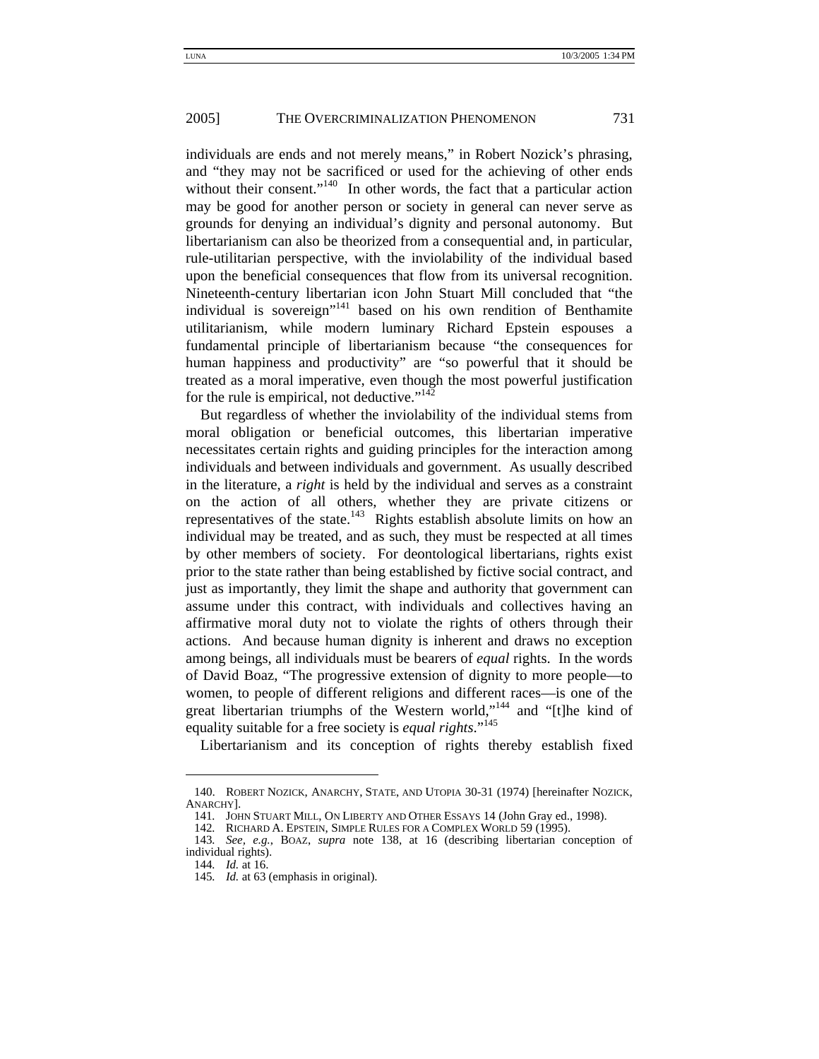individuals are ends and not merely means," in Robert Nozick's phrasing, and "they may not be sacrificed or used for the achieving of other ends without their consent."[140] In other words, the fact that a particular action may be good for another person or society in general can never serve as grounds for denying an individual's dignity and personal autonomy. But libertarianism can also be theorized from a consequential and, in particular, rule-utilitarian perspective, with the inviolability of the individual based upon the beneficial consequences that flow from its universal recognition. Nineteenth-century libertarian icon John Stuart Mill concluded that "the individual is sovereign"[141] based on his own rendition of Benthamite utilitarianism, while modern luminary Richard Epstein espouses a fundamental principle of libertarianism because "the consequences for human happiness and productivity" are "so powerful that it should be treated as a moral imperative, even though the most powerful justification for the rule is empirical, not deductive."[142]

But regardless of whether the inviolability of the individual stems from moral obligation or beneficial outcomes, this libertarian imperative necessitates certain rights and guiding principles for the interaction among individuals and between individuals and government. As usually described in the literature, a *right* is held by the individual and serves as a constraint on the action of all others, whether they are private citizens or representatives of the state.[143] Rights establish absolute limits on how an individual may be treated, and as such, they must be respected at all times by other members of society. For deontological libertarians, rights exist prior to the state rather than being established by fictive social contract, and just as importantly, they limit the shape and authority that government can assume under this contract, with individuals and collectives having an affirmative moral duty not to violate the rights of others through their actions. And because human dignity is inherent and draws no exception among beings, all individuals must be bearers of *equal* rights. In the words of David Boaz, "The progressive extension of dignity to more people—to women, to people of different religions and different races—is one of the great libertarian triumphs of the Western world,"[144] and "[t]he kind of equality suitable for a free society is *equal rights*."[145]

Libertarianism and its conception of rights thereby establish fixed

---

140. ROBERT NOZICK, ANARCHY, STATE, AND UTOPIA 30-31 (1974) [hereinafter NOZICK, ANARCHY].

141. JOHN STUART MILL, ON LIBERTY AND OTHER ESSAYS 14 (John Gray ed., 1998).

142. RICHARD A. EPSTEIN, SIMPLE RULES FOR A COMPLEX WORLD 59 (1995).

143. *See, e.g.*, BOAZ, *supra* note 138, at 16 (describing libertarian conception of individual rights).

144. *Id.* at 16.

145. *Id.* at 63 (emphasis in original).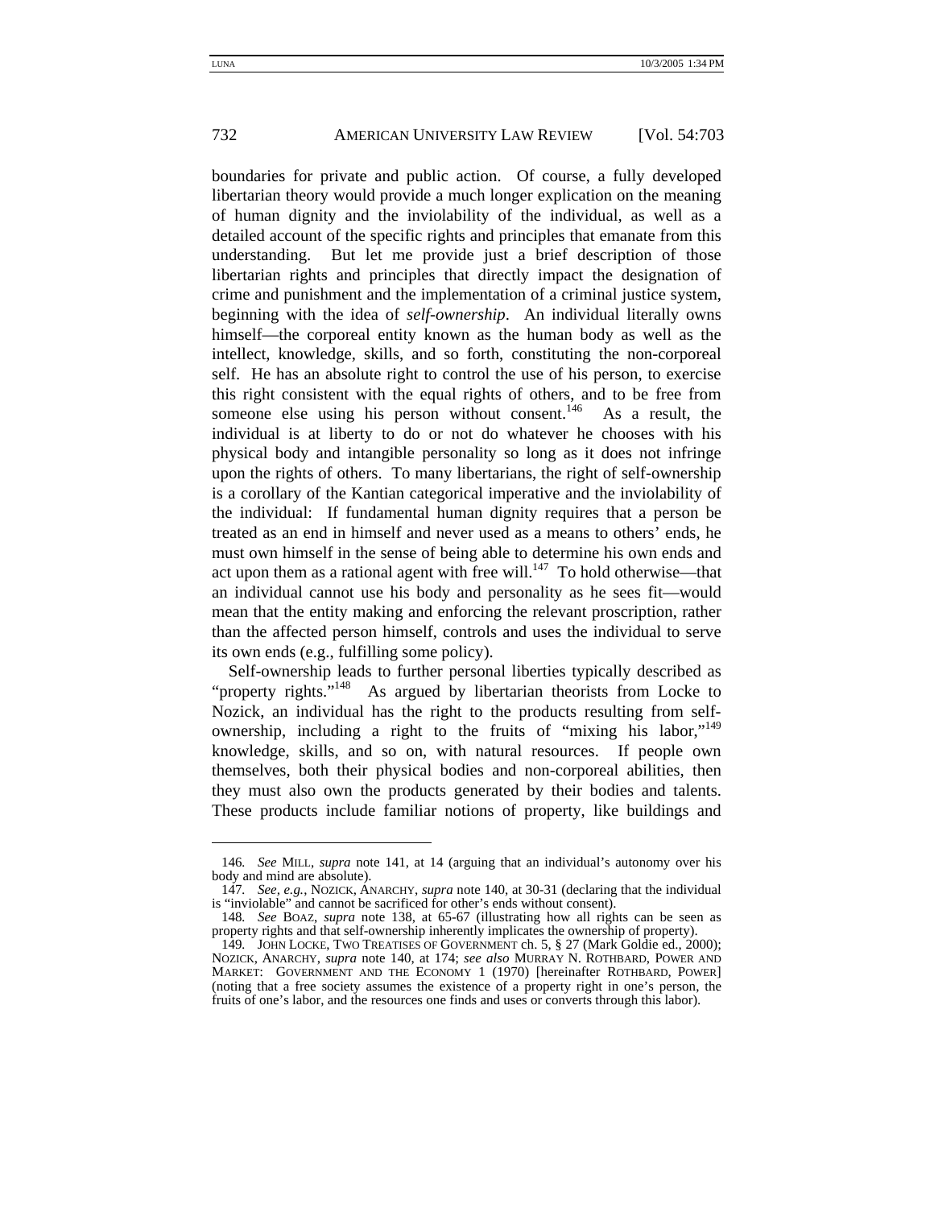boundaries for private and public action. Of course, a fully developed libertarian theory would provide a much longer explication on the meaning of human dignity and the inviolability of the individual, as well as a detailed account of the specific rights and principles that emanate from this understanding. But let me provide just a brief description of those libertarian rights and principles that directly impact the designation of crime and punishment and the implementation of a criminal justice system, beginning with the idea of *self-ownership*. An individual literally owns himself—the corporeal entity known as the human body as well as the intellect, knowledge, skills, and so forth, constituting the non-corporeal self. He has an absolute right to control the use of his person, to exercise this right consistent with the equal rights of others, and to be free from someone else using his person without consent.[146] As a result, the individual is at liberty to do or not do whatever he chooses with his physical body and intangible personality so long as it does not infringe upon the rights of others. To many libertarians, the right of self-ownership is a corollary of the Kantian categorical imperative and the inviolability of the individual: If fundamental human dignity requires that a person be treated as an end in himself and never used as a means to others' ends, he must own himself in the sense of being able to determine his own ends and act upon them as a rational agent with free will.[147] To hold otherwise—that an individual cannot use his body and personality as he sees fit—would mean that the entity making and enforcing the relevant proscription, rather than the affected person himself, controls and uses the individual to serve its own ends (e.g., fulfilling some policy).

Self-ownership leads to further personal liberties typically described as "property rights."[148] As argued by libertarian theorists from Locke to Nozick, an individual has the right to the products resulting from self-ownership, including a right to the fruits of "mixing his labor,"[149] knowledge, skills, and so on, with natural resources. If people own themselves, both their physical bodies and non-corporeal abilities, then they must also own the products generated by their bodies and talents. These products include familiar notions of property, like buildings and

---

146. *See* MILL, *supra* note 141, at 14 (arguing that an individual's autonomy over his body and mind are absolute).

147. *See, e.g.*, NOZICK, ANARCHY, *supra* note 140, at 30-31 (declaring that the individual is "inviolable" and cannot be sacrificed for other's ends without consent).

148. *See* BOAZ, *supra* note 138, at 65-67 (illustrating how all rights can be seen as property rights and that self-ownership inherently implicates the ownership of property).

149. JOHN LOCKE, TWO TREATISES OF GOVERNMENT ch. 5, § 27 (Mark Goldie ed., 2000); NOZICK, ANARCHY, *supra* note 140, at 174; *see also* MURRAY N. ROTHBARD, POWER AND MARKET: GOVERNMENT AND THE ECONOMY 1 (1970) [hereinafter ROTHBARD, POWER] (noting that a free society assumes the existence of a property right in one's person, the fruits of one's labor, and the resources one finds and uses or converts through this labor).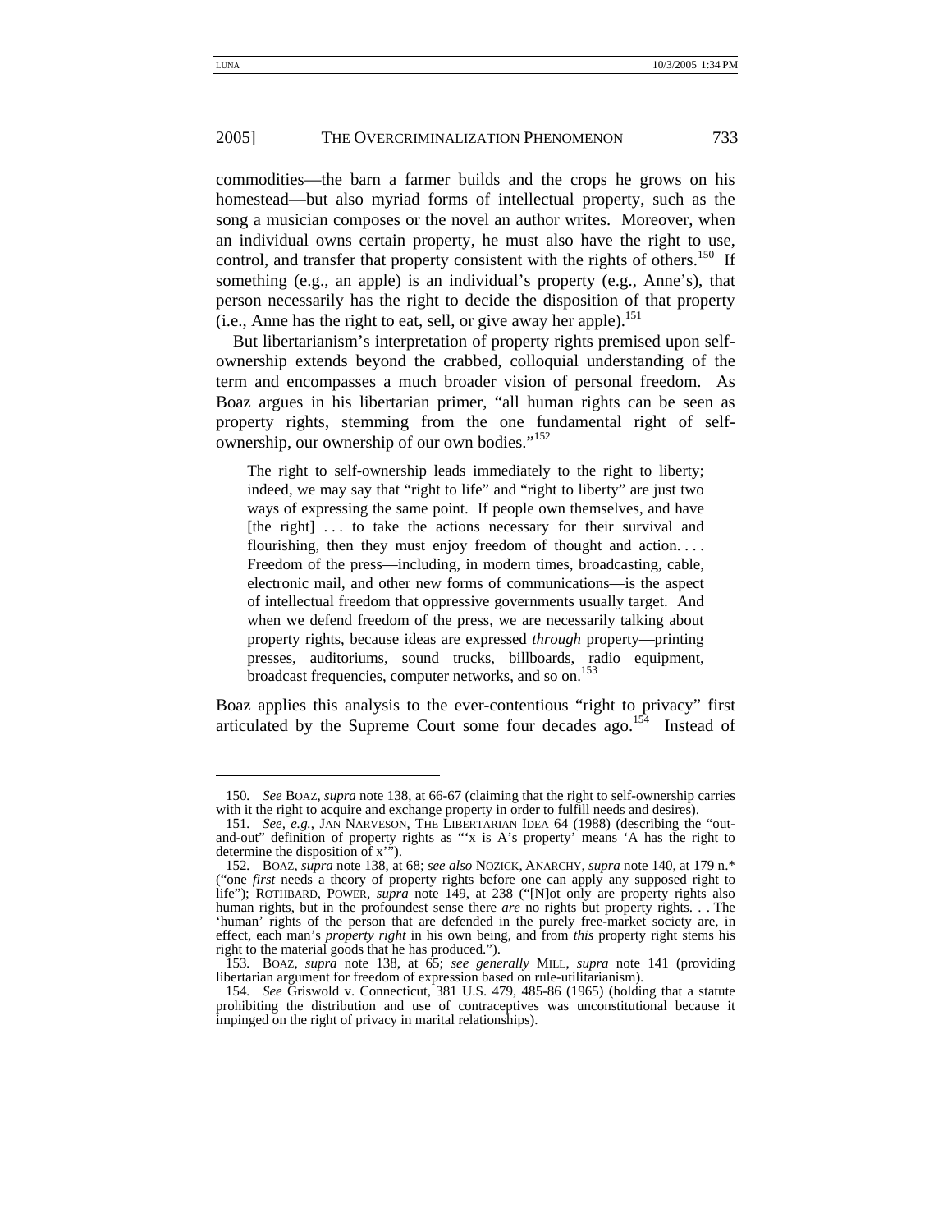commodities—the barn a farmer builds and the crops he grows on his homestead—but also myriad forms of intellectual property, such as the song a musician composes or the novel an author writes. Moreover, when an individual owns certain property, he must also have the right to use, control, and transfer that property consistent with the rights of others.[150] If something (e.g., an apple) is an individual's property (e.g., Anne's), that person necessarily has the right to decide the disposition of that property (i.e., Anne has the right to eat, sell, or give away her apple).[151]

But libertarianism's interpretation of property rights premised upon self-ownership extends beyond the crabbed, colloquial understanding of the term and encompasses a much broader vision of personal freedom. As Boaz argues in his libertarian primer, "all human rights can be seen as property rights, stemming from the one fundamental right of self-ownership, our ownership of our own bodies."[152]

> The right to self-ownership leads immediately to the right to liberty; indeed, we may say that "right to life" and "right to liberty" are just two ways of expressing the same point. If people own themselves, and have [the right] . . . to take the actions necessary for their survival and flourishing, then they must enjoy freedom of thought and action. . . . Freedom of the press—including, in modern times, broadcasting, cable, electronic mail, and other new forms of communications—is the aspect of intellectual freedom that oppressive governments usually target. And when we defend freedom of the press, we are necessarily talking about property rights, because ideas are expressed *through* property—printing presses, auditoriums, sound trucks, billboards, radio equipment, broadcast frequencies, computer networks, and so on.[153]

Boaz applies this analysis to the ever-contentious "right to privacy" first articulated by the Supreme Court some four decades ago.[154] Instead of

---

150. *See* BOAZ, *supra* note 138, at 66-67 (claiming that the right to self-ownership carries with it the right to acquire and exchange property in order to fulfill needs and desires).

151. *See, e.g.*, JAN NARVESON, THE LIBERTARIAN IDEA 64 (1988) (describing the "out-and-out" definition of property rights as "'x is A's property' means 'A has the right to determine the disposition of x'").

152. BOAZ, *supra* note 138, at 68; *see also* NOZICK, ANARCHY, *supra* note 140, at 179 n.* ("one *first* needs a theory of property rights before one can apply any supposed right to life"); ROTHBARD, POWER, *supra* note 149, at 238 ("[N]ot only are property rights also human rights, but in the profoundest sense there *are* no rights but property rights. . . The 'human' rights of the person that are defended in the purely free-market society are, in effect, each man's *property right* in his own being, and from *this* property right stems his right to the material goods that he has produced.").

153. BOAZ, *supra* note 138, at 65; *see generally* MILL, *supra* note 141 (providing libertarian argument for freedom of expression based on rule-utilitarianism).

154. *See* Griswold v. Connecticut, 381 U.S. 479, 485-86 (1965) (holding that a statute prohibiting the distribution and use of contraceptives was unconstitutional because it impinged on the right of privacy in marital relationships).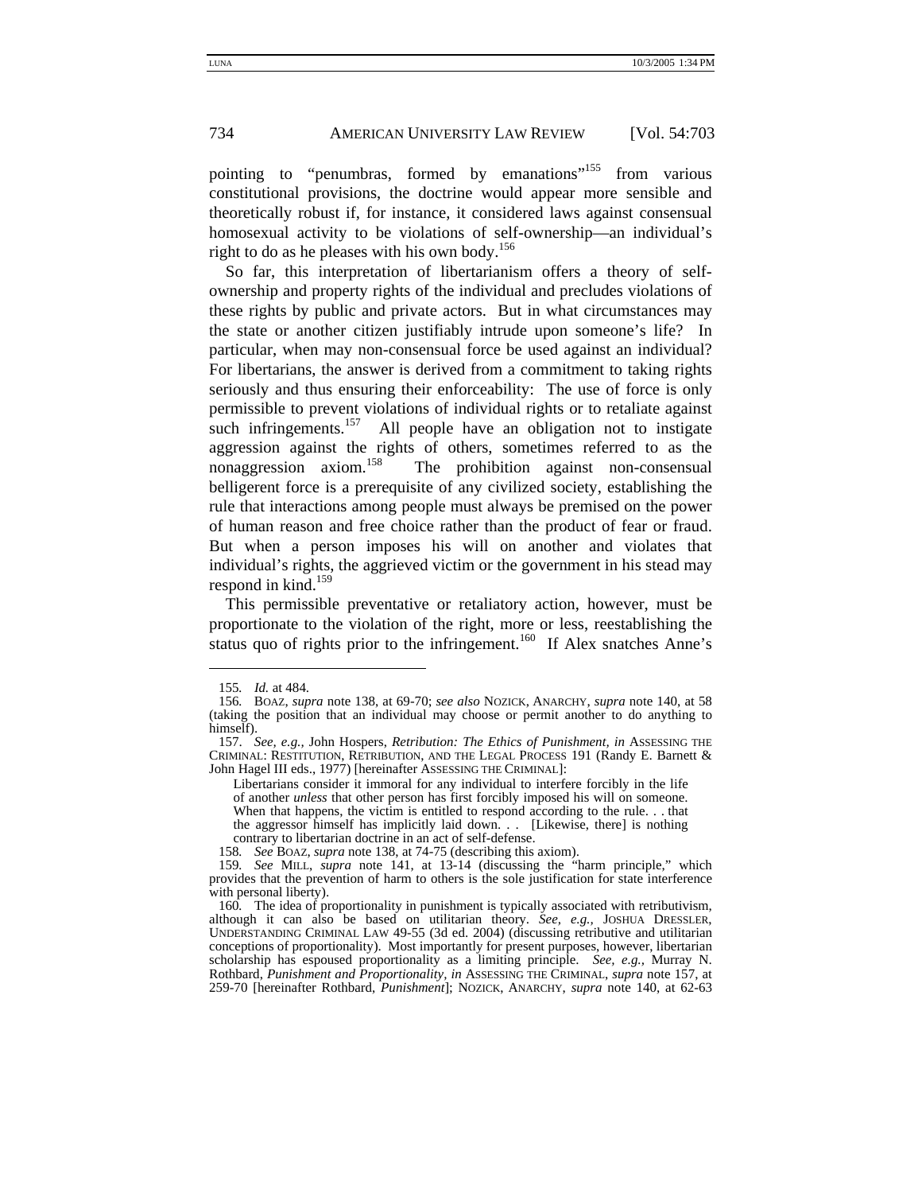pointing to "penumbras, formed by emanations"[155] from various constitutional provisions, the doctrine would appear more sensible and theoretically robust if, for instance, it considered laws against consensual homosexual activity to be violations of self-ownership—an individual's right to do as he pleases with his own body.[156]

So far, this interpretation of libertarianism offers a theory of self-ownership and property rights of the individual and precludes violations of these rights by public and private actors. But in what circumstances may the state or another citizen justifiably intrude upon someone's life? In particular, when may non-consensual force be used against an individual? For libertarians, the answer is derived from a commitment to taking rights seriously and thus ensuring their enforceability: The use of force is only permissible to prevent violations of individual rights or to retaliate against such infringements.[157] All people have an obligation not to instigate aggression against the rights of others, sometimes referred to as the nonaggression axiom.[158] The prohibition against non-consensual belligerent force is a prerequisite of any civilized society, establishing the rule that interactions among people must always be premised on the power of human reason and free choice rather than the product of fear or fraud. But when a person imposes his will on another and violates that individual's rights, the aggrieved victim or the government in his stead may respond in kind.[159]

This permissible preventative or retaliatory action, however, must be proportionate to the violation of the right, more or less, reestablishing the status quo of rights prior to the infringement.[160] If Alex snatches Anne's

---

155. *Id.* at 484.

156. BOAZ, *supra* note 138, at 69-70; *see also* NOZICK, ANARCHY, *supra* note 140, at 58 (taking the position that an individual may choose or permit another to do anything to himself).

157. *See, e.g.*, John Hospers, *Retribution: The Ethics of Punishment*, *in* ASSESSING THE CRIMINAL: RESTITUTION, RETRIBUTION, AND THE LEGAL PROCESS 191 (Randy E. Barnett & John Hagel III eds., 1977) [hereinafter ASSESSING THE CRIMINAL]:

> Libertarians consider it immoral for any individual to interfere forcibly in the life of another *unless* that other person has first forcibly imposed his will on someone. When that happens, the victim is entitled to respond according to the rule. . . that the aggressor himself has implicitly laid down. . . [Likewise, there] is nothing contrary to libertarian doctrine in an act of self-defense.

158. *See* BOAZ, *supra* note 138, at 74-75 (describing this axiom).

159. *See* MILL, *supra* note 141, at 13-14 (discussing the "harm principle," which provides that the prevention of harm to others is the sole justification for state interference with personal liberty).

160. The idea of proportionality in punishment is typically associated with retributivism, although it can also be based on utilitarian theory. *See, e.g.*, JOSHUA DRESSLER, UNDERSTANDING CRIMINAL LAW 49-55 (3d ed. 2004) (discussing retributive and utilitarian conceptions of proportionality). Most importantly for present purposes, however, libertarian scholarship has espoused proportionality as a limiting principle. *See, e.g.*, Murray N. Rothbard, *Punishment and Proportionality*, *in* ASSESSING THE CRIMINAL, *supra* note 157, at 259-70 [hereinafter Rothbard, *Punishment*]; NOZICK, ANARCHY, *supra* note 140, at 62-63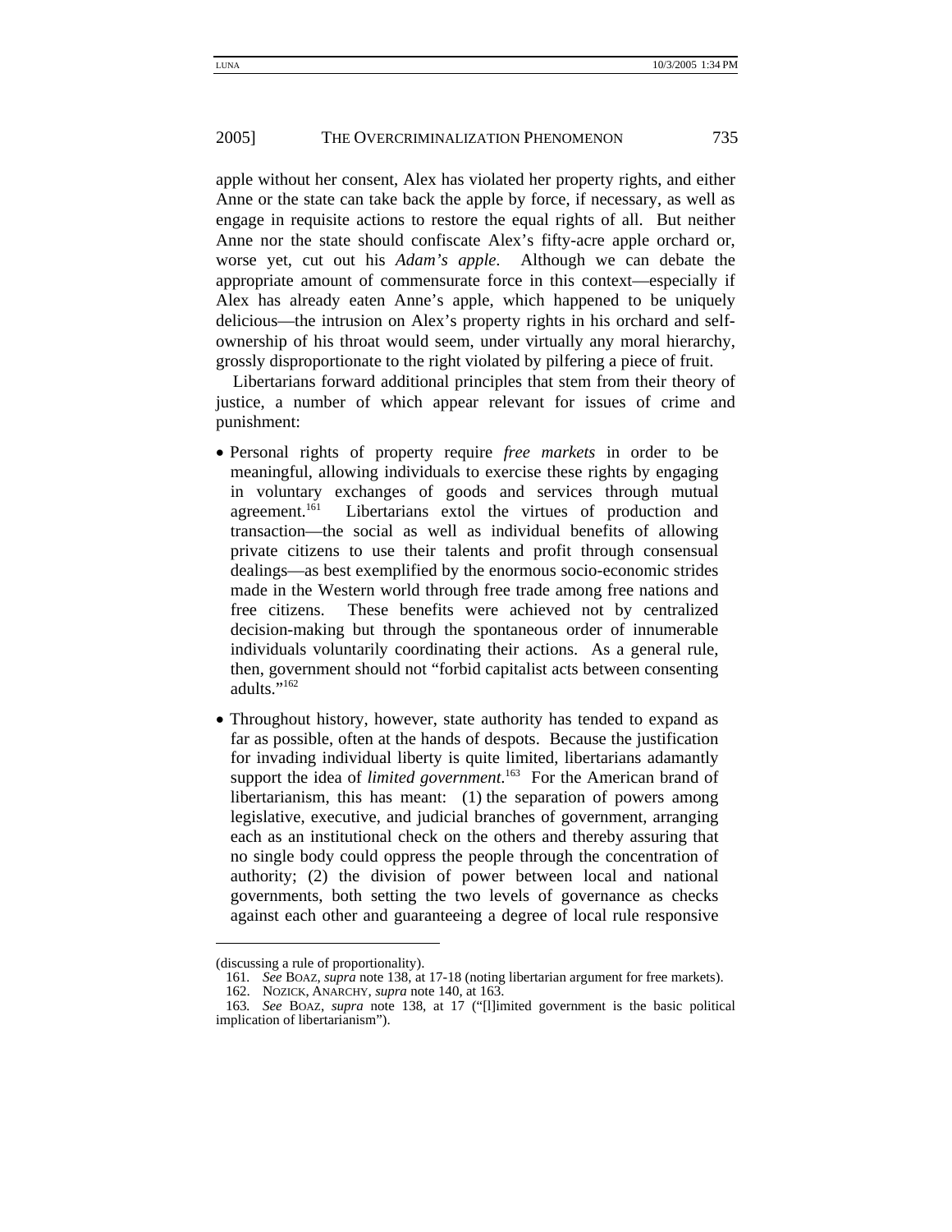apple without her consent, Alex has violated her property rights, and either Anne or the state can take back the apple by force, if necessary, as well as engage in requisite actions to restore the equal rights of all. But neither Anne nor the state should confiscate Alex's fifty-acre apple orchard or, worse yet, cut out his *Adam's apple*. Although we can debate the appropriate amount of commensurate force in this context—especially if Alex has already eaten Anne's apple, which happened to be uniquely delicious—the intrusion on Alex's property rights in his orchard and self-ownership of his throat would seem, under virtually any moral hierarchy, grossly disproportionate to the right violated by pilfering a piece of fruit.

Libertarians forward additional principles that stem from their theory of justice, a number of which appear relevant for issues of crime and punishment:

- Personal rights of property require *free markets* in order to be meaningful, allowing individuals to exercise these rights by engaging in voluntary exchanges of goods and services through mutual agreement.[161] Libertarians extol the virtues of production and transaction—the social as well as individual benefits of allowing private citizens to use their talents and profit through consensual dealings—as best exemplified by the enormous socio-economic strides made in the Western world through free trade among free nations and free citizens. These benefits were achieved not by centralized decision-making but through the spontaneous order of innumerable individuals voluntarily coordinating their actions. As a general rule, then, government should not "forbid capitalist acts between consenting adults."[162]
- Throughout history, however, state authority has tended to expand as far as possible, often at the hands of despots. Because the justification for invading individual liberty is quite limited, libertarians adamantly support the idea of *limited government*.[163] For the American brand of libertarianism, this has meant: (1) the separation of powers among legislative, executive, and judicial branches of government, arranging each as an institutional check on the others and thereby assuring that no single body could oppress the people through the concentration of authority; (2) the division of power between local and national governments, both setting the two levels of governance as checks against each other and guaranteeing a degree of local rule responsive

---

(discussing a rule of proportionality).

161. *See* BOAZ, *supra* note 138, at 17-18 (noting libertarian argument for free markets).

162. NOZICK, ANARCHY, *supra* note 140, at 163.

163. *See* BOAZ, *supra* note 138, at 17 ("[l]imited government is the basic political implication of libertarianism").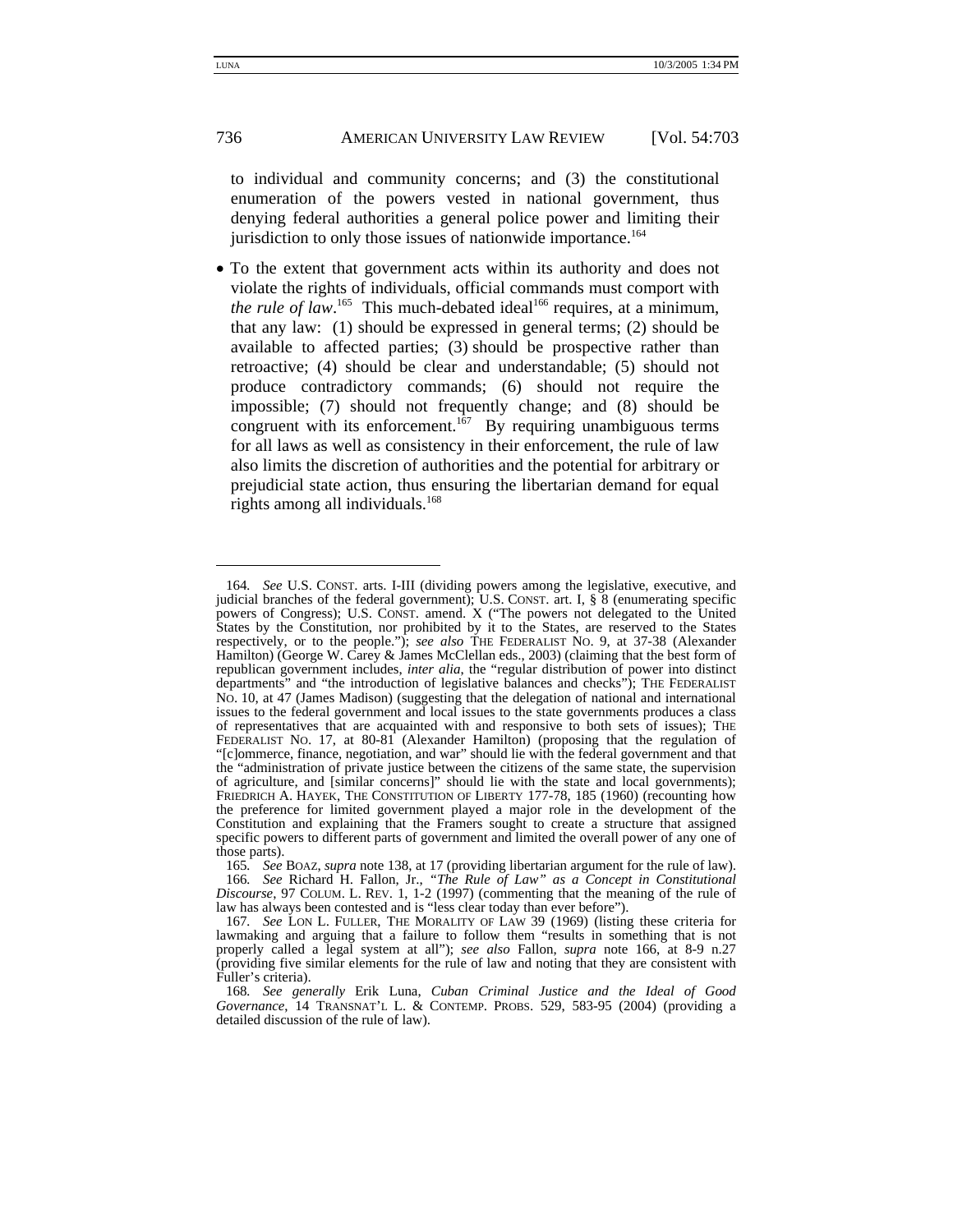to individual and community concerns; and (3) the constitutional enumeration of the powers vested in national government, thus denying federal authorities a general police power and limiting their jurisdiction to only those issues of nationwide importance.[164]

- To the extent that government acts within its authority and does not violate the rights of individuals, official commands must comport with *the rule of law*.[165] This much-debated ideal[166] requires, at a minimum, that any law: (1) should be expressed in general terms; (2) should be available to affected parties; (3) should be prospective rather than retroactive; (4) should be clear and understandable; (5) should not produce contradictory commands; (6) should not require the impossible; (7) should not frequently change; and (8) should be congruent with its enforcement.[167] By requiring unambiguous terms for all laws as well as consistency in their enforcement, the rule of law also limits the discretion of authorities and the potential for arbitrary or prejudicial state action, thus ensuring the libertarian demand for equal rights among all individuals.[168]

---

164. *See* U.S. CONST. arts. I-III (dividing powers among the legislative, executive, and judicial branches of the federal government); U.S. CONST. art. I, § 8 (enumerating specific powers of Congress); U.S. CONST. amend. X ("The powers not delegated to the United States by the Constitution, nor prohibited by it to the States, are reserved to the States respectively, or to the people."); *see also* THE FEDERALIST NO. 9, at 37-38 (Alexander Hamilton) (George W. Carey & James McClellan eds., 2003) (claiming that the best form of republican government includes, *inter alia*, the "regular distribution of power into distinct departments" and "the introduction of legislative balances and checks"); THE FEDERALIST NO. 10, at 47 (James Madison) (suggesting that the delegation of national and international issues to the federal government and local issues to the state governments produces a class of representatives that are acquainted with and responsive to both sets of issues); THE FEDERALIST NO. 17, at 80-81 (Alexander Hamilton) (proposing that the regulation of "[c]ommerce, finance, negotiation, and war" should lie with the federal government and that the "administration of private justice between the citizens of the same state, the supervision of agriculture, and [similar concerns]" should lie with the state and local governments); FRIEDRICH A. HAYEK, THE CONSTITUTION OF LIBERTY 177-78, 185 (1960) (recounting how the preference for limited government played a major role in the development of the Constitution and explaining that the Framers sought to create a structure that assigned specific powers to different parts of government and limited the overall power of any one of those parts).

165. *See* BOAZ, *supra* note 138, at 17 (providing libertarian argument for the rule of law).

166. *See* Richard H. Fallon, Jr., *"The Rule of Law" as a Concept in Constitutional Discourse*, 97 COLUM. L. REV. 1, 1-2 (1997) (commenting that the meaning of the rule of law has always been contested and is "less clear today than ever before").

167. *See* LON L. FULLER, THE MORALITY OF LAW 39 (1969) (listing these criteria for lawmaking and arguing that a failure to follow them "results in something that is not properly called a legal system at all"); *see also* Fallon, *supra* note 166, at 8-9 n.27 (providing five similar elements for the rule of law and noting that they are consistent with Fuller's criteria).

168. *See generally* Erik Luna, *Cuban Criminal Justice and the Ideal of Good Governance*, 14 TRANSNAT'L L. & CONTEMP. PROBS. 529, 583-95 (2004) (providing a detailed discussion of the rule of law).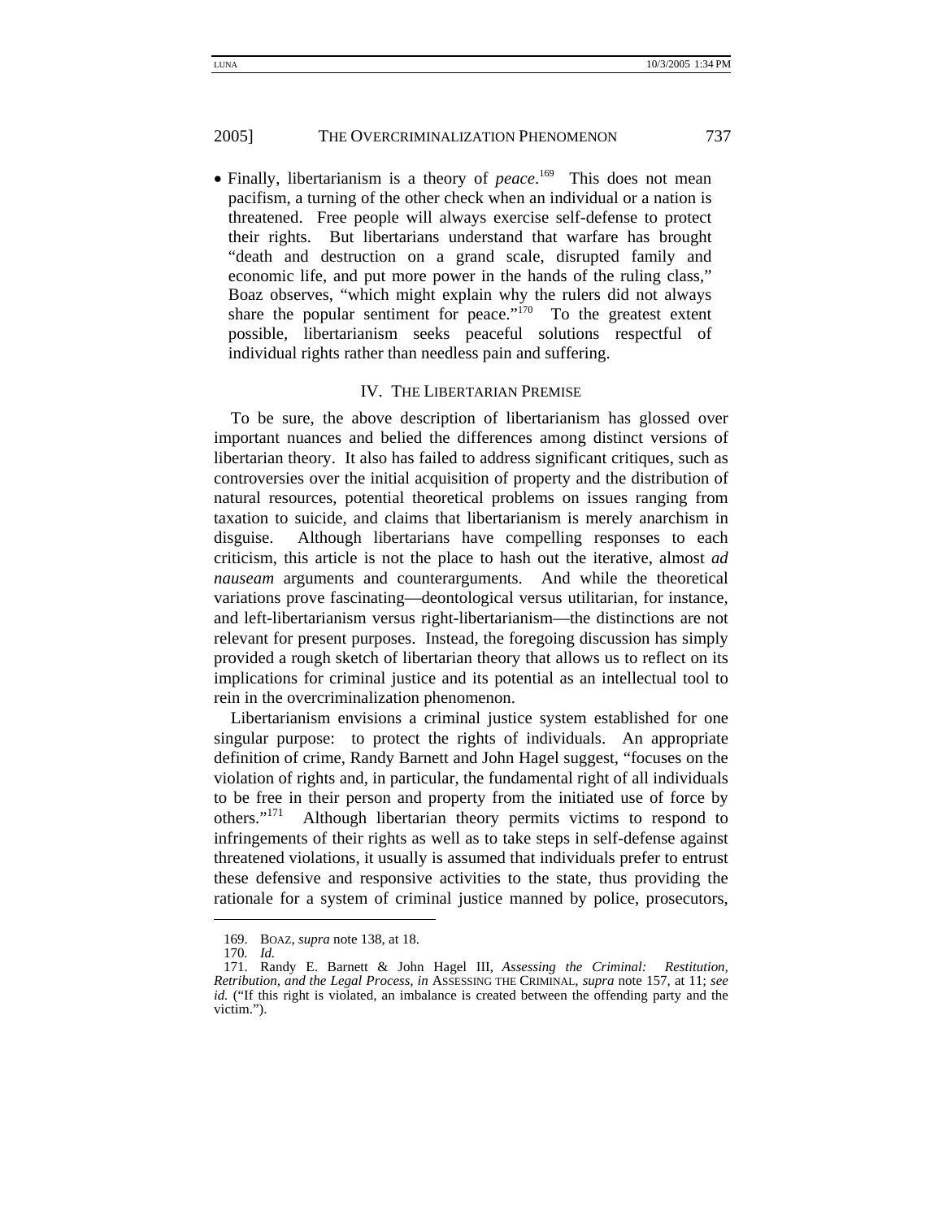- Finally, libertarianism is a theory of *peace*.[169] This does not mean pacifism, a turning of the other check when an individual or a nation is threatened. Free people will always exercise self-defense to protect their rights. But libertarians understand that warfare has brought "death and destruction on a grand scale, disrupted family and economic life, and put more power in the hands of the ruling class," Boaz observes, "which might explain why the rulers did not always share the popular sentiment for peace."[170] To the greatest extent possible, libertarianism seeks peaceful solutions respectful of individual rights rather than needless pain and suffering.

## IV. THE LIBERTARIAN PREMISE

To be sure, the above description of libertarianism has glossed over important nuances and belied the differences among distinct versions of libertarian theory. It also has failed to address significant critiques, such as controversies over the initial acquisition of property and the distribution of natural resources, potential theoretical problems on issues ranging from taxation to suicide, and claims that libertarianism is merely anarchism in disguise. Although libertarians have compelling responses to each criticism, this article is not the place to hash out the iterative, almost *ad nauseam* arguments and counterarguments. And while the theoretical variations prove fascinating—deontological versus utilitarian, for instance, and left-libertarianism versus right-libertarianism—the distinctions are not relevant for present purposes. Instead, the foregoing discussion has simply provided a rough sketch of libertarian theory that allows us to reflect on its implications for criminal justice and its potential as an intellectual tool to rein in the overcriminalization phenomenon.

Libertarianism envisions a criminal justice system established for one singular purpose: to protect the rights of individuals. An appropriate definition of crime, Randy Barnett and John Hagel suggest, "focuses on the violation of rights and, in particular, the fundamental right of all individuals to be free in their person and property from the initiated use of force by others."[171] Although libertarian theory permits victims to respond to infringements of their rights as well as to take steps in self-defense against threatened violations, it usually is assumed that individuals prefer to entrust these defensive and responsive activities to the state, thus providing the rationale for a system of criminal justice manned by police, prosecutors,

---

169. BOAZ, *supra* note 138, at 18.

170. *Id.*

171. Randy E. Barnett & John Hagel III, *Assessing the Criminal: Restitution, Retribution, and the Legal Process*, *in* ASSESSING THE CRIMINAL, *supra* note 157, at 11; *see id.* ("If this right is violated, an imbalance is created between the offending party and the victim.").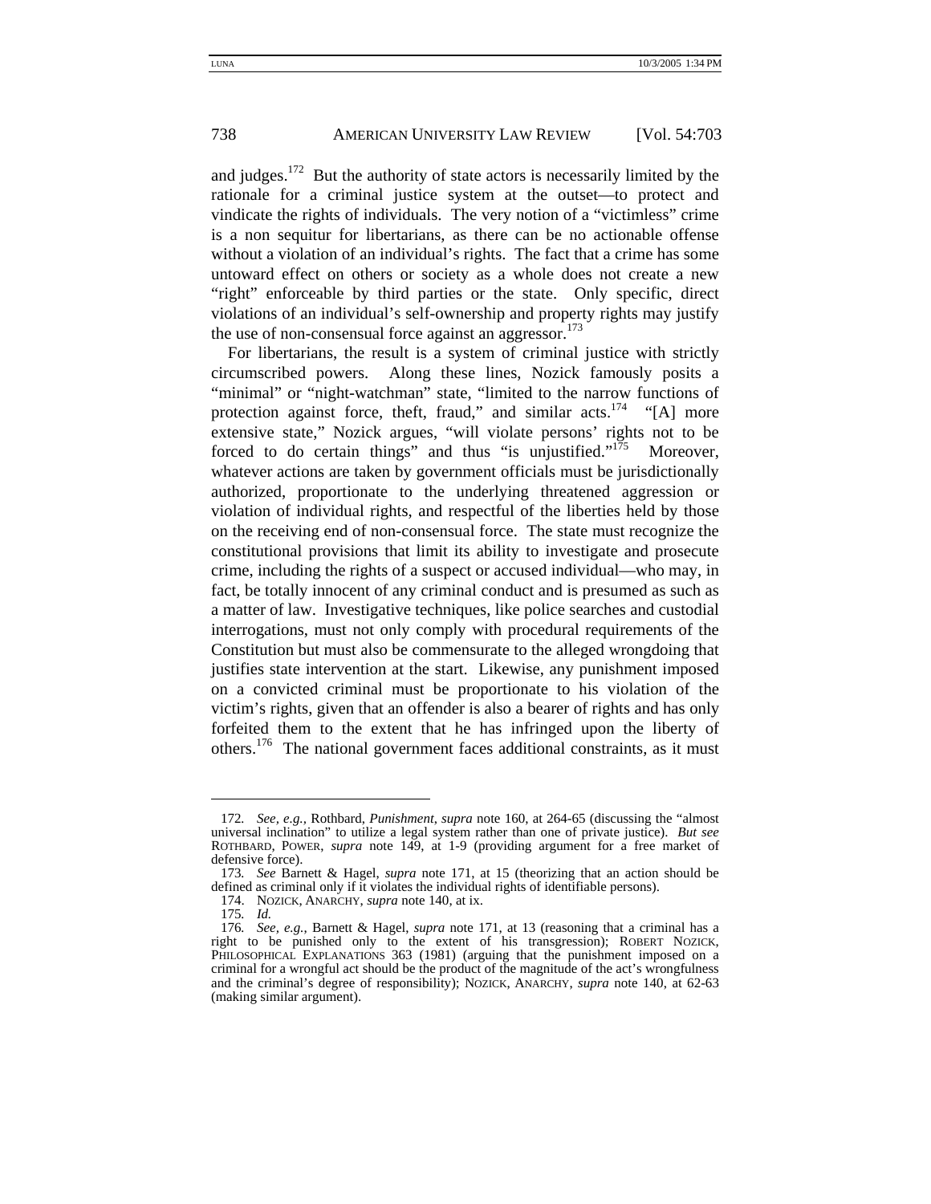and judges.[172] But the authority of state actors is necessarily limited by the rationale for a criminal justice system at the outset—to protect and vindicate the rights of individuals. The very notion of a "victimless" crime is a non sequitur for libertarians, as there can be no actionable offense without a violation of an individual's rights. The fact that a crime has some untoward effect on others or society as a whole does not create a new "right" enforceable by third parties or the state. Only specific, direct violations of an individual's self-ownership and property rights may justify the use of non-consensual force against an aggressor.[173]

For libertarians, the result is a system of criminal justice with strictly circumscribed powers. Along these lines, Nozick famously posits a "minimal" or "night-watchman" state, "limited to the narrow functions of protection against force, theft, fraud," and similar acts.[174] "[A] more extensive state," Nozick argues, "will violate persons' rights not to be forced to do certain things" and thus "is unjustified."[175] Moreover, whatever actions are taken by government officials must be jurisdictionally authorized, proportionate to the underlying threatened aggression or violation of individual rights, and respectful of the liberties held by those on the receiving end of non-consensual force. The state must recognize the constitutional provisions that limit its ability to investigate and prosecute crime, including the rights of a suspect or accused individual—who may, in fact, be totally innocent of any criminal conduct and is presumed as such as a matter of law. Investigative techniques, like police searches and custodial interrogations, must not only comply with procedural requirements of the Constitution but must also be commensurate to the alleged wrongdoing that justifies state intervention at the start. Likewise, any punishment imposed on a convicted criminal must be proportionate to his violation of the victim's rights, given that an offender is also a bearer of rights and has only forfeited them to the extent that he has infringed upon the liberty of others.[176] The national government faces additional constraints, as it must

---

172. *See, e.g.*, Rothbard, *Punishment*, *supra* note 160, at 264-65 (discussing the "almost universal inclination" to utilize a legal system rather than one of private justice). *But see* ROTHBARD, POWER, *supra* note 149, at 1-9 (providing argument for a free market of defensive force).

173. *See* Barnett & Hagel, *supra* note 171, at 15 (theorizing that an action should be defined as criminal only if it violates the individual rights of identifiable persons).

174. NOZICK, ANARCHY, *supra* note 140, at ix.

175. *Id.*

176. *See, e.g.*, Barnett & Hagel, *supra* note 171, at 13 (reasoning that a criminal has a right to be punished only to the extent of his transgression); ROBERT NOZICK, PHILOSOPHICAL EXPLANATIONS 363 (1981) (arguing that the punishment imposed on a criminal for a wrongful act should be the product of the magnitude of the act's wrongfulness and the criminal's degree of responsibility); NOZICK, ANARCHY, *supra* note 140, at 62-63 (making similar argument).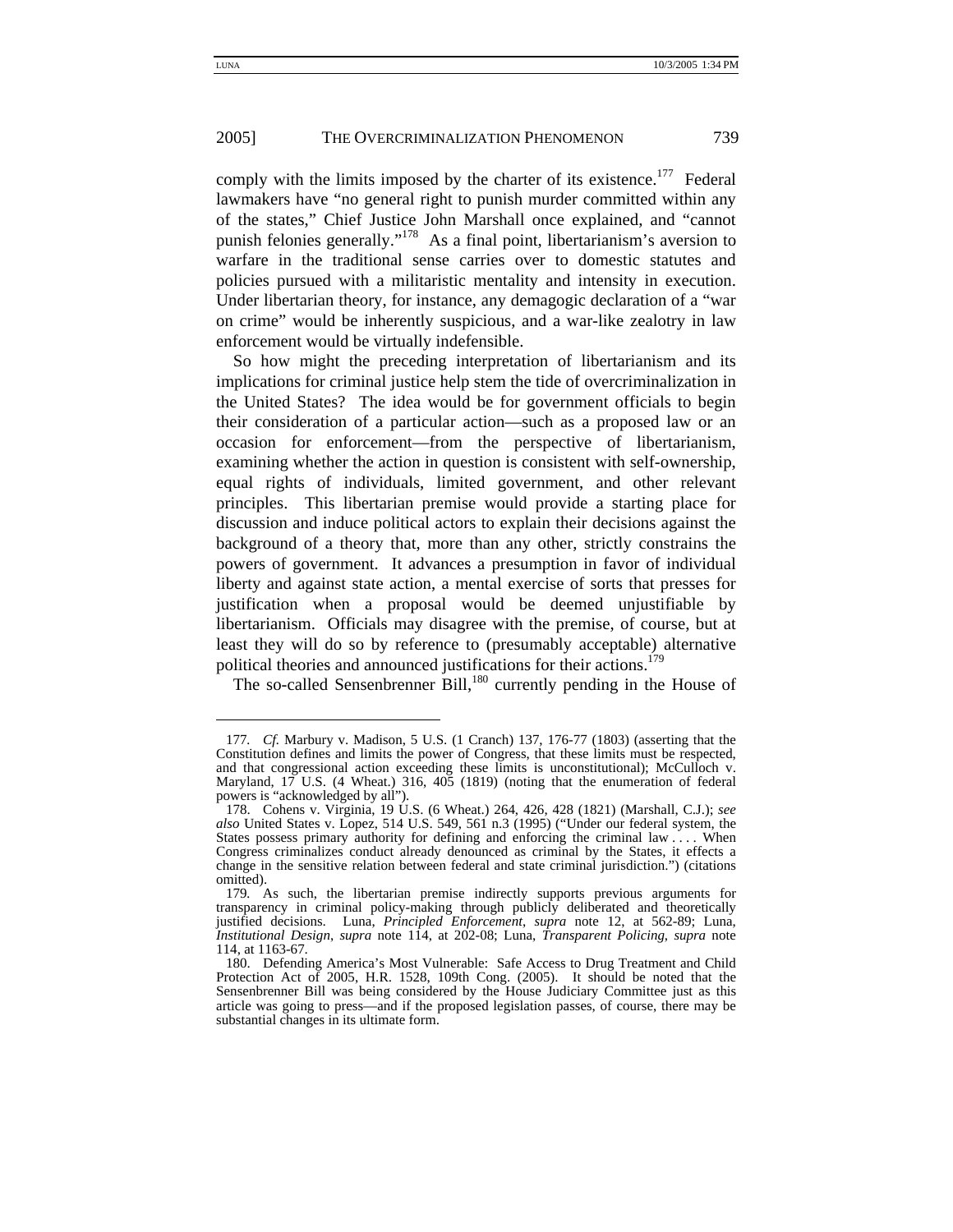comply with the limits imposed by the charter of its existence.[177] Federal lawmakers have "no general right to punish murder committed within any of the states," Chief Justice John Marshall once explained, and "cannot punish felonies generally."[178] As a final point, libertarianism's aversion to warfare in the traditional sense carries over to domestic statutes and policies pursued with a militaristic mentality and intensity in execution. Under libertarian theory, for instance, any demagogic declaration of a "war on crime" would be inherently suspicious, and a war-like zealotry in law enforcement would be virtually indefensible.

So how might the preceding interpretation of libertarianism and its implications for criminal justice help stem the tide of overcriminalization in the United States? The idea would be for government officials to begin their consideration of a particular action—such as a proposed law or an occasion for enforcement—from the perspective of libertarianism, examining whether the action in question is consistent with self-ownership, equal rights of individuals, limited government, and other relevant principles. This libertarian premise would provide a starting place for discussion and induce political actors to explain their decisions against the background of a theory that, more than any other, strictly constrains the powers of government. It advances a presumption in favor of individual liberty and against state action, a mental exercise of sorts that presses for justification when a proposal would be deemed unjustifiable by libertarianism. Officials may disagree with the premise, of course, but at least they will do so by reference to (presumably acceptable) alternative political theories and announced justifications for their actions.[179]

The so-called Sensenbrenner Bill,[180] currently pending in the House of

---

177. *Cf.* Marbury v. Madison, 5 U.S. (1 Cranch) 137, 176-77 (1803) (asserting that the Constitution defines and limits the power of Congress, that these limits must be respected, and that congressional action exceeding these limits is unconstitutional); McCulloch v. Maryland, 17 U.S. (4 Wheat.) 316, 405 (1819) (noting that the enumeration of federal powers is "acknowledged by all").

178. Cohens v. Virginia, 19 U.S. (6 Wheat.) 264, 426, 428 (1821) (Marshall, C.J.); *see also* United States v. Lopez, 514 U.S. 549, 561 n.3 (1995) ("Under our federal system, the States possess primary authority for defining and enforcing the criminal law . . . . When Congress criminalizes conduct already denounced as criminal by the States, it effects a change in the sensitive relation between federal and state criminal jurisdiction.") (citations omitted).

179. As such, the libertarian premise indirectly supports previous arguments for transparency in criminal policy-making through publicly deliberated and theoretically justified decisions. Luna, *Principled Enforcement*, *supra* note 12, at 562-89; Luna, *Institutional Design*, *supra* note 114, at 202-08; Luna, *Transparent Policing*, *supra* note 114, at 1163-67.

180. Defending America's Most Vulnerable: Safe Access to Drug Treatment and Child Protection Act of 2005, H.R. 1528, 109th Cong. (2005). It should be noted that the Sensenbrenner Bill was being considered by the House Judiciary Committee just as this article was going to press—and if the proposed legislation passes, of course, there may be substantial changes in its ultimate form.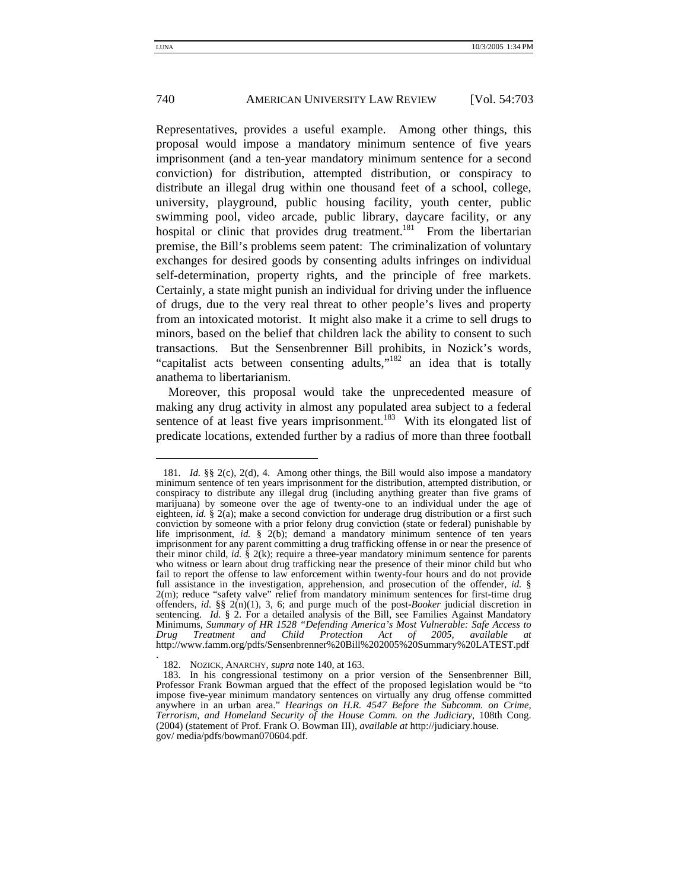Representatives, provides a useful example. Among other things, this proposal would impose a mandatory minimum sentence of five years imprisonment (and a ten-year mandatory minimum sentence for a second conviction) for distribution, attempted distribution, or conspiracy to distribute an illegal drug within one thousand feet of a school, college, university, playground, public housing facility, youth center, public swimming pool, video arcade, public library, daycare facility, or any hospital or clinic that provides drug treatment.[181] From the libertarian premise, the Bill's problems seem patent: The criminalization of voluntary exchanges for desired goods by consenting adults infringes on individual self-determination, property rights, and the principle of free markets. Certainly, a state might punish an individual for driving under the influence of drugs, due to the very real threat to other people's lives and property from an intoxicated motorist. It might also make it a crime to sell drugs to minors, based on the belief that children lack the ability to consent to such transactions. But the Sensenbrenner Bill prohibits, in Nozick's words, "capitalist acts between consenting adults,"[182] an idea that is totally anathema to libertarianism.

Moreover, this proposal would take the unprecedented measure of making any drug activity in almost any populated area subject to a federal sentence of at least five years imprisonment.[183] With its elongated list of predicate locations, extended further by a radius of more than three football

---

181. *Id.* §§ 2(c), 2(d), 4. Among other things, the Bill would also impose a mandatory minimum sentence of ten years imprisonment for the distribution, attempted distribution, or conspiracy to distribute any illegal drug (including anything greater than five grams of marijuana) by someone over the age of twenty-one to an individual under the age of eighteen, *id.* § 2(a); make a second conviction for underage drug distribution or a first such conviction by someone with a prior felony drug conviction (state or federal) punishable by life imprisonment, *id.* § 2(b); demand a mandatory minimum sentence of ten years imprisonment for any parent committing a drug trafficking offense in or near the presence of their minor child, *id.* § 2(k); require a three-year mandatory minimum sentence for parents who witness or learn about drug trafficking near the presence of their minor child but who fail to report the offense to law enforcement within twenty-four hours and do not provide full assistance in the investigation, apprehension, and prosecution of the offender, *id.* § 2(m); reduce "safety valve" relief from mandatory minimum sentences for first-time drug offenders, *id.* §§ 2(n)(1), 3, 6; and purge much of the post-*Booker* judicial discretion in sentencing. *Id.* § 2. For a detailed analysis of the Bill, see Families Against Mandatory Minimums, *Summary of HR 1528 "Defending America's Most Vulnerable: Safe Access to Drug Treatment and Child Protection Act of 2005, available at* http://www.famm.org/pdfs/Sensenbrenner%20Bill%202005%20Summary%20LATEST.pdf.

182. NOZICK, ANARCHY, *supra* note 140, at 163.

183. In his congressional testimony on a prior version of the Sensenbrenner Bill, Professor Frank Bowman argued that the effect of the proposed legislation would be "to impose five-year minimum mandatory sentences on virtually any drug offense committed anywhere in an urban area." *Hearings on H.R. 4547 Before the Subcomm. on Crime, Terrorism, and Homeland Security of the House Comm. on the Judiciary*, 108th Cong. (2004) (statement of Prof. Frank O. Bowman III), *available at* http://judiciary.house.gov/ media/pdfs/bowman070604.pdf.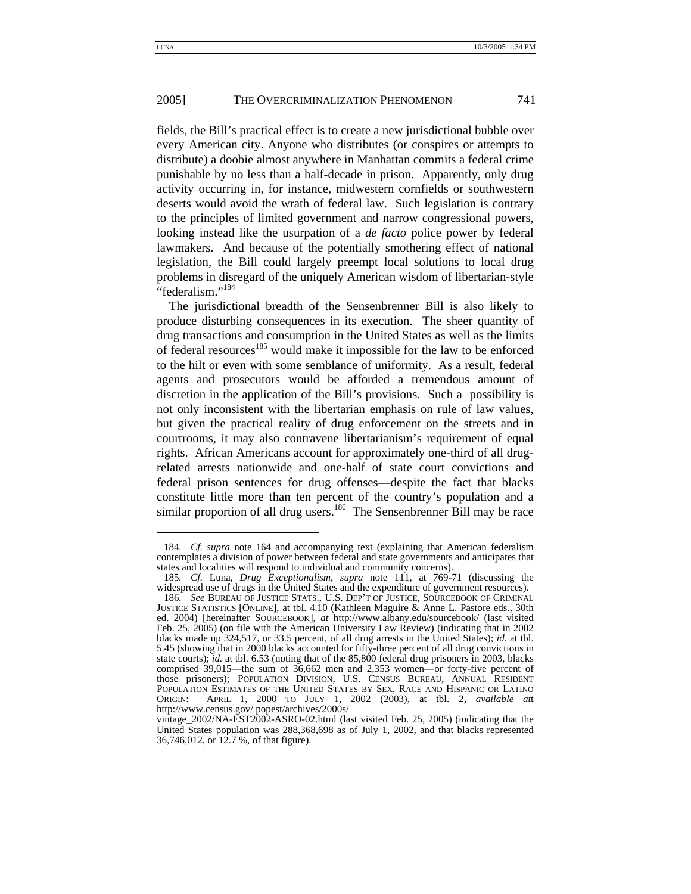fields, the Bill's practical effect is to create a new jurisdictional bubble over every American city. Anyone who distributes (or conspires or attempts to distribute) a doobie almost anywhere in Manhattan commits a federal crime punishable by no less than a half-decade in prison. Apparently, only drug activity occurring in, for instance, midwestern cornfields or southwestern deserts would avoid the wrath of federal law. Such legislation is contrary to the principles of limited government and narrow congressional powers, looking instead like the usurpation of a *de facto* police power by federal lawmakers. And because of the potentially smothering effect of national legislation, the Bill could largely preempt local solutions to local drug problems in disregard of the uniquely American wisdom of libertarian-style "federalism."[184]

The jurisdictional breadth of the Sensenbrenner Bill is also likely to produce disturbing consequences in its execution. The sheer quantity of drug transactions and consumption in the United States as well as the limits of federal resources[185] would make it impossible for the law to be enforced to the hilt or even with some semblance of uniformity. As a result, federal agents and prosecutors would be afforded a tremendous amount of discretion in the application of the Bill's provisions. Such a possibility is not only inconsistent with the libertarian emphasis on rule of law values, but given the practical reality of drug enforcement on the streets and in courtrooms, it may also contravene libertarianism's requirement of equal rights. African Americans account for approximately one-third of all drug-related arrests nationwide and one-half of state court convictions and federal prison sentences for drug offenses—despite the fact that blacks constitute little more than ten percent of the country's population and a similar proportion of all drug users.[186] The Sensenbrenner Bill may be race

---

184. *Cf. supra* note 164 and accompanying text (explaining that American federalism contemplates a division of power between federal and state governments and anticipates that states and localities will respond to individual and community concerns).

185. *Cf.* Luna, *Drug Exceptionalism*, *supra* note 111, at 769-71 (discussing the widespread use of drugs in the United States and the expenditure of government resources).

186. *See* BUREAU OF JUSTICE STATS., U.S. DEP'T OF JUSTICE, SOURCEBOOK OF CRIMINAL JUSTICE STATISTICS [ONLINE], at tbl. 4.10 (Kathleen Maguire & Anne L. Pastore eds., 30th ed. 2004) [hereinafter SOURCEBOOK], *at* http://www.albany.edu/sourcebook/ (last visited Feb. 25, 2005) (on file with the American University Law Review) (indicating that in 2002 blacks made up 324,517, or 33.5 percent, of all drug arrests in the United States); *id.* at tbl. 5.45 (showing that in 2000 blacks accounted for fifty-three percent of all drug convictions in state courts); *id.* at tbl. 6.53 (noting that of the 85,800 federal drug prisoners in 2003, blacks comprised 39,015—the sum of 36,662 men and 2,353 women—or forty-five percent of those prisoners); POPULATION DIVISION, U.S. CENSUS BUREAU, ANNUAL RESIDENT POPULATION ESTIMATES OF THE UNITED STATES BY SEX, RACE AND HISPANIC OR LATINO ORIGIN: APRIL 1, 2000 TO JULY 1, 2002 (2003), at tbl. 2, *available at*t http://www.census.gov/ popest/archives/2000s/ vintage_2002/NA-EST2002-ASRO-02.html (last visited Feb. 25, 2005) (indicating that the United States population was 288,368,698 as of July 1, 2002, and that blacks represented 36,746,012, or 12.7 %, of that figure).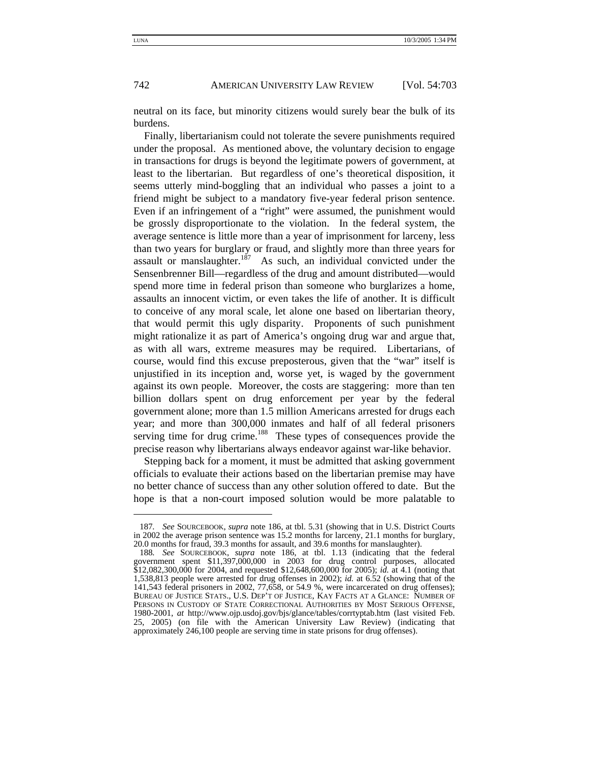neutral on its face, but minority citizens would surely bear the bulk of its burdens.

Finally, libertarianism could not tolerate the severe punishments required under the proposal. As mentioned above, the voluntary decision to engage in transactions for drugs is beyond the legitimate powers of government, at least to the libertarian. But regardless of one's theoretical disposition, it seems utterly mind-boggling that an individual who passes a joint to a friend might be subject to a mandatory five-year federal prison sentence. Even if an infringement of a "right" were assumed, the punishment would be grossly disproportionate to the violation. In the federal system, the average sentence is little more than a year of imprisonment for larceny, less than two years for burglary or fraud, and slightly more than three years for assault or manslaughter.[187] As such, an individual convicted under the Sensenbrenner Bill—regardless of the drug and amount distributed—would spend more time in federal prison than someone who burglarizes a home, assaults an innocent victim, or even takes the life of another. It is difficult to conceive of any moral scale, let alone one based on libertarian theory, that would permit this ugly disparity. Proponents of such punishment might rationalize it as part of America's ongoing drug war and argue that, as with all wars, extreme measures may be required. Libertarians, of course, would find this excuse preposterous, given that the "war" itself is unjustified in its inception and, worse yet, is waged by the government against its own people. Moreover, the costs are staggering: more than ten billion dollars spent on drug enforcement per year by the federal government alone; more than 1.5 million Americans arrested for drugs each year; and more than 300,000 inmates and half of all federal prisoners serving time for drug crime.[188] These types of consequences provide the precise reason why libertarians always endeavor against war-like behavior.

Stepping back for a moment, it must be admitted that asking government officials to evaluate their actions based on the libertarian premise may have no better chance of success than any other solution offered to date. But the hope is that a non-court imposed solution would be more palatable to

---

187. *See* SOURCEBOOK, *supra* note 186, at tbl. 5.31 (showing that in U.S. District Courts in 2002 the average prison sentence was 15.2 months for larceny, 21.1 months for burglary, 20.0 months for fraud, 39.3 months for assault, and 39.6 months for manslaughter).

188. *See* SOURCEBOOK, *supra* note 186, at tbl. 1.13 (indicating that the federal government spent $11,397,000,000 in 2003 for drug control purposes, allocated $12,082,300,000 for 2004, and requested $12,648,600,000 for 2005); *id.* at 4.1 (noting that 1,538,813 people were arrested for drug offenses in 2002); *id.* at 6.52 (showing that of the 141,543 federal prisoners in 2002, 77,658, or 54.9 %, were incarcerated on drug offenses); BUREAU OF JUSTICE STATS., U.S. DEP'T OF JUSTICE, KAY FACTS AT A GLANCE: NUMBER OF PERSONS IN CUSTODY OF STATE CORRECTIONAL AUTHORITIES BY MOST SERIOUS OFFENSE, 1980-2001, *at* http://www.ojp.usdoj.gov/bjs/glance/tables/corrtyptab.htm (last visited Feb. 25, 2005) (on file with the American University Law Review) (indicating that approximately 246,100 people are serving time in state prisons for drug offenses).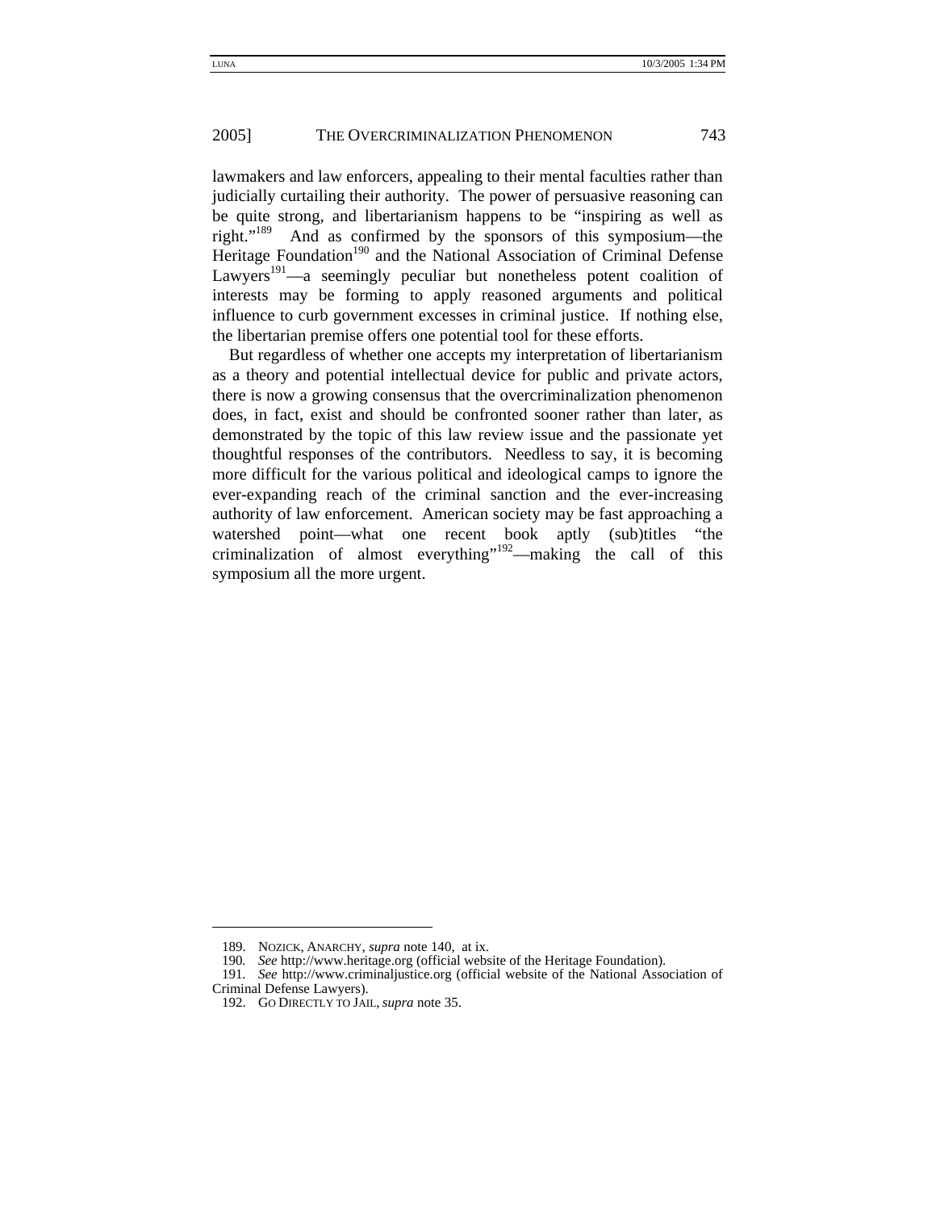lawmakers and law enforcers, appealing to their mental faculties rather than judicially curtailing their authority. The power of persuasive reasoning can be quite strong, and libertarianism happens to be "inspiring as well as right."[189] And as confirmed by the sponsors of this symposium—the Heritage Foundation[190] and the National Association of Criminal Defense Lawyers[191]—a seemingly peculiar but nonetheless potent coalition of interests may be forming to apply reasoned arguments and political influence to curb government excesses in criminal justice. If nothing else, the libertarian premise offers one potential tool for these efforts.

But regardless of whether one accepts my interpretation of libertarianism as a theory and potential intellectual device for public and private actors, there is now a growing consensus that the overcriminalization phenomenon does, in fact, exist and should be confronted sooner rather than later, as demonstrated by the topic of this law review issue and the passionate yet thoughtful responses of the contributors. Needless to say, it is becoming more difficult for the various political and ideological camps to ignore the ever-expanding reach of the criminal sanction and the ever-increasing authority of law enforcement. American society may be fast approaching a watershed point—what one recent book aptly (sub)titles "the criminalization of almost everything"[192]—making the call of this symposium all the more urgent.

---

189. NOZICK, ANARCHY, *supra* note 140, at ix.

190. *See* http://www.heritage.org (official website of the Heritage Foundation).

191. *See* http://www.criminaljustice.org (official website of the National Association of Criminal Defense Lawyers).

192. GO DIRECTLY TO JAIL, *supra* note 35.